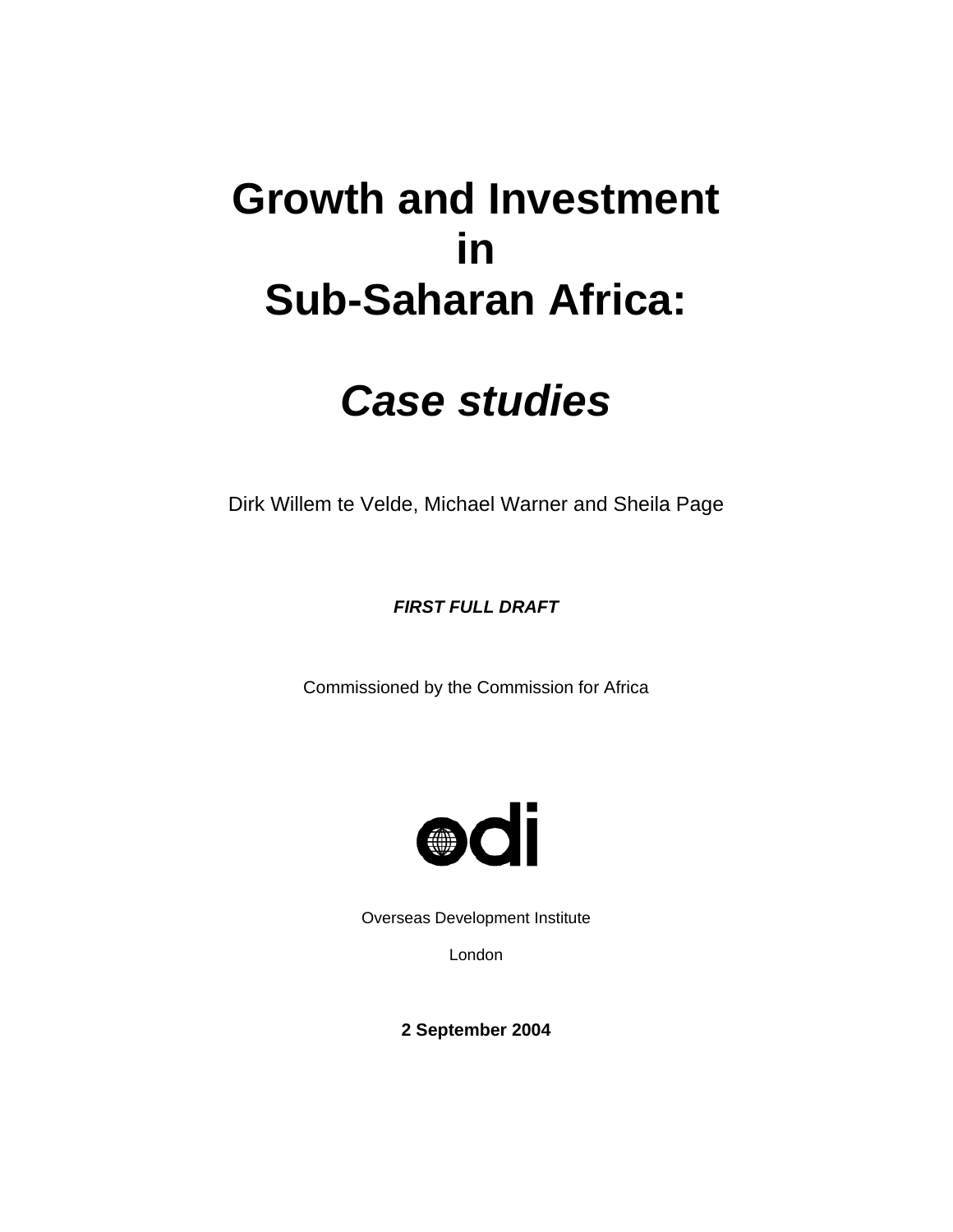# Growth and Investment in Sub-Saharan Africa:

## *Case studies*

Dirk Willem te Velde, Michael Warner and Sheila Page

***FIRST FULL DRAFT***

Commissioned by the Commission for Africa

odi

Overseas Development Institute

London

**2 September 2004**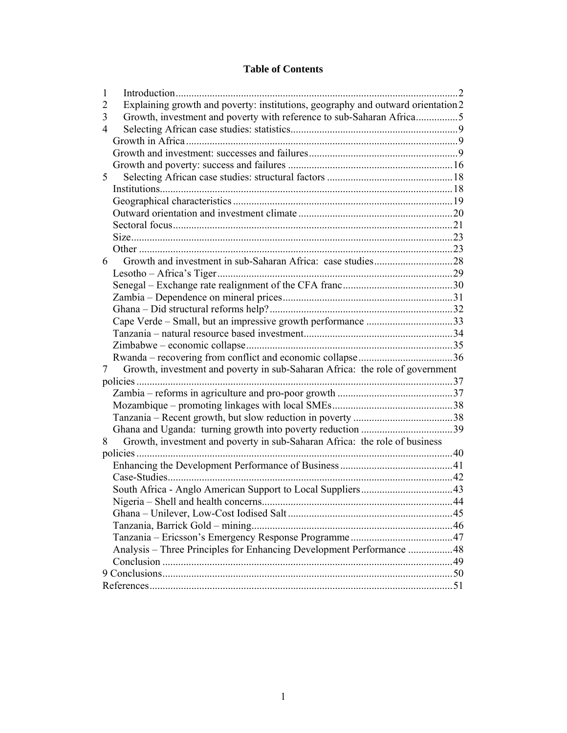# Table of Contents

1 Introduction .......... 2
2 Explaining growth and poverty: institutions, geography and outward orientation 2
3 Growth, investment and poverty with reference to sub-Saharan Africa .......... 5
4 Selecting African case studies: statistics .......... 9
   Growth in Africa .......... 9
   Growth and investment: successes and failures .......... 9
   Growth and poverty: success and failures .......... 16
5 Selecting African case studies: structural factors .......... 18
   Institutions .......... 18
   Geographical characteristics .......... 19
   Outward orientation and investment climate .......... 20
   Sectoral focus .......... 21
   Size .......... 23
   Other .......... 23
6 Growth and investment in sub-Saharan Africa: case studies .......... 28
   Lesotho – Africa's Tiger .......... 29
   Senegal – Exchange rate realignment of the CFA franc .......... 30
   Zambia – Dependence on mineral prices .......... 31
   Ghana – Did structural reforms help? .......... 32
   Cape Verde – Small, but an impressive growth performance .......... 33
   Tanzania – natural resource based investment .......... 34
   Zimbabwe – economic collapse .......... 35
   Rwanda – recovering from conflict and economic collapse .......... 36
7 Growth, investment and poverty in sub-Saharan Africa: the role of government policies .......... 37
   Zambia – reforms in agriculture and pro-poor growth .......... 37
   Mozambique – promoting linkages with local SMEs .......... 38
   Tanzania – Recent growth, but slow reduction in poverty .......... 38
   Ghana and Uganda: turning growth into poverty reduction .......... 39
8 Growth, investment and poverty in sub-Saharan Africa: the role of business policies .......... 40
   Enhancing the Development Performance of Business .......... 41
   Case-Studies .......... 42
   South Africa - Anglo American Support to Local Suppliers .......... 43
   Nigeria – Shell and health concerns .......... 44
   Ghana – Unilever, Low-Cost Iodised Salt .......... 45
   Tanzania, Barrick Gold – mining .......... 46
   Tanzania – Ericsson's Emergency Response Programme .......... 47
   Analysis – Three Principles for Enhancing Development Performance .......... 48
   Conclusion .......... 49
9 Conclusions .......... 50
References .......... 51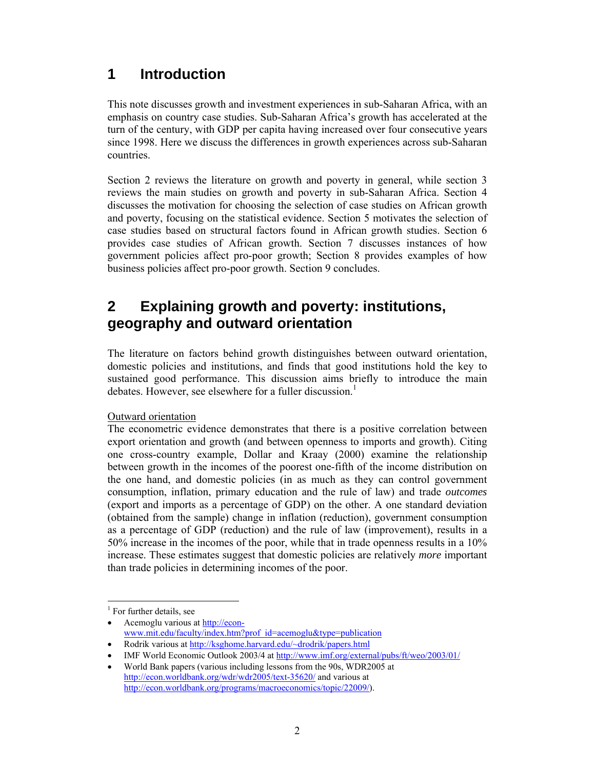# 1 Introduction

This note discusses growth and investment experiences in sub-Saharan Africa, with an emphasis on country case studies. Sub-Saharan Africa's growth has accelerated at the turn of the century, with GDP per capita having increased over four consecutive years since 1998. Here we discuss the differences in growth experiences across sub-Saharan countries.

Section 2 reviews the literature on growth and poverty in general, while section 3 reviews the main studies on growth and poverty in sub-Saharan Africa. Section 4 discusses the motivation for choosing the selection of case studies on African growth and poverty, focusing on the statistical evidence. Section 5 motivates the selection of case studies based on structural factors found in African growth studies. Section 6 provides case studies of African growth. Section 7 discusses instances of how government policies affect pro-poor growth; Section 8 provides examples of how business policies affect pro-poor growth. Section 9 concludes.

# 2 Explaining growth and poverty: institutions, geography and outward orientation

The literature on factors behind growth distinguishes between outward orientation, domestic policies and institutions, and finds that good institutions hold the key to sustained good performance. This discussion aims briefly to introduce the main debates. However, see elsewhere for a fuller discussion.[1]

Outward orientation

The econometric evidence demonstrates that there is a positive correlation between export orientation and growth (and between openness to imports and growth). Citing one cross-country example, Dollar and Kraay (2000) examine the relationship between growth in the incomes of the poorest one-fifth of the income distribution on the one hand, and domestic policies (in as much as they can control government consumption, inflation, primary education and the rule of law) and trade *outcomes* (export and imports as a percentage of GDP) on the other. A one standard deviation (obtained from the sample) change in inflation (reduction), government consumption as a percentage of GDP (reduction) and the rule of law (improvement), results in a 50% increase in the incomes of the poor, while that in trade openness results in a 10% increase. These estimates suggest that domestic policies are relatively *more* important than trade policies in determining incomes of the poor.

[1] For further details, see

- Acemoglu various at http://econ-www.mit.edu/faculty/index.htm?prof_id=acemoglu&type=publication
- Rodrik various at http://ksghome.harvard.edu/~drodrik/papers.html
- IMF World Economic Outlook 2003/4 at http://www.imf.org/external/pubs/ft/weo/2003/01/
- World Bank papers (various including lessons from the 90s, WDR2005 at http://econ.worldbank.org/wdr/wdr2005/text-35620/ and various at http://econ.worldbank.org/programs/macroeconomics/topic/22009/).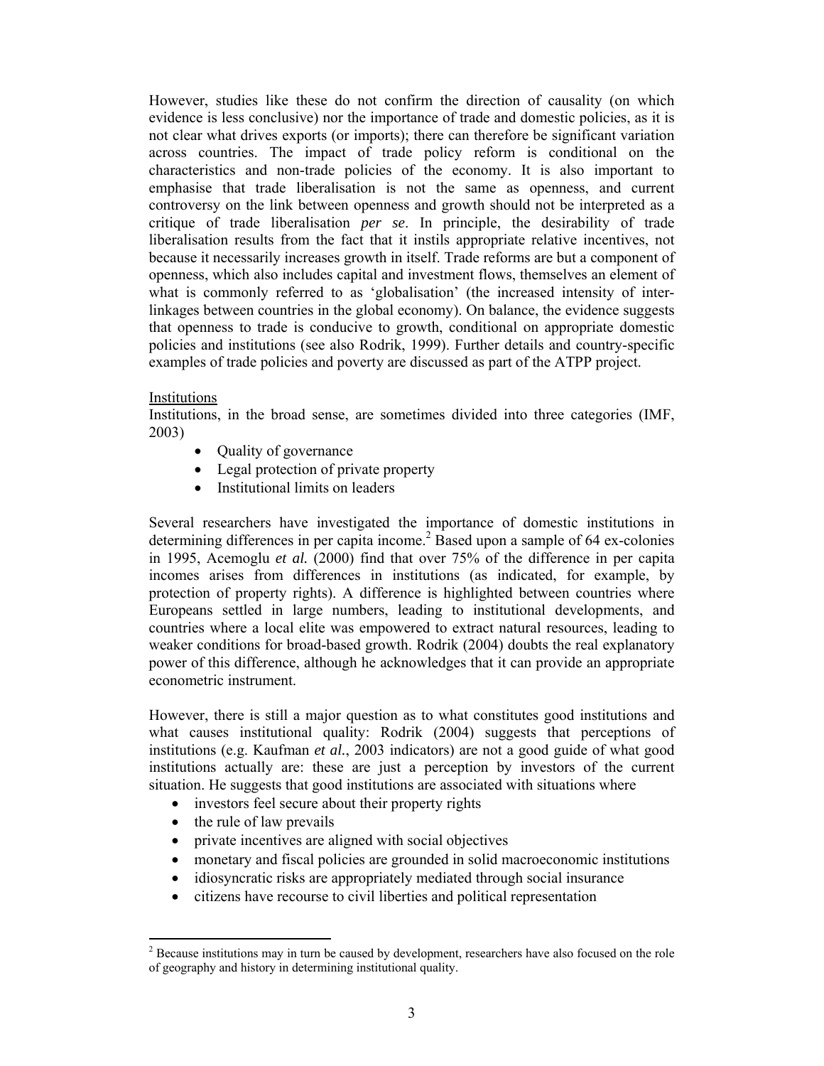However, studies like these do not confirm the direction of causality (on which evidence is less conclusive) nor the importance of trade and domestic policies, as it is not clear what drives exports (or imports); there can therefore be significant variation across countries. The impact of trade policy reform is conditional on the characteristics and non-trade policies of the economy. It is also important to emphasise that trade liberalisation is not the same as openness, and current controversy on the link between openness and growth should not be interpreted as a critique of trade liberalisation *per se*. In principle, the desirability of trade liberalisation results from the fact that it instils appropriate relative incentives, not because it necessarily increases growth in itself. Trade reforms are but a component of openness, which also includes capital and investment flows, themselves an element of what is commonly referred to as 'globalisation' (the increased intensity of inter-linkages between countries in the global economy). On balance, the evidence suggests that openness to trade is conducive to growth, conditional on appropriate domestic policies and institutions (see also Rodrik, 1999). Further details and country-specific examples of trade policies and poverty are discussed as part of the ATPP project.

Institutions

Institutions, in the broad sense, are sometimes divided into three categories (IMF, 2003)

- Quality of governance
- Legal protection of private property
- Institutional limits on leaders

Several researchers have investigated the importance of domestic institutions in determining differences in per capita income.[2] Based upon a sample of 64 ex-colonies in 1995, Acemoglu *et al.* (2000) find that over 75% of the difference in per capita incomes arises from differences in institutions (as indicated, for example, by protection of property rights). A difference is highlighted between countries where Europeans settled in large numbers, leading to institutional developments, and countries where a local elite was empowered to extract natural resources, leading to weaker conditions for broad-based growth. Rodrik (2004) doubts the real explanatory power of this difference, although he acknowledges that it can provide an appropriate econometric instrument.

However, there is still a major question as to what constitutes good institutions and what causes institutional quality: Rodrik (2004) suggests that perceptions of institutions (e.g. Kaufman *et al.*, 2003 indicators) are not a good guide of what good institutions actually are: these are just a perception by investors of the current situation. He suggests that good institutions are associated with situations where

- investors feel secure about their property rights
- the rule of law prevails
- private incentives are aligned with social objectives
- monetary and fiscal policies are grounded in solid macroeconomic institutions
- idiosyncratic risks are appropriately mediated through social insurance
- citizens have recourse to civil liberties and political representation

[2] Because institutions may in turn be caused by development, researchers have also focused on the role of geography and history in determining institutional quality.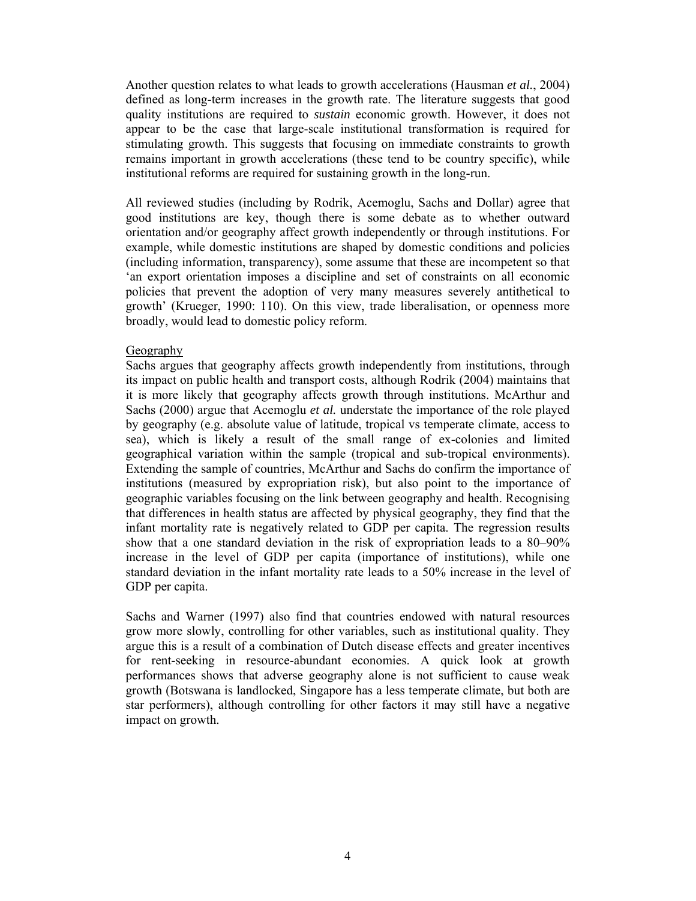Another question relates to what leads to growth accelerations (Hausman *et al.*, 2004) defined as long-term increases in the growth rate. The literature suggests that good quality institutions are required to *sustain* economic growth. However, it does not appear to be the case that large-scale institutional transformation is required for stimulating growth. This suggests that focusing on immediate constraints to growth remains important in growth accelerations (these tend to be country specific), while institutional reforms are required for sustaining growth in the long-run.

All reviewed studies (including by Rodrik, Acemoglu, Sachs and Dollar) agree that good institutions are key, though there is some debate as to whether outward orientation and/or geography affect growth independently or through institutions. For example, while domestic institutions are shaped by domestic conditions and policies (including information, transparency), some assume that these are incompetent so that 'an export orientation imposes a discipline and set of constraints on all economic policies that prevent the adoption of very many measures severely antithetical to growth' (Krueger, 1990: 110). On this view, trade liberalisation, or openness more broadly, would lead to domestic policy reform.

## Geography

Sachs argues that geography affects growth independently from institutions, through its impact on public health and transport costs, although Rodrik (2004) maintains that it is more likely that geography affects growth through institutions. McArthur and Sachs (2000) argue that Acemoglu *et al.* understate the importance of the role played by geography (e.g. absolute value of latitude, tropical vs temperate climate, access to sea), which is likely a result of the small range of ex-colonies and limited geographical variation within the sample (tropical and sub-tropical environments). Extending the sample of countries, McArthur and Sachs do confirm the importance of institutions (measured by expropriation risk), but also point to the importance of geographic variables focusing on the link between geography and health. Recognising that differences in health status are affected by physical geography, they find that the infant mortality rate is negatively related to GDP per capita. The regression results show that a one standard deviation in the risk of expropriation leads to a 80–90% increase in the level of GDP per capita (importance of institutions), while one standard deviation in the infant mortality rate leads to a 50% increase in the level of GDP per capita.

Sachs and Warner (1997) also find that countries endowed with natural resources grow more slowly, controlling for other variables, such as institutional quality. They argue this is a result of a combination of Dutch disease effects and greater incentives for rent-seeking in resource-abundant economies. A quick look at growth performances shows that adverse geography alone is not sufficient to cause weak growth (Botswana is landlocked, Singapore has a less temperate climate, but both are star performers), although controlling for other factors it may still have a negative impact on growth.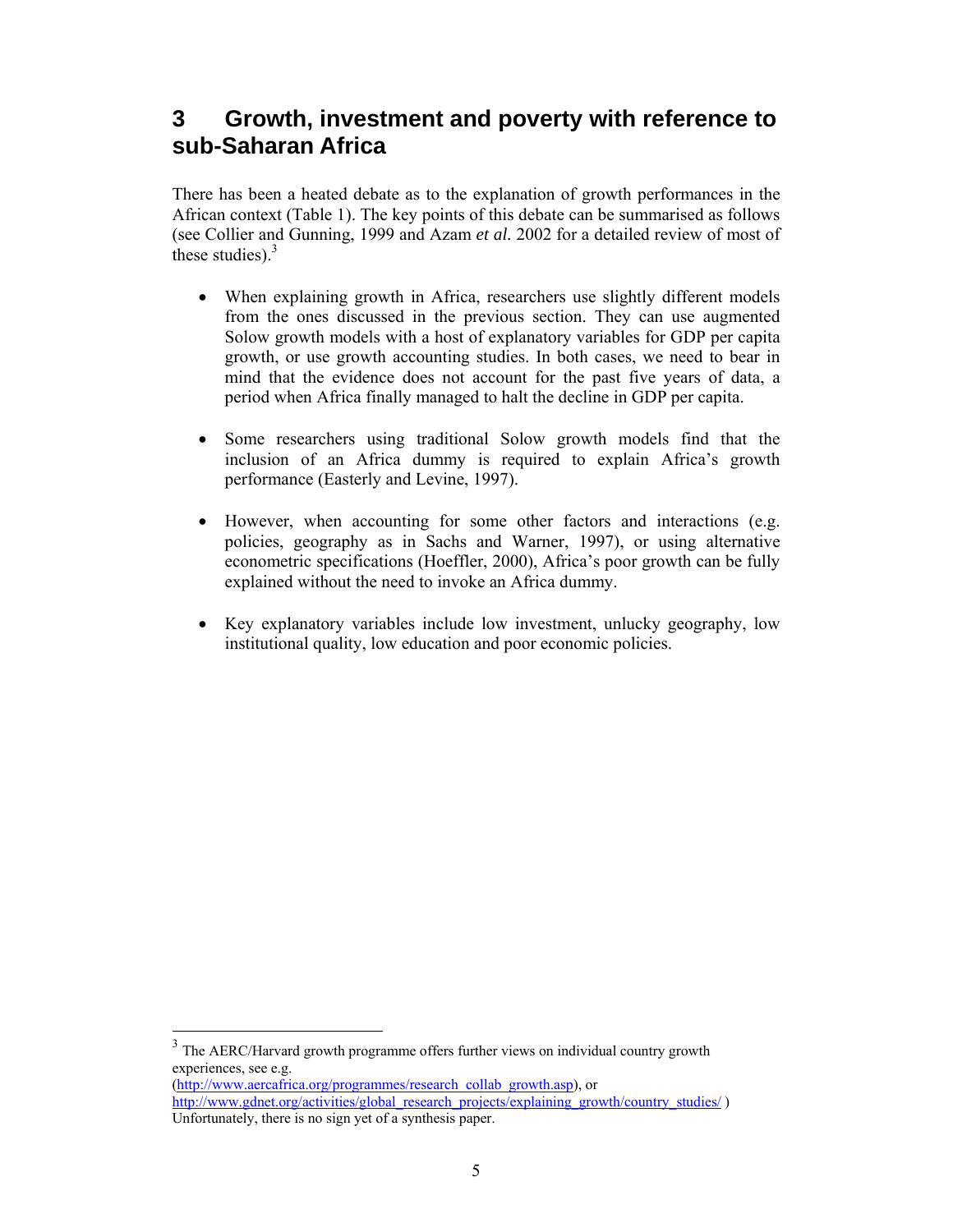# 3 Growth, investment and poverty with reference to sub-Saharan Africa

There has been a heated debate as to the explanation of growth performances in the African context (Table 1). The key points of this debate can be summarised as follows (see Collier and Gunning, 1999 and Azam *et al.* 2002 for a detailed review of most of these studies).[3]

- When explaining growth in Africa, researchers use slightly different models from the ones discussed in the previous section. They can use augmented Solow growth models with a host of explanatory variables for GDP per capita growth, or use growth accounting studies. In both cases, we need to bear in mind that the evidence does not account for the past five years of data, a period when Africa finally managed to halt the decline in GDP per capita.

- Some researchers using traditional Solow growth models find that the inclusion of an Africa dummy is required to explain Africa's growth performance (Easterly and Levine, 1997).

- However, when accounting for some other factors and interactions (e.g. policies, geography as in Sachs and Warner, 1997), or using alternative econometric specifications (Hoeffler, 2000), Africa's poor growth can be fully explained without the need to invoke an Africa dummy.

- Key explanatory variables include low investment, unlucky geography, low institutional quality, low education and poor economic policies.

---

[3] The AERC/Harvard growth programme offers further views on individual country growth experiences, see e.g. (http://www.aercafrica.org/programmes/research_collab_growth.asp), or http://www.gdnet.org/activities/global_research_projects/explaining_growth/country_studies/ ) Unfortunately, there is no sign yet of a synthesis paper.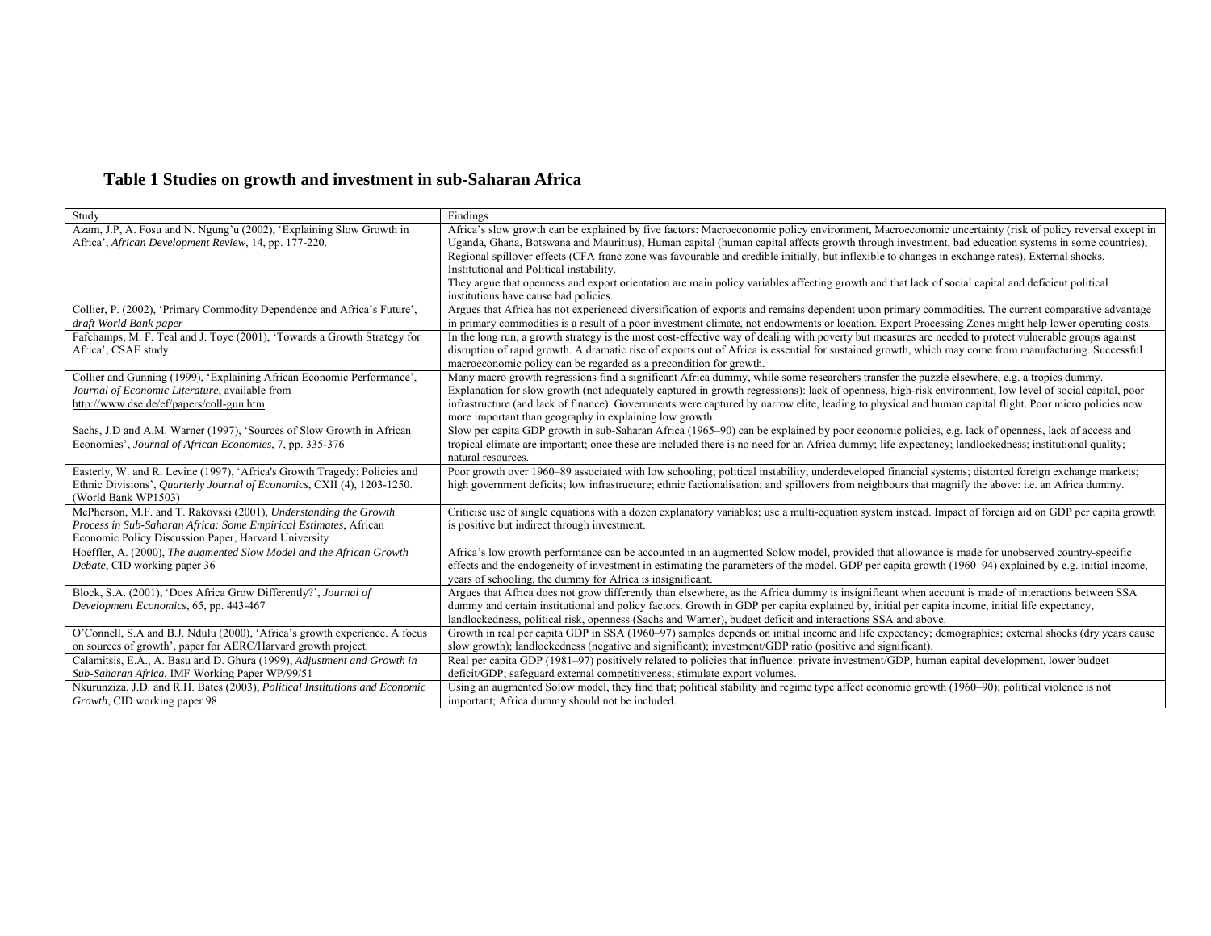## Table 1 Studies on growth and investment in sub-Saharan Africa

| Study | Findings |
|---|---|
| Azam, J.P, A. Fosu and N. Ngung'u (2002), 'Explaining Slow Growth in Africa', *African Development Review*, 14, pp. 177-220. | Africa's slow growth can be explained by five factors: Macroeconomic policy environment, Macroeconomic uncertainty (risk of policy reversal except in Uganda, Ghana, Botswana and Mauritius), Human capital (human capital affects growth through investment, bad education systems in some countries), Regional spillover effects (CFA franc zone was favourable and credible initially, but inflexible to changes in exchange rates), External shocks, Institutional and Political instability. They argue that openness and export orientation are main policy variables affecting growth and that lack of social capital and deficient political institutions have cause bad policies. |
| Collier, P. (2002), 'Primary Commodity Dependence and Africa's Future', *draft World Bank paper* | Argues that Africa has not experienced diversification of exports and remains dependent upon primary commodities. The current comparative advantage in primary commodities is a result of a poor investment climate, not endowments or location. Export Processing Zones might help lower operating costs. |
| Fafchamps, M. F. Teal and J. Toye (2001), 'Towards a Growth Strategy for Africa', CSAE study. | In the long run, a growth strategy is the most cost-effective way of dealing with poverty but measures are needed to protect vulnerable groups against disruption of rapid growth. A dramatic rise of exports out of Africa is essential for sustained growth, which may come from manufacturing. Successful macroeconomic policy can be regarded as a precondition for growth. |
| Collier and Gunning (1999), 'Explaining African Economic Performance', *Journal of Economic Literature*, available from http://www.dse.de/ef/papers/coll-gun.htm | Many macro growth regressions find a significant Africa dummy, while some researchers transfer the puzzle elsewhere, e.g. a tropics dummy. Explanation for slow growth (not adequately captured in growth regressions): lack of openness, high-risk environment, low level of social capital, poor infrastructure (and lack of finance). Governments were captured by narrow elite, leading to physical and human capital flight. Poor micro policies now more important than geography in explaining low growth. |
| Sachs, J.D and A.M. Warner (1997), 'Sources of Slow Growth in African Economies', *Journal of African Economies*, 7, pp. 335-376 | Slow per capita GDP growth in sub-Saharan Africa (1965–90) can be explained by poor economic policies, e.g. lack of openness, lack of access and tropical climate are important; once these are included there is no need for an Africa dummy; life expectancy; landlockedness; institutional quality; natural resources. |
| Easterly, W. and R. Levine (1997), 'Africa's Growth Tragedy: Policies and Ethnic Divisions', *Quarterly Journal of Economics*, CXII (4), 1203-1250. (World Bank WP1503) | Poor growth over 1960–89 associated with low schooling; political instability; underdeveloped financial systems; distorted foreign exchange markets; high government deficits; low infrastructure; ethnic factionalisation; and spillovers from neighbours that magnify the above: i.e. an Africa dummy. |
| McPherson, M.F. and T. Rakovski (2001), *Understanding the Growth Process in Sub-Saharan Africa: Some Empirical Estimates*, African Economic Policy Discussion Paper, Harvard University | Criticise use of single equations with a dozen explanatory variables; use a multi-equation system instead. Impact of foreign aid on GDP per capita growth is positive but indirect through investment. |
| Hoeffler, A. (2000), *The augmented Slow Model and the African Growth Debate*, CID working paper 36 | Africa's low growth performance can be accounted in an augmented Solow model, provided that allowance is made for unobserved country-specific effects and the endogeneity of investment in estimating the parameters of the model. GDP per capita growth (1960–94) explained by e.g. initial income, years of schooling, the dummy for Africa is insignificant. |
| Block, S.A. (2001), 'Does Africa Grow Differently?', *Journal of Development Economics*, 65, pp. 443-467 | Argues that Africa does not grow differently than elsewhere, as the Africa dummy is insignificant when account is made of interactions between SSA dummy and certain institutional and policy factors. Growth in GDP per capita explained by, initial per capita income, initial life expectancy, landlockedness, political risk, openness (Sachs and Warner), budget deficit and interactions SSA and above. |
| O'Connell, S.A and B.J. Ndulu (2000), 'Africa's growth experience. A focus on sources of growth', paper for AERC/Harvard growth project. | Growth in real per capita GDP in SSA (1960–97) samples depends on initial income and life expectancy; demographics; external shocks (dry years cause slow growth); landlockedness (negative and significant); investment/GDP ratio (positive and significant). |
| Calamitsis, E.A., A. Basu and D. Ghura (1999), *Adjustment and Growth in Sub-Saharan Africa*, IMF Working Paper WP/99/51 | Real per capita GDP (1981–97) positively related to policies that influence: private investment/GDP, human capital development, lower budget deficit/GDP; safeguard external competitiveness; stimulate export volumes. |
| Nkurunziza, J.D. and R.H. Bates (2003), *Political Institutions and Economic Growth*, CID working paper 98 | Using an augmented Solow model, they find that; political stability and regime type affect economic growth (1960–90); political violence is not important; Africa dummy should not be included. |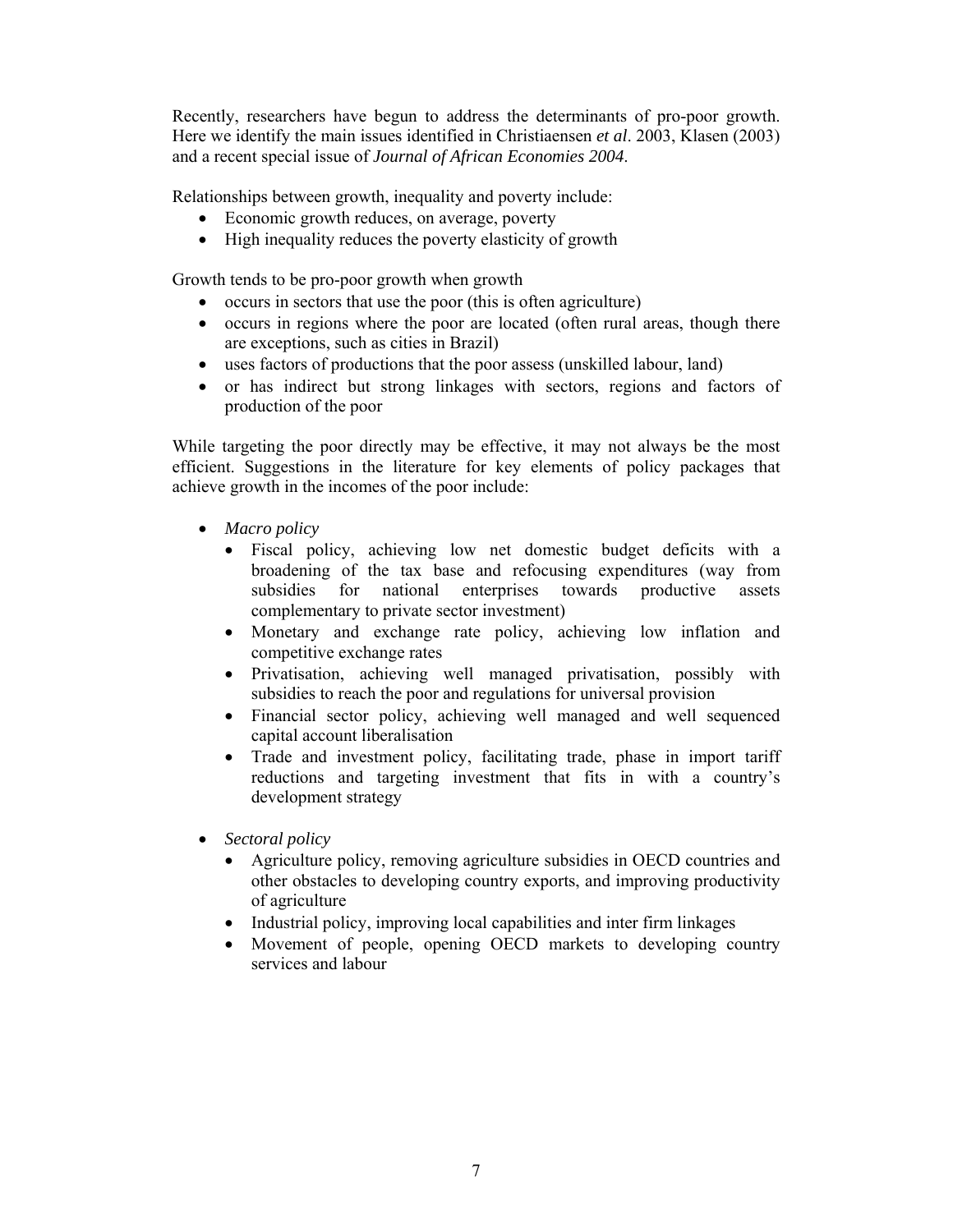Recently, researchers have begun to address the determinants of pro-poor growth. Here we identify the main issues identified in Christiaensen *et al*. 2003, Klasen (2003) and a recent special issue of *Journal of African Economies 2004*.

Relationships between growth, inequality and poverty include:

- Economic growth reduces, on average, poverty
- High inequality reduces the poverty elasticity of growth

Growth tends to be pro-poor growth when growth

- occurs in sectors that use the poor (this is often agriculture)
- occurs in regions where the poor are located (often rural areas, though there are exceptions, such as cities in Brazil)
- uses factors of productions that the poor assess (unskilled labour, land)
- or has indirect but strong linkages with sectors, regions and factors of production of the poor

While targeting the poor directly may be effective, it may not always be the most efficient. Suggestions in the literature for key elements of policy packages that achieve growth in the incomes of the poor include:

- *Macro policy*
  - Fiscal policy, achieving low net domestic budget deficits with a broadening of the tax base and refocusing expenditures (way from subsidies for national enterprises towards productive assets complementary to private sector investment)
  - Monetary and exchange rate policy, achieving low inflation and competitive exchange rates
  - Privatisation, achieving well managed privatisation, possibly with subsidies to reach the poor and regulations for universal provision
  - Financial sector policy, achieving well managed and well sequenced capital account liberalisation
  - Trade and investment policy, facilitating trade, phase in import tariff reductions and targeting investment that fits in with a country's development strategy

- *Sectoral policy*
  - Agriculture policy, removing agriculture subsidies in OECD countries and other obstacles to developing country exports, and improving productivity of agriculture
  - Industrial policy, improving local capabilities and inter firm linkages
  - Movement of people, opening OECD markets to developing country services and labour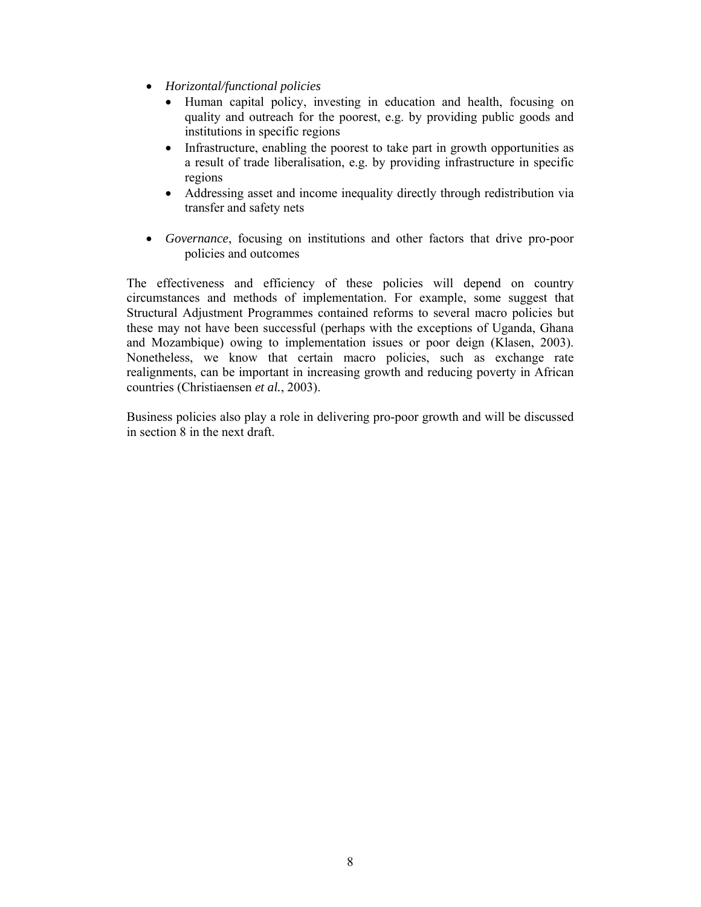- *Horizontal/functional policies*
  - Human capital policy, investing in education and health, focusing on quality and outreach for the poorest, e.g. by providing public goods and institutions in specific regions
  - Infrastructure, enabling the poorest to take part in growth opportunities as a result of trade liberalisation, e.g. by providing infrastructure in specific regions
  - Addressing asset and income inequality directly through redistribution via transfer and safety nets

- *Governance*, focusing on institutions and other factors that drive pro-poor policies and outcomes

The effectiveness and efficiency of these policies will depend on country circumstances and methods of implementation. For example, some suggest that Structural Adjustment Programmes contained reforms to several macro policies but these may not have been successful (perhaps with the exceptions of Uganda, Ghana and Mozambique) owing to implementation issues or poor deign (Klasen, 2003). Nonetheless, we know that certain macro policies, such as exchange rate realignments, can be important in increasing growth and reducing poverty in African countries (Christiaensen *et al.*, 2003).

Business policies also play a role in delivering pro-poor growth and will be discussed in section 8 in the next draft.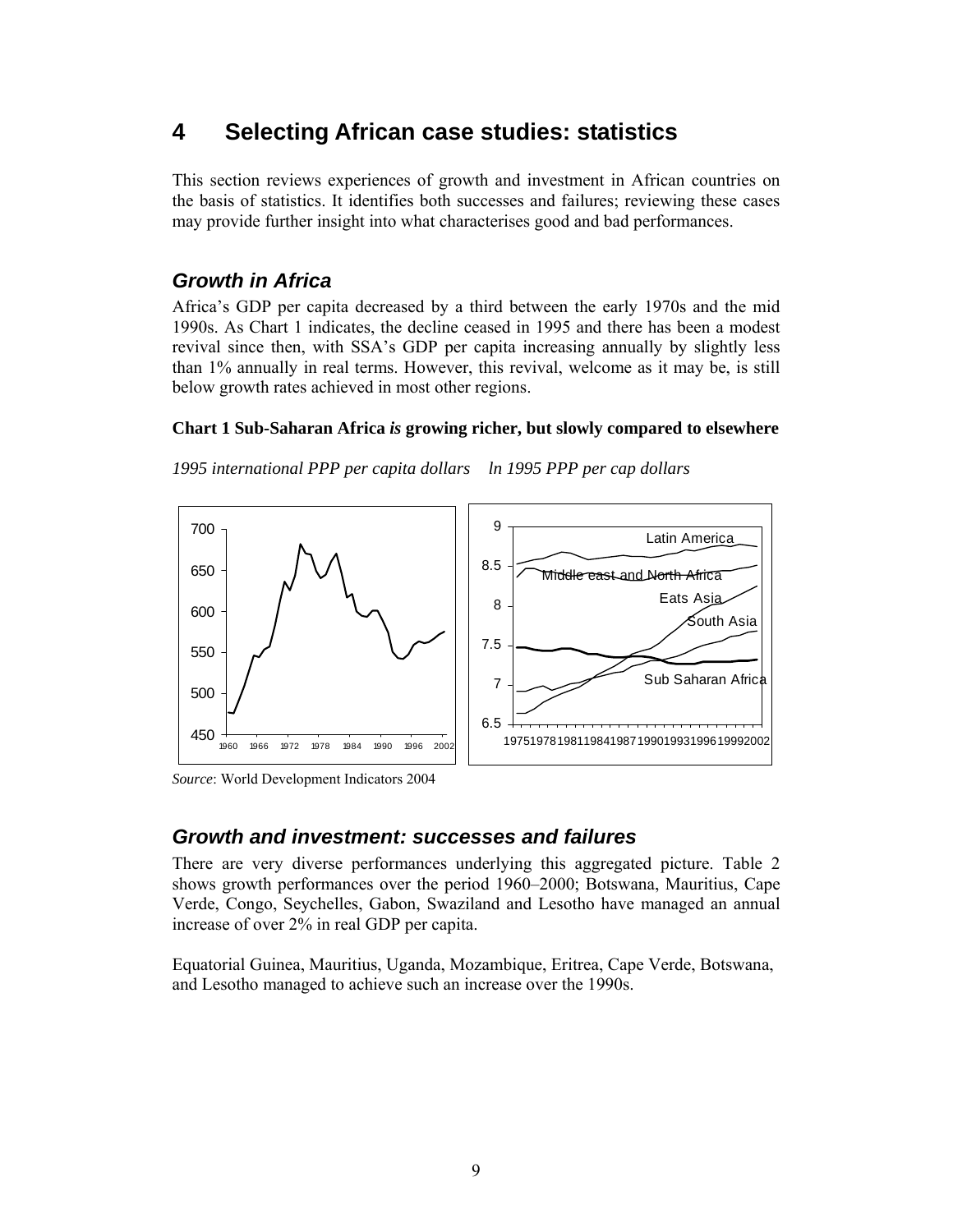# 4 Selecting African case studies: statistics

This section reviews experiences of growth and investment in African countries on the basis of statistics. It identifies both successes and failures; reviewing these cases may provide further insight into what characterises good and bad performances.

## *Growth in Africa*

Africa's GDP per capita decreased by a third between the early 1970s and the mid 1990s. As Chart 1 indicates, the decline ceased in 1995 and there has been a modest revival since then, with SSA's GDP per capita increasing annually by slightly less than 1% annually in real terms. However, this revival, welcome as it may be, is still below growth rates achieved in most other regions.

**Chart 1 Sub-Saharan Africa *is* growing richer, but slowly compared to elsewhere**

*1995 international PPP per capita dollars    ln 1995 PPP per cap dollars*

*Source*: World Development Indicators 2004

## *Growth and investment: successes and failures*

There are very diverse performances underlying this aggregated picture. Table 2 shows growth performances over the period 1960–2000; Botswana, Mauritius, Cape Verde, Congo, Seychelles, Gabon, Swaziland and Lesotho have managed an annual increase of over 2% in real GDP per capita.

Equatorial Guinea, Mauritius, Uganda, Mozambique, Eritrea, Cape Verde, Botswana, and Lesotho managed to achieve such an increase over the 1990s.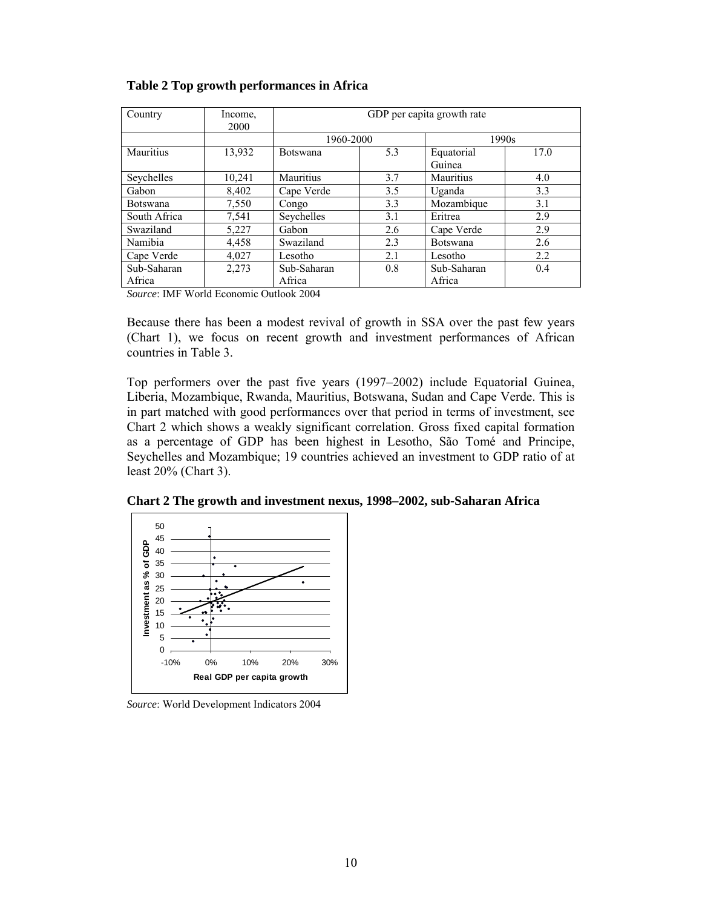**Table 2 Top growth performances in Africa**

| Country | Income, 2000 | GDP per capita growth rate | | | |
|---|---|---|---|---|---|
| | | 1960-2000 | | 1990s | |
| Mauritius | 13,932 | Botswana | 5.3 | Equatorial Guinea | 17.0 |
| Seychelles | 10,241 | Mauritius | 3.7 | Mauritius | 4.0 |
| Gabon | 8,402 | Cape Verde | 3.5 | Uganda | 3.3 |
| Botswana | 7,550 | Congo | 3.3 | Mozambique | 3.1 |
| South Africa | 7,541 | Seychelles | 3.1 | Eritrea | 2.9 |
| Swaziland | 5,227 | Gabon | 2.6 | Cape Verde | 2.9 |
| Namibia | 4,458 | Swaziland | 2.3 | Botswana | 2.6 |
| Cape Verde | 4,027 | Lesotho | 2.1 | Lesotho | 2.2 |
| Sub-Saharan Africa | 2,273 | Sub-Saharan Africa | 0.8 | Sub-Saharan Africa | 0.4 |

*Source*: IMF World Economic Outlook 2004

Because there has been a modest revival of growth in SSA over the past few years (Chart 1), we focus on recent growth and investment performances of African countries in Table 3.

Top performers over the past five years (1997–2002) include Equatorial Guinea, Liberia, Mozambique, Rwanda, Mauritius, Botswana, Sudan and Cape Verde. This is in part matched with good performances over that period in terms of investment, see Chart 2 which shows a weakly significant correlation. Gross fixed capital formation as a percentage of GDP has been highest in Lesotho, São Tomé and Principe, Seychelles and Mozambique; 19 countries achieved an investment to GDP ratio of at least 20% (Chart 3).

**Chart 2 The growth and investment nexus, 1998–2002, sub-Saharan Africa**

*Source*: World Development Indicators 2004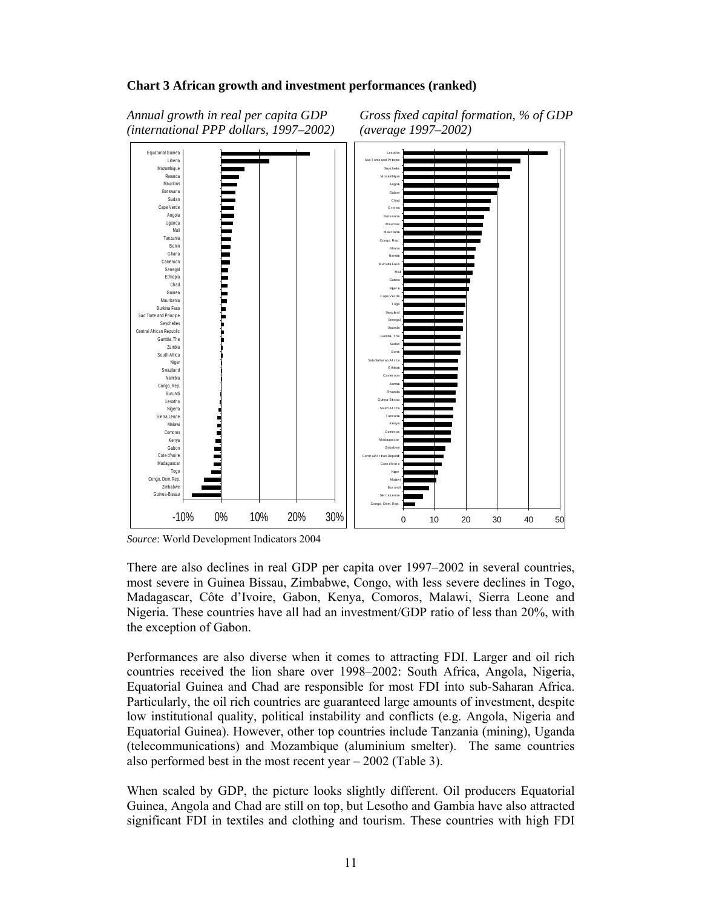**Chart 3 African growth and investment performances (ranked)**

*Annual growth in real per capita GDP (international PPP dollars, 1997–2002)*

*Gross fixed capital formation, % of GDP (average 1997–2002)*

*Source*: World Development Indicators 2004

There are also declines in real GDP per capita over 1997–2002 in several countries, most severe in Guinea Bissau, Zimbabwe, Congo, with less severe declines in Togo, Madagascar, Côte d'Ivoire, Gabon, Kenya, Comoros, Malawi, Sierra Leone and Nigeria. These countries have all had an investment/GDP ratio of less than 20%, with the exception of Gabon.

Performances are also diverse when it comes to attracting FDI. Larger and oil rich countries received the lion share over 1998–2002: South Africa, Angola, Nigeria, Equatorial Guinea and Chad are responsible for most FDI into sub-Saharan Africa. Particularly, the oil rich countries are guaranteed large amounts of investment, despite low institutional quality, political instability and conflicts (e.g. Angola, Nigeria and Equatorial Guinea). However, other top countries include Tanzania (mining), Uganda (telecommunications) and Mozambique (aluminium smelter). The same countries also performed best in the most recent year – 2002 (Table 3).

When scaled by GDP, the picture looks slightly different. Oil producers Equatorial Guinea, Angola and Chad are still on top, but Lesotho and Gambia have also attracted significant FDI in textiles and clothing and tourism. These countries with high FDI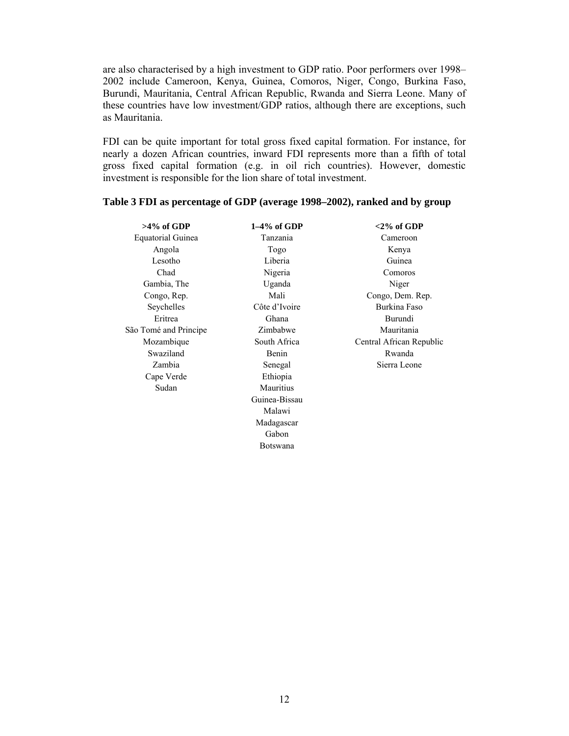are also characterised by a high investment to GDP ratio. Poor performers over 1998–2002 include Cameroon, Kenya, Guinea, Comoros, Niger, Congo, Burkina Faso, Burundi, Mauritania, Central African Republic, Rwanda and Sierra Leone. Many of these countries have low investment/GDP ratios, although there are exceptions, such as Mauritania.

FDI can be quite important for total gross fixed capital formation. For instance, for nearly a dozen African countries, inward FDI represents more than a fifth of total gross fixed capital formation (e.g. in oil rich countries). However, domestic investment is responsible for the lion share of total investment.

**Table 3 FDI as percentage of GDP (average 1998–2002), ranked and by group**

| >4% of GDP | 1–4% of GDP | <2% of GDP |
|---|---|---|
| Equatorial Guinea | Tanzania | Cameroon |
| Angola | Togo | Kenya |
| Lesotho | Liberia | Guinea |
| Chad | Nigeria | Comoros |
| Gambia, The | Uganda | Niger |
| Congo, Rep. | Mali | Congo, Dem. Rep. |
| Seychelles | Côte d'Ivoire | Burkina Faso |
| Eritrea | Ghana | Burundi |
| São Tomé and Principe | Zimbabwe | Mauritania |
| Mozambique | South Africa | Central African Republic |
| Swaziland | Benin | Rwanda |
| Zambia | Senegal | Sierra Leone |
| Cape Verde | Ethiopia | |
| Sudan | Mauritius | |
| | Guinea-Bissau | |
| | Malawi | |
| | Madagascar | |
| | Gabon | |
| | Botswana | |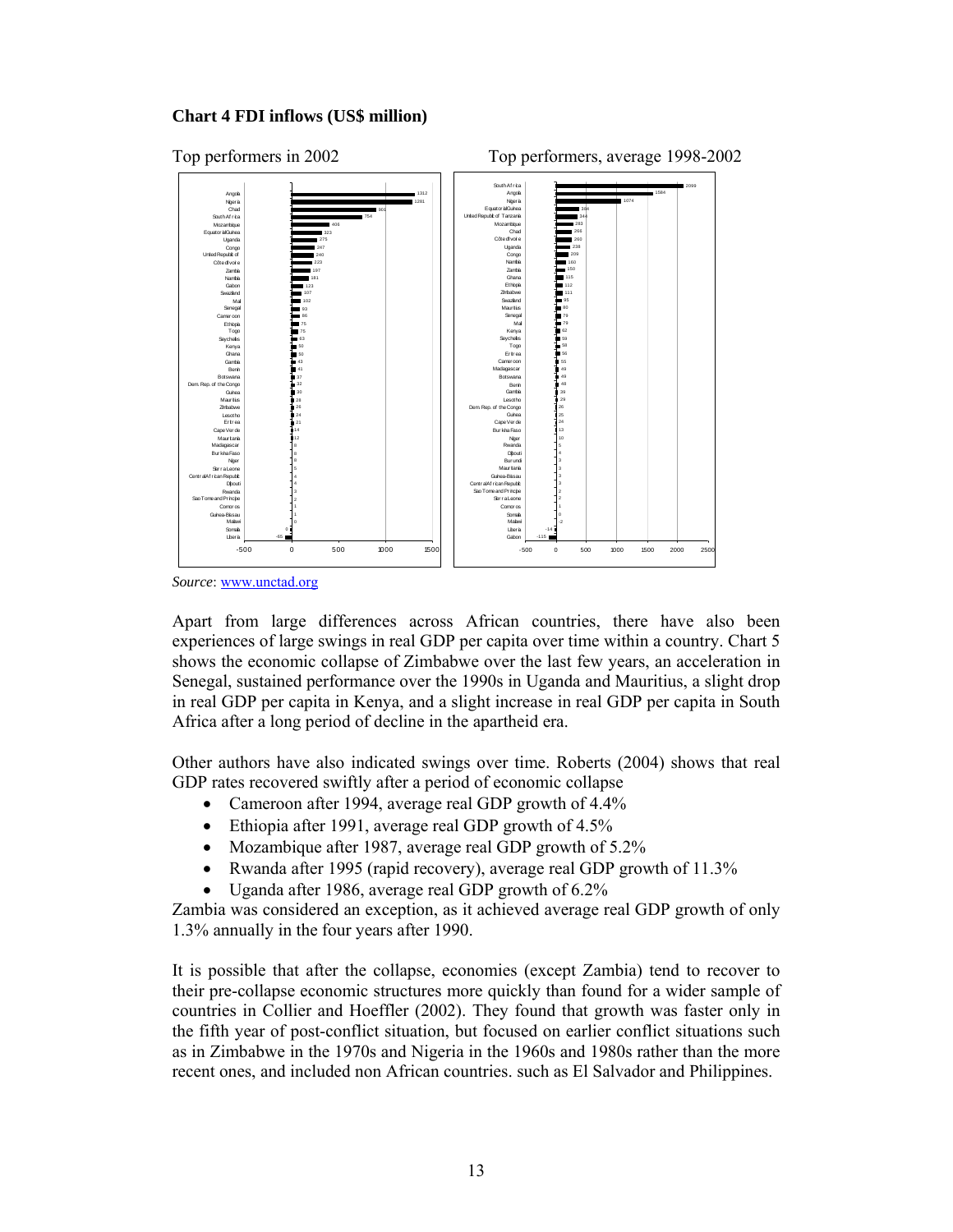**Chart 4 FDI inflows (US$ million)**

Top performers in 2002

| Country | US$ million |
|---|---|
| Angola | 1312 |
| Nigeria | 1281 |
| Chad | 901 |
| South Africa | 754 |
| Mozambique | 406 |
| Equatorial Guinea | 323 |
| Uganda | 275 |
| Congo | 247 |
| United Republic of | 240 |
| Côte d'Ivoire | 223 |
| Zambia | 197 |
| Namibia | 181 |
| Gabon | 123 |
| Swaziland | 107 |
| Mali | 102 |
| Senegal | 93 |
| Cameroon | 86 |
| Ethiopia | 75 |
| Togo | 75 |
| Seychelles | 63 |
| Kenya | 50 |
| Ghana | 50 |
| Gambia | 43 |
| Benin | 41 |
| Botswana | 37 |
| Dem. Rep. of the Congo | 32 |
| Guinea | 30 |
| Mauritius | 28 |
| Zimbabwe | 26 |
| Lesotho | 24 |
| Eritrea | 21 |
| Cape Verde | 14 |
| Mauritania | 12 |
| Madagascar | 8 |
| Burkina Faso | 8 |
| Niger | 8 |
| Sierra Leone | 5 |
| Central African Republic | 4 |
| Djibouti | 4 |
| Rwanda | 3 |
| Sao Tome and Principe | 2 |
| Comoros | 1 |
| Guinea-Bissau | 1 |
| Malawi | 0 |
| Somalia | 0 |
| Liberia | -65 |

Top performers, average 1998-2002

| Country | US$ million |
|---|---|
| South Africa | 2099 |
| Angola | 1584 |
| Nigeria | 1074 |
| Equatorial Guinea | 384 |
| United Republic of Tanzania | 344 |
| Mozambique | 283 |
| Chad | 266 |
| Côte d'Ivoire | 260 |
| Uganda | 238 |
| Congo | 209 |
| Namibia | 160 |
| Zambia | 150 |
| Ghana | 115 |
| Ethiopia | 112 |
| Zimbabwe | 111 |
| Swaziland | 95 |
| Mauritius | 80 |
| Senegal | 79 |
| Mali | 79 |
| Kenya | 62 |
| Seychelles | 59 |
| Togo | 58 |
| Eritrea | 56 |
| Cameroon | 55 |
| Madagascar | 49 |
| Botswana | 49 |
| Benin | 48 |
| Gambia | 39 |
| Lesotho | 29 |
| Dem. Rep. of the Congo | 26 |
| Guinea | 25 |
| Cape Verde | 24 |
| Burkina Faso | 13 |
| Niger | 10 |
| Rwanda | 5 |
| Djibouti | 4 |
| Burundi | 3 |
| Mauritania | 3 |
| Guinea-Bissau | 3 |
| Central African Republic | 3 |
| Sao Tome and Principe | 2 |
| Sierra Leone | 2 |
| Comoros | 1 |
| Somalia | 0 |
| Malawi | -2 |
| Liberia | -14 |
| Gabon | -115 |

*Source*: www.unctad.org

Apart from large differences across African countries, there have also been experiences of large swings in real GDP per capita over time within a country. Chart 5 shows the economic collapse of Zimbabwe over the last few years, an acceleration in Senegal, sustained performance over the 1990s in Uganda and Mauritius, a slight drop in real GDP per capita in Kenya, and a slight increase in real GDP per capita in South Africa after a long period of decline in the apartheid era.

Other authors have also indicated swings over time. Roberts (2004) shows that real GDP rates recovered swiftly after a period of economic collapse

- Cameroon after 1994, average real GDP growth of 4.4%
- Ethiopia after 1991, average real GDP growth of 4.5%
- Mozambique after 1987, average real GDP growth of 5.2%
- Rwanda after 1995 (rapid recovery), average real GDP growth of 11.3%
- Uganda after 1986, average real GDP growth of 6.2%

Zambia was considered an exception, as it achieved average real GDP growth of only 1.3% annually in the four years after 1990.

It is possible that after the collapse, economies (except Zambia) tend to recover to their pre-collapse economic structures more quickly than found for a wider sample of countries in Collier and Hoeffler (2002). They found that growth was faster only in the fifth year of post-conflict situation, but focused on earlier conflict situations such as in Zimbabwe in the 1970s and Nigeria in the 1960s and 1980s rather than the more recent ones, and included non African countries. such as El Salvador and Philippines.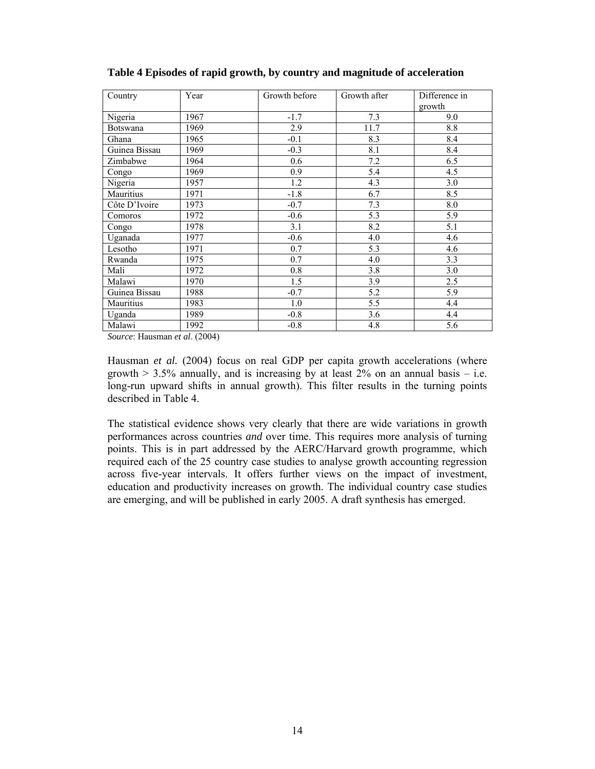**Table 4 Episodes of rapid growth, by country and magnitude of acceleration**

| Country | Year | Growth before | Growth after | Difference in growth |
|---|---|---|---|---|
| Nigeria | 1967 | -1.7 | 7.3 | 9.0 |
| Botswana | 1969 | 2.9 | 11.7 | 8.8 |
| Ghana | 1965 | -0.1 | 8.3 | 8.4 |
| Guinea Bissau | 1969 | -0.3 | 8.1 | 8.4 |
| Zimbabwe | 1964 | 0.6 | 7.2 | 6.5 |
| Congo | 1969 | 0.9 | 5.4 | 4.5 |
| Nigeria | 1957 | 1.2 | 4.3 | 3.0 |
| Mauritius | 1971 | -1.8 | 6.7 | 8.5 |
| Côte D'Ivoire | 1973 | -0.7 | 7.3 | 8.0 |
| Comoros | 1972 | -0.6 | 5.3 | 5.9 |
| Congo | 1978 | 3.1 | 8.2 | 5.1 |
| Uganada | 1977 | -0.6 | 4.0 | 4.6 |
| Lesotho | 1971 | 0.7 | 5.3 | 4.6 |
| Rwanda | 1975 | 0.7 | 4.0 | 3.3 |
| Mali | 1972 | 0.8 | 3.8 | 3.0 |
| Malawi | 1970 | 1.5 | 3.9 | 2.5 |
| Guinea Bissau | 1988 | -0.7 | 5.2 | 5.9 |
| Mauritius | 1983 | 1.0 | 5.5 | 4.4 |
| Uganda | 1989 | -0.8 | 3.6 | 4.4 |
| Malawi | 1992 | -0.8 | 4.8 | 5.6 |

*Source*: Hausman *et al*. (2004)

Hausman *et al.* (2004) focus on real GDP per capita growth accelerations (where growth > 3.5% annually, and is increasing by at least 2% on an annual basis – i.e. long-run upward shifts in annual growth). This filter results in the turning points described in Table 4.

The statistical evidence shows very clearly that there are wide variations in growth performances across countries *and* over time. This requires more analysis of turning points. This is in part addressed by the AERC/Harvard growth programme, which required each of the 25 country case studies to analyse growth accounting regression across five-year intervals. It offers further views on the impact of investment, education and productivity increases on growth. The individual country case studies are emerging, and will be published in early 2005. A draft synthesis has emerged.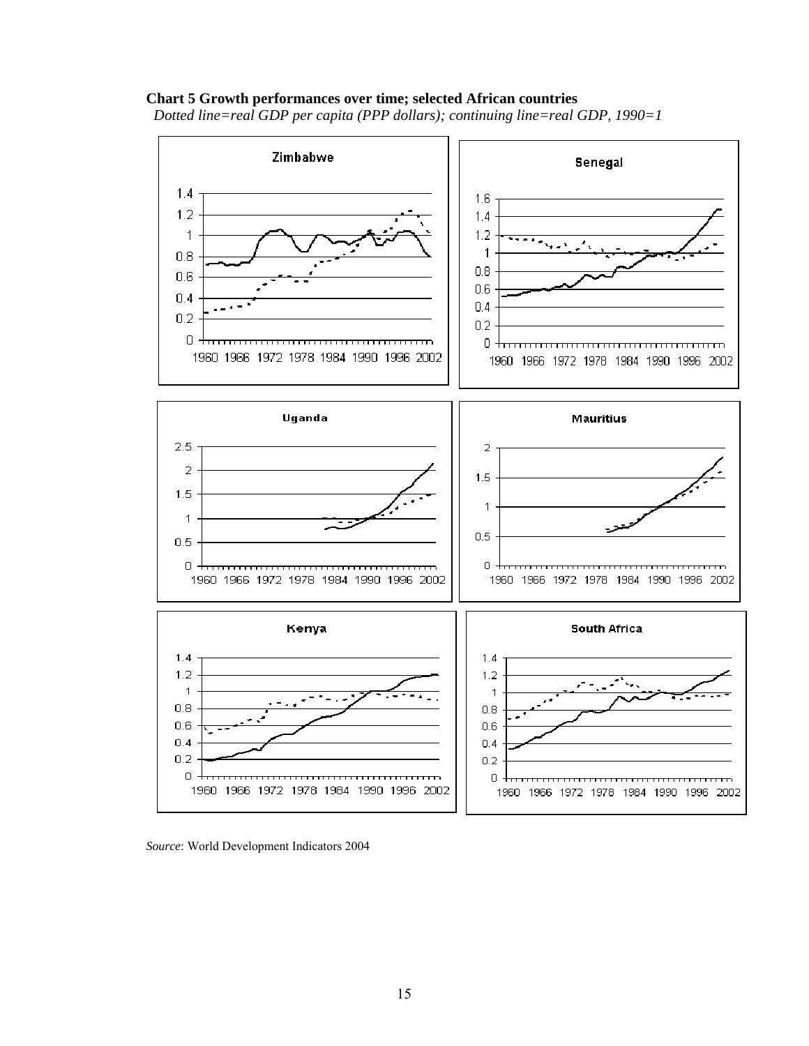**Chart 5 Growth performances over time; selected African countries**

*Dotted line=real GDP per capita (PPP dollars); continuing line=real GDP, 1990=1*

*Source*: World Development Indicators 2004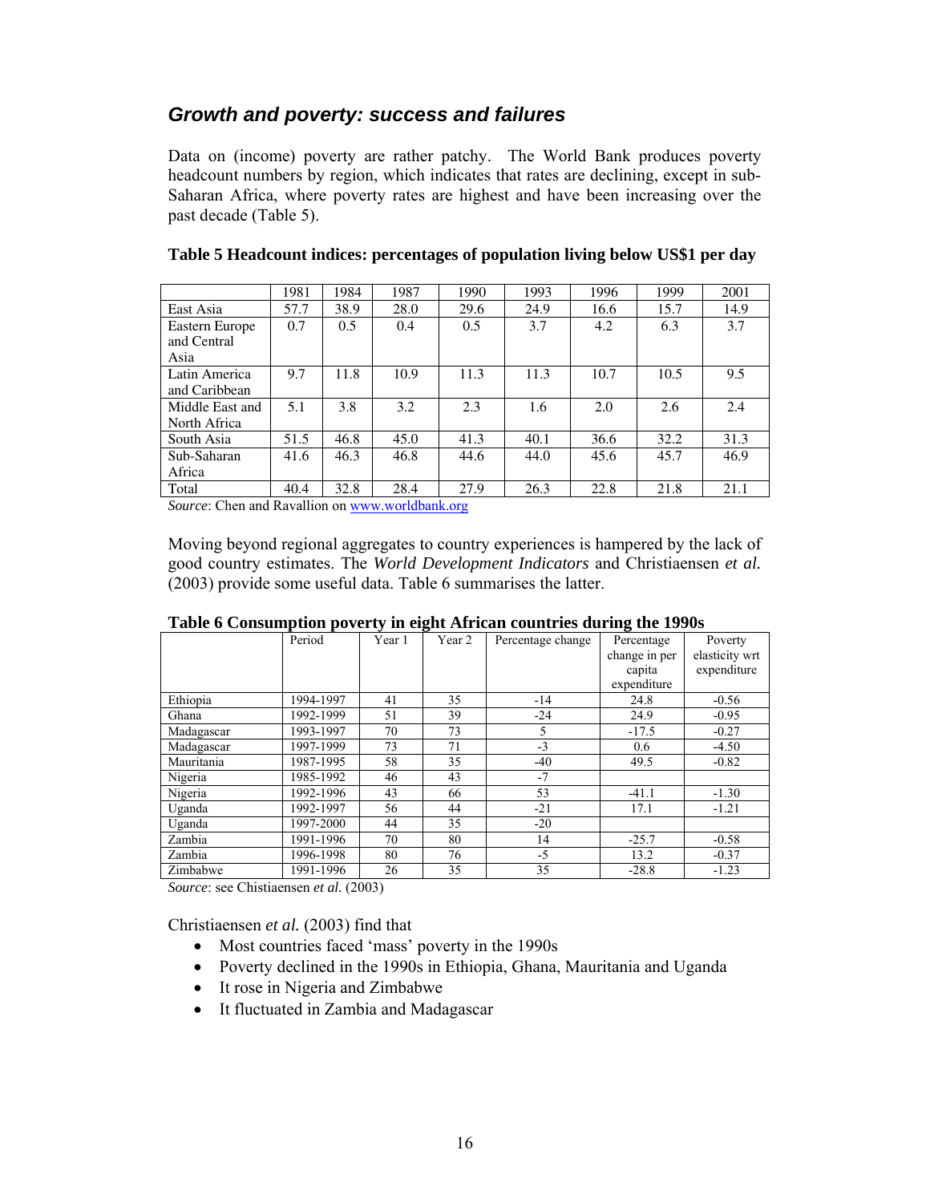## *Growth and poverty: success and failures*

Data on (income) poverty are rather patchy. The World Bank produces poverty headcount numbers by region, which indicates that rates are declining, except in sub-Saharan Africa, where poverty rates are highest and have been increasing over the past decade (Table 5).

**Table 5 Headcount indices: percentages of population living below US$1 per day**

| | 1981 | 1984 | 1987 | 1990 | 1993 | 1996 | 1999 | 2001 |
|---|---|---|---|---|---|---|---|---|
| East Asia | 57.7 | 38.9 | 28.0 | 29.6 | 24.9 | 16.6 | 15.7 | 14.9 |
| Eastern Europe and Central Asia | 0.7 | 0.5 | 0.4 | 0.5 | 3.7 | 4.2 | 6.3 | 3.7 |
| Latin America and Caribbean | 9.7 | 11.8 | 10.9 | 11.3 | 11.3 | 10.7 | 10.5 | 9.5 |
| Middle East and North Africa | 5.1 | 3.8 | 3.2 | 2.3 | 1.6 | 2.0 | 2.6 | 2.4 |
| South Asia | 51.5 | 46.8 | 45.0 | 41.3 | 40.1 | 36.6 | 32.2 | 31.3 |
| Sub-Saharan Africa | 41.6 | 46.3 | 46.8 | 44.6 | 44.0 | 45.6 | 45.7 | 46.9 |
| Total | 40.4 | 32.8 | 28.4 | 27.9 | 26.3 | 22.8 | 21.8 | 21.1 |

*Source*: Chen and Ravallion on www.worldbank.org

Moving beyond regional aggregates to country experiences is hampered by the lack of good country estimates. The *World Development Indicators* and Christiaensen *et al.* (2003) provide some useful data. Table 6 summarises the latter.

**Table 6 Consumption poverty in eight African countries during the 1990s**

| | Period | Year 1 | Year 2 | Percentage change | Percentage change in per capita expenditure | Poverty elasticity wrt expenditure |
|---|---|---|---|---|---|---|
| Ethiopia | 1994-1997 | 41 | 35 | -14 | 24.8 | -0.56 |
| Ghana | 1992-1999 | 51 | 39 | -24 | 24.9 | -0.95 |
| Madagascar | 1993-1997 | 70 | 73 | 5 | -17.5 | -0.27 |
| Madagascar | 1997-1999 | 73 | 71 | -3 | 0.6 | -4.50 |
| Mauritania | 1987-1995 | 58 | 35 | -40 | 49.5 | -0.82 |
| Nigeria | 1985-1992 | 46 | 43 | -7 | | |
| Nigeria | 1992-1996 | 43 | 66 | 53 | -41.1 | -1.30 |
| Uganda | 1992-1997 | 56 | 44 | -21 | 17.1 | -1.21 |
| Uganda | 1997-2000 | 44 | 35 | -20 | | |
| Zambia | 1991-1996 | 70 | 80 | 14 | -25.7 | -0.58 |
| Zambia | 1996-1998 | 80 | 76 | -5 | 13.2 | -0.37 |
| Zimbabwe | 1991-1996 | 26 | 35 | 35 | -28.8 | -1.23 |

*Source*: see Chistiaensen *et al.* (2003)

Christiaensen *et al.* (2003) find that

- Most countries faced 'mass' poverty in the 1990s
- Poverty declined in the 1990s in Ethiopia, Ghana, Mauritania and Uganda
- It rose in Nigeria and Zimbabwe
- It fluctuated in Zambia and Madagascar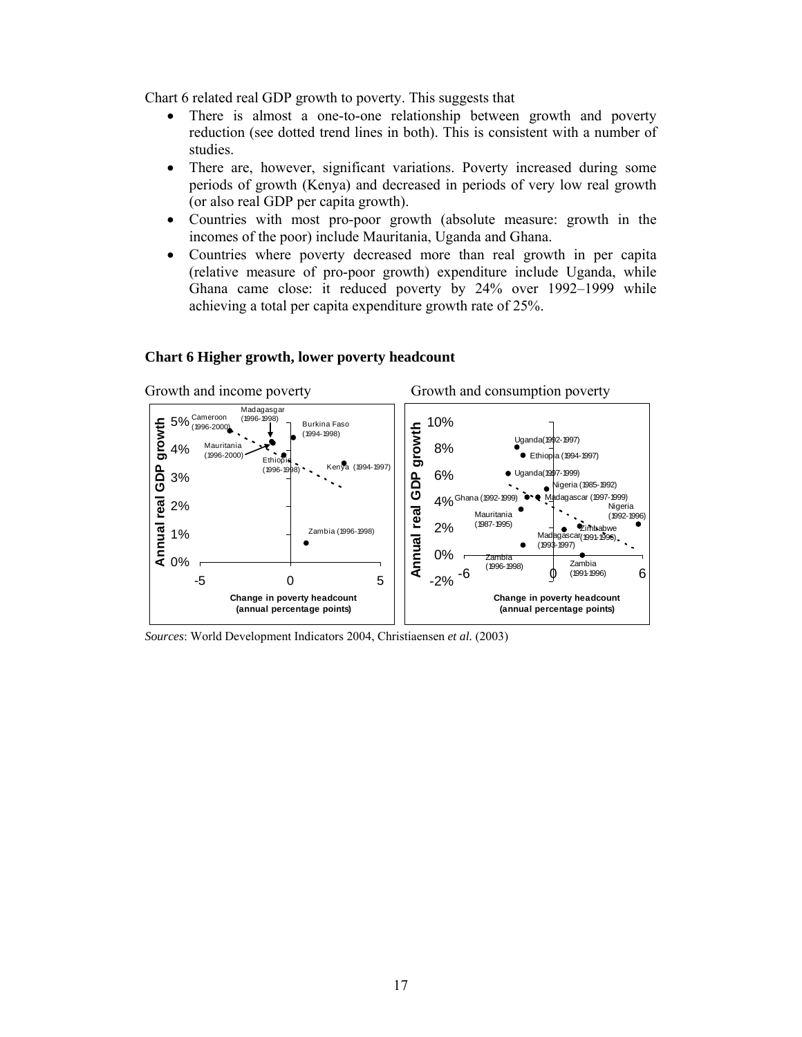Chart 6 related real GDP growth to poverty. This suggests that

- There is almost a one-to-one relationship between growth and poverty reduction (see dotted trend lines in both). This is consistent with a number of studies.
- There are, however, significant variations. Poverty increased during some periods of growth (Kenya) and decreased in periods of very low real growth (or also real GDP per capita growth).
- Countries with most pro-poor growth (absolute measure: growth in the incomes of the poor) include Mauritania, Uganda and Ghana.
- Countries where poverty decreased more than real growth in per capita (relative measure of pro-poor growth) expenditure include Uganda, while Ghana came close: it reduced poverty by 24% over 1992–1999 while achieving a total per capita expenditure growth rate of 25%.

**Chart 6 Higher growth, lower poverty headcount**

Growth and income poverty

Growth and consumption poverty

*Sources*: World Development Indicators 2004, Christiaensen *et al.* (2003)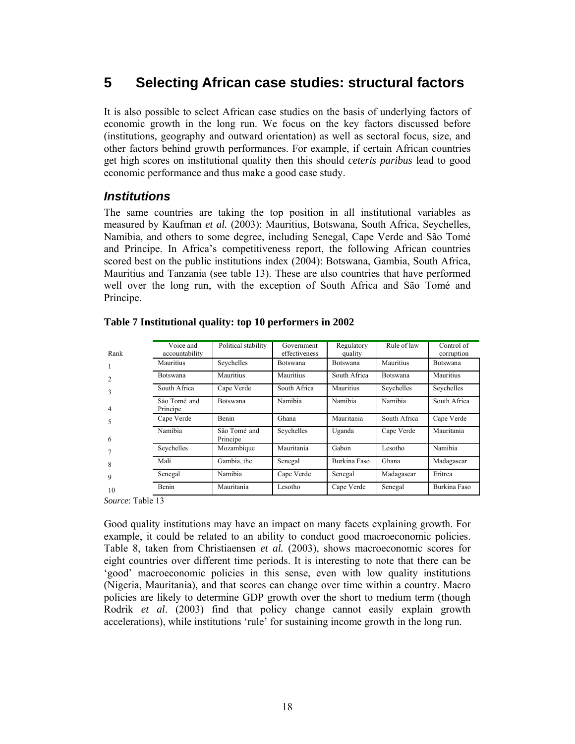# 5 Selecting African case studies: structural factors

It is also possible to select African case studies on the basis of underlying factors of economic growth in the long run. We focus on the key factors discussed before (institutions, geography and outward orientation) as well as sectoral focus, size, and other factors behind growth performances. For example, if certain African countries get high scores on institutional quality then this should *ceteris paribus* lead to good economic performance and thus make a good case study.

## *Institutions*

The same countries are taking the top position in all institutional variables as measured by Kaufman *et al.* (2003): Mauritius, Botswana, South Africa, Seychelles, Namibia, and others to some degree, including Senegal, Cape Verde and São Tomé and Principe. In Africa's competitiveness report, the following African countries scored best on the public institutions index (2004): Botswana, Gambia, South Africa, Mauritius and Tanzania (see table 13). These are also countries that have performed well over the long run, with the exception of South Africa and São Tomé and Principe.

**Table 7 Institutional quality: top 10 performers in 2002**

| Rank | Voice and accountability | Political stability | Government effectiveness | Regulatory quality | Rule of law | Control of corruption |
|---|---|---|---|---|---|---|
| 1 | Mauritius | Seychelles | Botswana | Botswana | Mauritius | Botswana |
| 2 | Botswana | Mauritius | Mauritius | South Africa | Botswana | Mauritius |
| 3 | South Africa | Cape Verde | South Africa | Mauritius | Seychelles | Seychelles |
| 4 | São Tomé and Principe | Botswana | Namibia | Namibia | Namibia | South Africa |
| 5 | Cape Verde | Benin | Ghana | Mauritania | South Africa | Cape Verde |
| 6 | Namibia | São Tomé and Principe | Seychelles | Uganda | Cape Verde | Mauritania |
| 7 | Seychelles | Mozambique | Mauritania | Gabon | Lesotho | Namibia |
| 8 | Mali | Gambia, the | Senegal | Burkina Faso | Ghana | Madagascar |
| 9 | Senegal | Namibia | Cape Verde | Senegal | Madagascar | Eritrea |
| 10 | Benin | Mauritania | Lesotho | Cape Verde | Senegal | Burkina Faso |

*Source*: Table 13

Good quality institutions may have an impact on many facets explaining growth. For example, it could be related to an ability to conduct good macroeconomic policies. Table 8, taken from Christiaensen *et al.* (2003), shows macroeconomic scores for eight countries over different time periods. It is interesting to note that there can be 'good' macroeconomic policies in this sense, even with low quality institutions (Nigeria, Mauritania), and that scores can change over time within a country. Macro policies are likely to determine GDP growth over the short to medium term (though Rodrik *et al*. (2003) find that policy change cannot easily explain growth accelerations), while institutions 'rule' for sustaining income growth in the long run.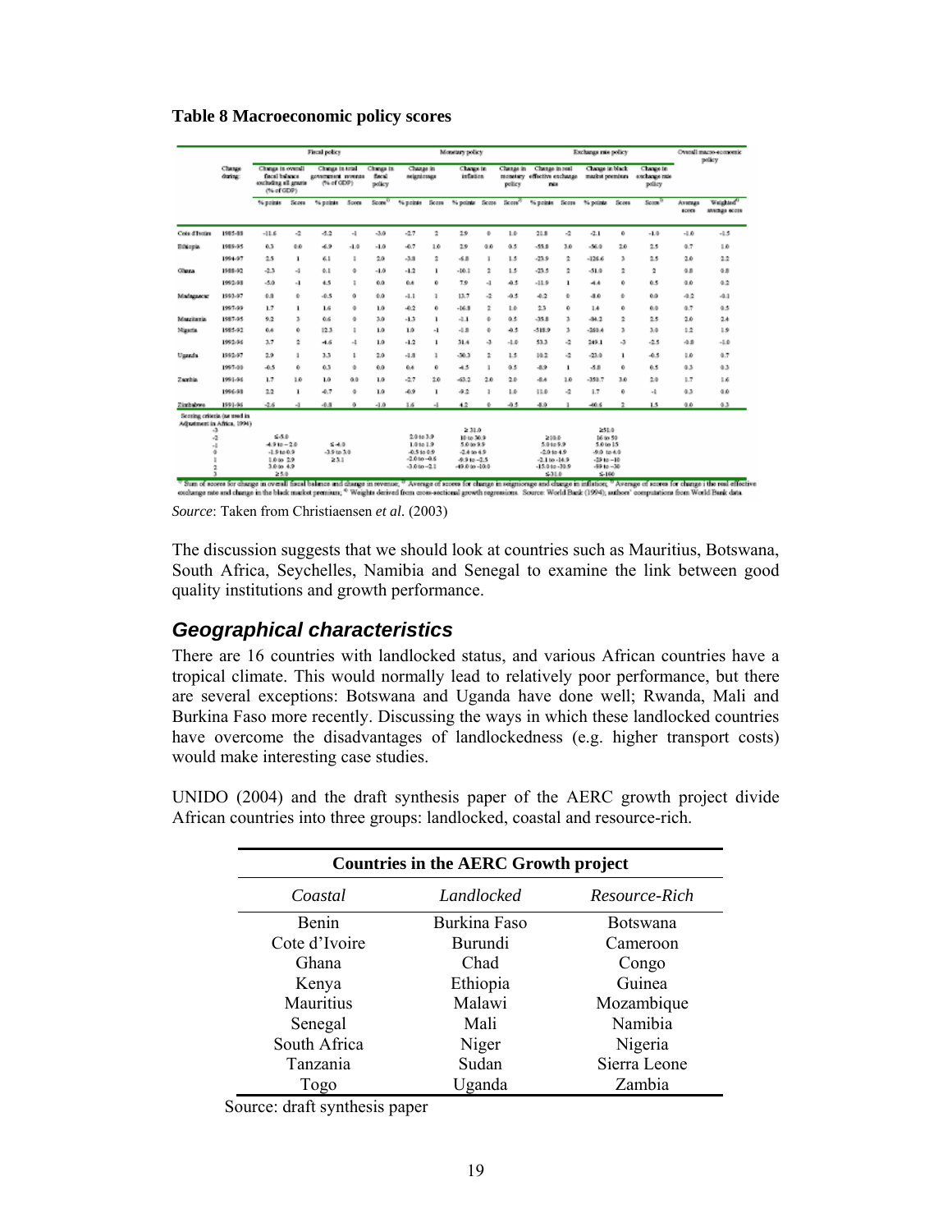**Table 8 Macroeconomic policy scores**

| | Change during: | Fiscal policy | | | | | Monetary policy | | | | | Exchange rate policy | | | | | Overall macro-economic policy | |
|---|---|---|---|---|---|---|---|---|---|---|---|---|---|---|---|---|---|---|
| | | Change in overall fiscal balance excluding all grants (% of GDP) | | Change in total government revenue (% of GDP) | | Change in fiscal policy | Change in seigniorage | | Change in inflation | | Change in monetary policy | Change in real effective exchange rate | | Change in black market premium | | Change in exchange rate policy | | |
| | | % points | Score | % points | Score | Score[a] | % points | Score | % points | Score | Score[b] | % points | Score | % points | Score | Score[c] | Average score | Weighted[d] average score |
| Cote d'Ivoire | 1985-88 | -11.6 | -2 | -5.2 | -1 | -3.0 | -2.7 | 2 | 2.9 | 0 | 1.0 | 21.8 | -2 | -2.1 | 0 | -1.0 | -1.0 | -1.5 |
| Ethiopia | 1989-95 | 0.3 | 0.0 | -6.9 | -1.0 | -1.0 | -0.7 | 1.0 | 2.9 | 0.0 | 0.5 | -55.8 | 3.0 | -56.0 | 2.0 | 2.5 | 0.7 | 1.0 |
| | 1994-97 | 2.5 | 1 | 6.1 | 1 | 2.0 | -3.8 | 2 | -6.8 | 1 | 1.5 | -23.9 | 2 | -126.6 | 3 | 2.5 | 2.0 | 2.2 |
| Ghana | 1988-92 | -2.3 | -1 | 0.1 | 0 | -1.0 | -1.2 | 1 | -10.1 | 2 | 1.5 | -23.5 | 2 | -51.0 | 2 | 2 | 0.8 | 0.8 |
| | 1992-98 | -5.0 | -1 | 4.5 | 1 | 0.0 | 0.4 | 0 | 7.9 | -1 | -0.5 | -11.9 | 1 | -4.4 | 0 | 0.5 | 0.0 | 0.2 |
| Madagascar | 1993-97 | 0.8 | 0 | -0.5 | 0 | 0.0 | -1.1 | 1 | 13.7 | -2 | -0.5 | -0.2 | 0 | -8.0 | 0 | 0.0 | -0.2 | -0.1 |
| | 1997-99 | 1.7 | 1 | 1.6 | 0 | 1.0 | -0.2 | 0 | -16.8 | 2 | 1.0 | 2.3 | 0 | 1.4 | 0 | 0.0 | 0.7 | 0.5 |
| Mauritania | 1987-95 | 9.2 | 3 | 0.6 | 0 | 3.0 | -1.3 | 1 | -1.1 | 0 | 0.5 | -35.8 | 3 | -94.2 | 2 | 2.5 | 2.0 | 2.4 |
| Nigeria | 1985-92 | 0.4 | 0 | 12.3 | 1 | 1.0 | 1.0 | -1 | -1.8 | 0 | -0.5 | -518.9 | 3 | -260.4 | 3 | 3.0 | 1.2 | 1.9 |
| | 1992-96 | 3.7 | 2 | -4.6 | -1 | 1.0 | -1.2 | 1 | 31.4 | -3 | -1.0 | 53.3 | -2 | 249.1 | -3 | -2.5 | -0.8 | -1.0 |
| Uganda | 1992-97 | 2.9 | 1 | 3.3 | 1 | 2.0 | -1.8 | 1 | -30.3 | 2 | 1.5 | 10.2 | -2 | -23.0 | 1 | -0.5 | 1.0 | 0.7 |
| | 1997-00 | -0.5 | 0 | 0.3 | 0 | 0.0 | 0.4 | 0 | -4.5 | 1 | 0.5 | -8.9 | 1 | -5.8 | 0 | 0.5 | 0.3 | 0.3 |
| Zambia | 1991-96 | 1.7 | 1.0 | 1.0 | 0.0 | 1.0 | -2.7 | 2.0 | -63.2 | 2.0 | 2.0 | -8.4 | 1.0 | -350.7 | 3.0 | 2.0 | 1.7 | 1.6 |
| | 1996-98 | 2.2 | 1 | -0.7 | 0 | 1.0 | -0.9 | 1 | -9.2 | 1 | 1.0 | 11.0 | -2 | 1.7 | 0 | -1 | 0.3 | 0.0 |
| Zimbabwe | 1991-96 | -2.6 | -1 | -0.8 | 0 | -1.0 | 1.6 | -1 | 4.2 | 0 | -0.5 | -8.0 | 1 | -40.6 | 2 | 1.5 | 0.0 | 0.3 |
| Scoring criteria (as used in Adjustment in Africa, 1994) | -3 | | | | | | | | ≥ 31.0 | | | | | ≥51.0 | | | | |
| | -2 | ≤-5.0 | | | | | 2.0 to 3.9 | | 10 to 30.9 | | | ≥10.0 | | 16 to 50 | | | | |
| | -1 | -4.9 to -2.0 | | ≤-4.0 | | | 1.0 to 1.9 | | 5.0 to 9.9 | | | 5.0 to 9.9 | | 5.0 to 15 | | | | |
| | 0 | -1.9 to 0.9 | | -3.9 to 3.0 | | | -0.5 to 0.9 | | -2.4 to 4.9 | | | -2.0 to 4.9 | | -9.0 to 4.0 | | | | |
| | 1 | 1.0 to 2.9 | | ≥3.1 | | | -2.0 to -0.6 | | -9.9 to -2.5 | | | -2.1 to -14.9 | | -29 to -10 | | | | |
| | 2 | 3.0 to 4.9 | | | | | -3.0 to -2.1 | | -49.0 to -10.0 | | | -15.0 to -30.9 | | -59 to -30 | | | | |
| | 3 | ≥5.0 | | | | | | | | | | ≤31.0 | | ≤-100 | | | | |

[a] Sum of scores for change in overall fiscal balance and change in revenue; [b] Average of scores for change in seigniorage and change in inflation; [c] Average of scores for change i the real effective exchange rate and change in the black market premium; [d] Weights derived from cross-sectional growth regressions. Source: World Bank (1994); authors' computations from World Bank data.

*Source*: Taken from Christiaensen *et al.* (2003)

The discussion suggests that we should look at countries such as Mauritius, Botswana, South Africa, Seychelles, Namibia and Senegal to examine the link between good quality institutions and growth performance.

## *Geographical characteristics*

There are 16 countries with landlocked status, and various African countries have a tropical climate. This would normally lead to relatively poor performance, but there are several exceptions: Botswana and Uganda have done well; Rwanda, Mali and Burkina Faso more recently. Discussing the ways in which these landlocked countries have overcome the disadvantages of landlockedness (e.g. higher transport costs) would make interesting case studies.

UNIDO (2004) and the draft synthesis paper of the AERC growth project divide African countries into three groups: landlocked, coastal and resource-rich.

| Countries in the AERC Growth project | | |
|---|---|---|
| *Coastal* | *Landlocked* | *Resource-Rich* |
| Benin | Burkina Faso | Botswana |
| Cote d'Ivoire | Burundi | Cameroon |
| Ghana | Chad | Congo |
| Kenya | Ethiopia | Guinea |
| Mauritius | Malawi | Mozambique |
| Senegal | Mali | Namibia |
| South Africa | Niger | Nigeria |
| Tanzania | Sudan | Sierra Leone |
| Togo | Uganda | Zambia |

Source: draft synthesis paper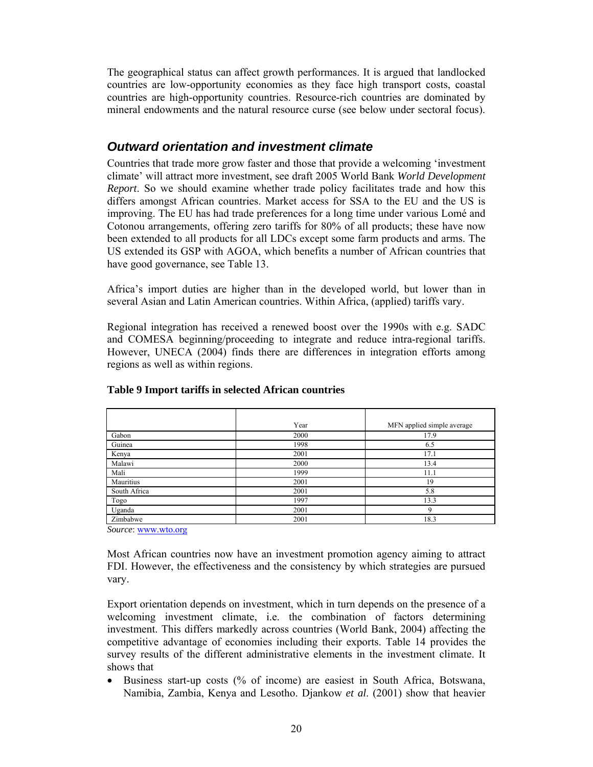The geographical status can affect growth performances. It is argued that landlocked countries are low-opportunity economies as they face high transport costs, coastal countries are high-opportunity countries. Resource-rich countries are dominated by mineral endowments and the natural resource curse (see below under sectoral focus).

## *Outward orientation and investment climate*

Countries that trade more grow faster and those that provide a welcoming 'investment climate' will attract more investment, see draft 2005 World Bank *World Development Report*. So we should examine whether trade policy facilitates trade and how this differs amongst African countries. Market access for SSA to the EU and the US is improving. The EU has had trade preferences for a long time under various Lomé and Cotonou arrangements, offering zero tariffs for 80% of all products; these have now been extended to all products for all LDCs except some farm products and arms. The US extended its GSP with AGOA, which benefits a number of African countries that have good governance, see Table 13.

Africa's import duties are higher than in the developed world, but lower than in several Asian and Latin American countries. Within Africa, (applied) tariffs vary.

Regional integration has received a renewed boost over the 1990s with e.g. SADC and COMESA beginning/proceeding to integrate and reduce intra-regional tariffs. However, UNECA (2004) finds there are differences in integration efforts among regions as well as within regions.

**Table 9 Import tariffs in selected African countries**

| | Year | MFN applied simple average |
|---|---|---|
| Gabon | 2000 | 17.9 |
| Guinea | 1998 | 6.5 |
| Kenya | 2001 | 17.1 |
| Malawi | 2000 | 13.4 |
| Mali | 1999 | 11.1 |
| Mauritius | 2001 | 19 |
| South Africa | 2001 | 5.8 |
| Togo | 1997 | 13.3 |
| Uganda | 2001 | 9 |
| Zimbabwe | 2001 | 18.3 |

*Source*: www.wto.org

Most African countries now have an investment promotion agency aiming to attract FDI. However, the effectiveness and the consistency by which strategies are pursued vary.

Export orientation depends on investment, which in turn depends on the presence of a welcoming investment climate, i.e. the combination of factors determining investment. This differs markedly across countries (World Bank, 2004) affecting the competitive advantage of economies including their exports. Table 14 provides the survey results of the different administrative elements in the investment climate. It shows that

- Business start-up costs (% of income) are easiest in South Africa, Botswana, Namibia, Zambia, Kenya and Lesotho. Djankow *et al.* (2001) show that heavier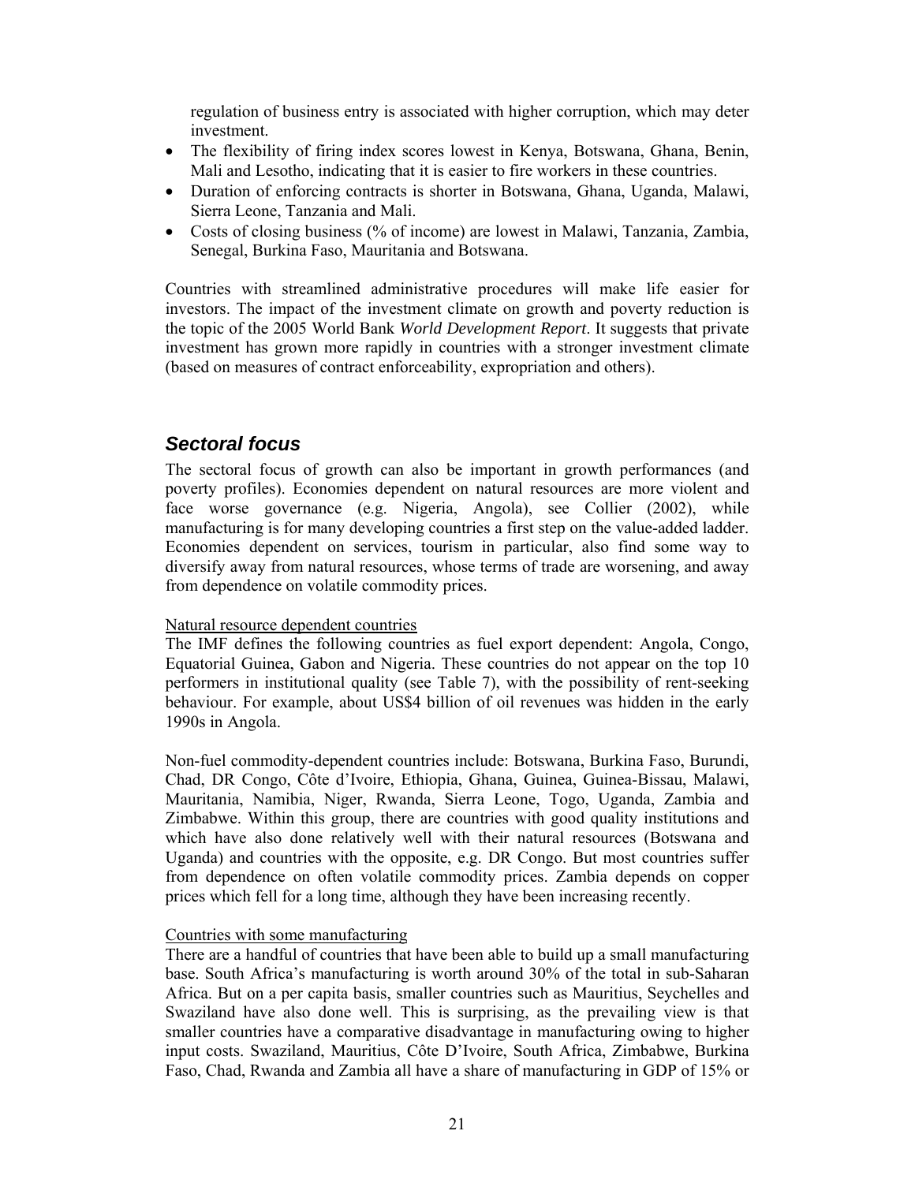regulation of business entry is associated with higher corruption, which may deter investment.

- The flexibility of firing index scores lowest in Kenya, Botswana, Ghana, Benin, Mali and Lesotho, indicating that it is easier to fire workers in these countries.
- Duration of enforcing contracts is shorter in Botswana, Ghana, Uganda, Malawi, Sierra Leone, Tanzania and Mali.
- Costs of closing business (% of income) are lowest in Malawi, Tanzania, Zambia, Senegal, Burkina Faso, Mauritania and Botswana.

Countries with streamlined administrative procedures will make life easier for investors. The impact of the investment climate on growth and poverty reduction is the topic of the 2005 World Bank *World Development Report*. It suggests that private investment has grown more rapidly in countries with a stronger investment climate (based on measures of contract enforceability, expropriation and others).

## *Sectoral focus*

The sectoral focus of growth can also be important in growth performances (and poverty profiles). Economies dependent on natural resources are more violent and face worse governance (e.g. Nigeria, Angola), see Collier (2002), while manufacturing is for many developing countries a first step on the value-added ladder. Economies dependent on services, tourism in particular, also find some way to diversify away from natural resources, whose terms of trade are worsening, and away from dependence on volatile commodity prices.

<u>Natural resource dependent countries</u>

The IMF defines the following countries as fuel export dependent: Angola, Congo, Equatorial Guinea, Gabon and Nigeria. These countries do not appear on the top 10 performers in institutional quality (see Table 7), with the possibility of rent-seeking behaviour. For example, about US$4 billion of oil revenues was hidden in the early 1990s in Angola.

Non-fuel commodity-dependent countries include: Botswana, Burkina Faso, Burundi, Chad, DR Congo, Côte d'Ivoire, Ethiopia, Ghana, Guinea, Guinea-Bissau, Malawi, Mauritania, Namibia, Niger, Rwanda, Sierra Leone, Togo, Uganda, Zambia and Zimbabwe. Within this group, there are countries with good quality institutions and which have also done relatively well with their natural resources (Botswana and Uganda) and countries with the opposite, e.g. DR Congo. But most countries suffer from dependence on often volatile commodity prices. Zambia depends on copper prices which fell for a long time, although they have been increasing recently.

<u>Countries with some manufacturing</u>

There are a handful of countries that have been able to build up a small manufacturing base. South Africa's manufacturing is worth around 30% of the total in sub-Saharan Africa. But on a per capita basis, smaller countries such as Mauritius, Seychelles and Swaziland have also done well. This is surprising, as the prevailing view is that smaller countries have a comparative disadvantage in manufacturing owing to higher input costs. Swaziland, Mauritius, Côte D'Ivoire, South Africa, Zimbabwe, Burkina Faso, Chad, Rwanda and Zambia all have a share of manufacturing in GDP of 15% or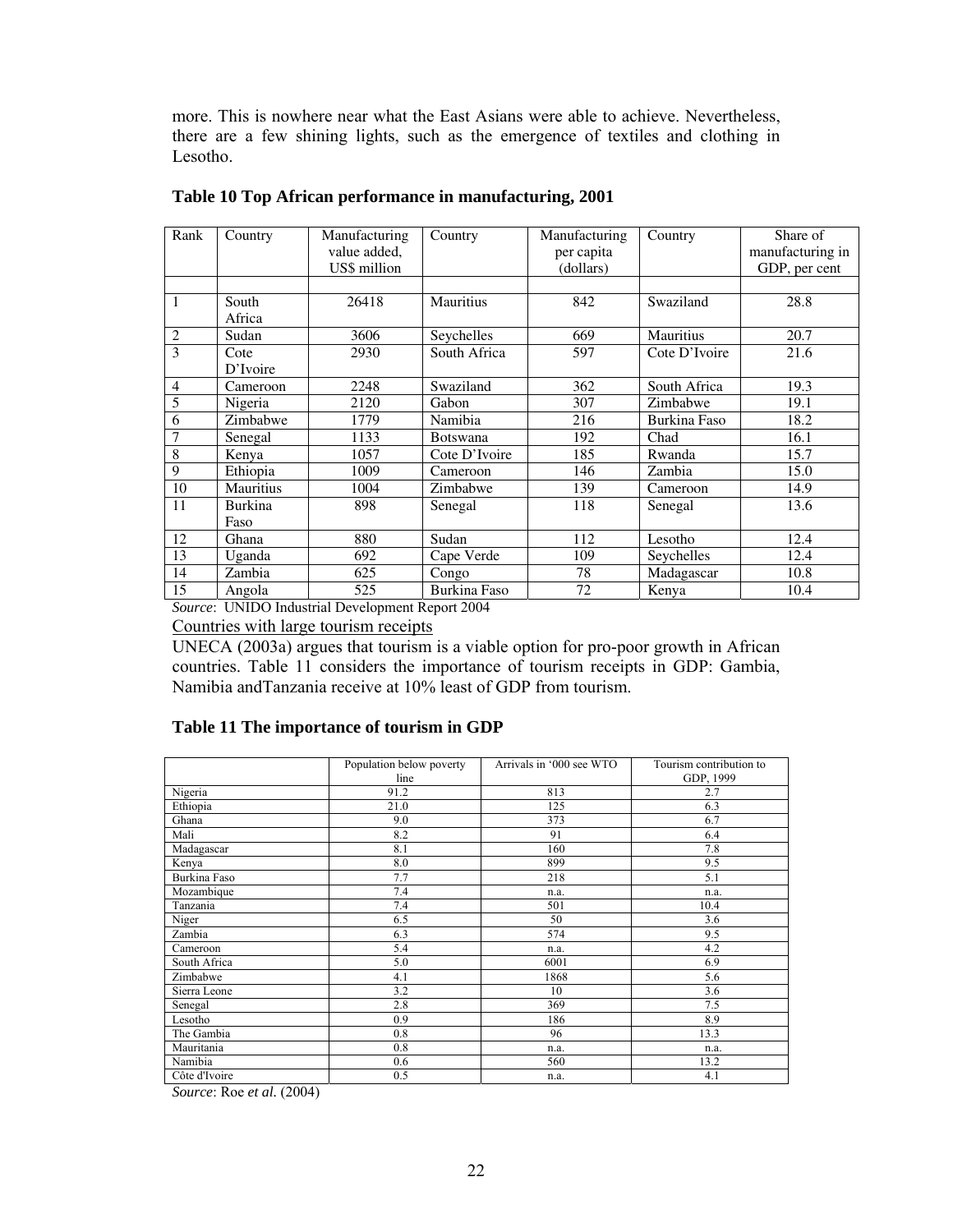more. This is nowhere near what the East Asians were able to achieve. Nevertheless, there are a few shining lights, such as the emergence of textiles and clothing in Lesotho.

**Table 10 Top African performance in manufacturing, 2001**

| Rank | Country | Manufacturing value added, US$ million | Country | Manufacturing per capita (dollars) | Country | Share of manufacturing in GDP, per cent |
|---|---|---|---|---|---|---|
| | | | | | | |
| 1 | South Africa | 26418 | Mauritius | 842 | Swaziland | 28.8 |
| 2 | Sudan | 3606 | Seychelles | 669 | Mauritius | 20.7 |
| 3 | Cote D'Ivoire | 2930 | South Africa | 597 | Cote D'Ivoire | 21.6 |
| 4 | Cameroon | 2248 | Swaziland | 362 | South Africa | 19.3 |
| 5 | Nigeria | 2120 | Gabon | 307 | Zimbabwe | 19.1 |
| 6 | Zimbabwe | 1779 | Namibia | 216 | Burkina Faso | 18.2 |
| 7 | Senegal | 1133 | Botswana | 192 | Chad | 16.1 |
| 8 | Kenya | 1057 | Cote D'Ivoire | 185 | Rwanda | 15.7 |
| 9 | Ethiopia | 1009 | Cameroon | 146 | Zambia | 15.0 |
| 10 | Mauritius | 1004 | Zimbabwe | 139 | Cameroon | 14.9 |
| 11 | Burkina Faso | 898 | Senegal | 118 | Senegal | 13.6 |
| 12 | Ghana | 880 | Sudan | 112 | Lesotho | 12.4 |
| 13 | Uganda | 692 | Cape Verde | 109 | Seychelles | 12.4 |
| 14 | Zambia | 625 | Congo | 78 | Madagascar | 10.8 |
| 15 | Angola | 525 | Burkina Faso | 72 | Kenya | 10.4 |

*Source*: UNIDO Industrial Development Report 2004

Countries with large tourism receipts

UNECA (2003a) argues that tourism is a viable option for pro-poor growth in African countries. Table 11 considers the importance of tourism receipts in GDP: Gambia, Namibia andTanzania receive at 10% least of GDP from tourism.

**Table 11 The importance of tourism in GDP**

| | Population below poverty line | Arrivals in '000 see WTO | Tourism contribution to GDP, 1999 |
|---|---|---|---|
| Nigeria | 91.2 | 813 | 2.7 |
| Ethiopia | 21.0 | 125 | 6.3 |
| Ghana | 9.0 | 373 | 6.7 |
| Mali | 8.2 | 91 | 6.4 |
| Madagascar | 8.1 | 160 | 7.8 |
| Kenya | 8.0 | 899 | 9.5 |
| Burkina Faso | 7.7 | 218 | 5.1 |
| Mozambique | 7.4 | n.a. | n.a. |
| Tanzania | 7.4 | 501 | 10.4 |
| Niger | 6.5 | 50 | 3.6 |
| Zambia | 6.3 | 574 | 9.5 |
| Cameroon | 5.4 | n.a. | 4.2 |
| South Africa | 5.0 | 6001 | 6.9 |
| Zimbabwe | 4.1 | 1868 | 5.6 |
| Sierra Leone | 3.2 | 10 | 3.6 |
| Senegal | 2.8 | 369 | 7.5 |
| Lesotho | 0.9 | 186 | 8.9 |
| The Gambia | 0.8 | 96 | 13.3 |
| Mauritania | 0.8 | n.a. | n.a. |
| Namibia | 0.6 | 560 | 13.2 |
| Côte d'Ivoire | 0.5 | n.a. | 4.1 |

*Source*: Roe *et al.* (2004)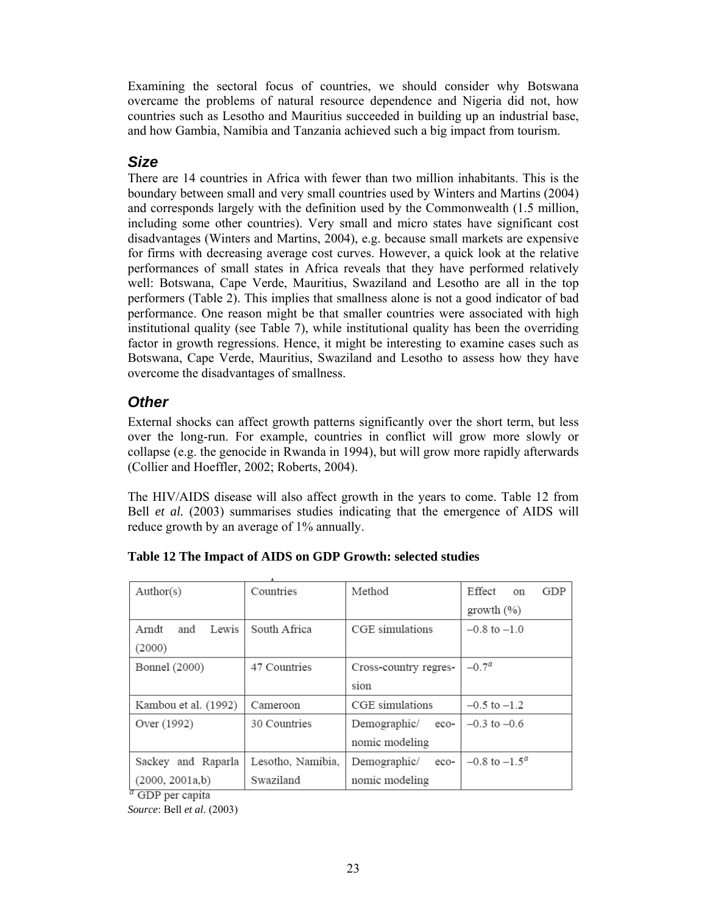Examining the sectoral focus of countries, we should consider why Botswana overcame the problems of natural resource dependence and Nigeria did not, how countries such as Lesotho and Mauritius succeeded in building up an industrial base, and how Gambia, Namibia and Tanzania achieved such a big impact from tourism.

### *Size*

There are 14 countries in Africa with fewer than two million inhabitants. This is the boundary between small and very small countries used by Winters and Martins (2004) and corresponds largely with the definition used by the Commonwealth (1.5 million, including some other countries). Very small and micro states have significant cost disadvantages (Winters and Martins, 2004), e.g. because small markets are expensive for firms with decreasing average cost curves. However, a quick look at the relative performances of small states in Africa reveals that they have performed relatively well: Botswana, Cape Verde, Mauritius, Swaziland and Lesotho are all in the top performers (Table 2). This implies that smallness alone is not a good indicator of bad performance. One reason might be that smaller countries were associated with high institutional quality (see Table 7), while institutional quality has been the overriding factor in growth regressions. Hence, it might be interesting to examine cases such as Botswana, Cape Verde, Mauritius, Swaziland and Lesotho to assess how they have overcome the disadvantages of smallness.

### *Other*

External shocks can affect growth patterns significantly over the short term, but less over the long-run. For example, countries in conflict will grow more slowly or collapse (e.g. the genocide in Rwanda in 1994), but will grow more rapidly afterwards (Collier and Hoeffler, 2002; Roberts, 2004).

The HIV/AIDS disease will also affect growth in the years to come. Table 12 from Bell *et al.* (2003) summarises studies indicating that the emergence of AIDS will reduce growth by an average of 1% annually.

**Table 12 The Impact of AIDS on GDP Growth: selected studies**

| Author(s) | Countries | Method | Effect on GDP growth (%) |
|---|---|---|---|
| Arndt and Lewis (2000) | South Africa | CGE simulations | –0.8 to –1.0 |
| Bonnel (2000) | 47 Countries | Cross-country regression | –0.7[a] |
| Kambou et al. (1992) | Cameroon | CGE simulations | –0.5 to –1.2 |
| Over (1992) | 30 Countries | Demographic/ economic modeling | –0.3 to –0.6 |
| Sackey and Raparla (2000, 2001a,b) | Lesotho, Namibia, Swaziland | Demographic/ economic modeling | –0.8 to –1.5[a] |

[a] GDP per capita

*Source*: Bell *et al*. (2003)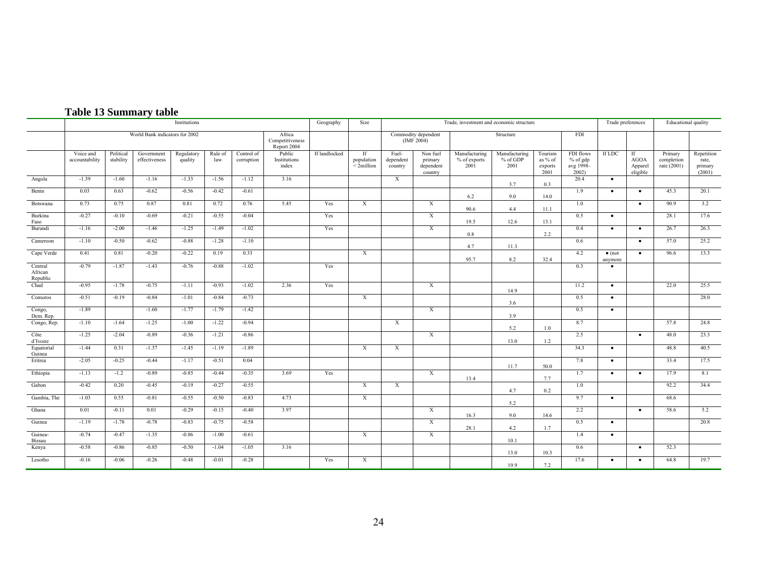## Table 13 Summary table

| | Institutions | | | | | | | Geography | Size | Trade, investment and economic structure | | | | | | Trade preferences | | Educational quality | |
|---|---|---|---|---|---|---|---|---|---|---|---|---|---|---|---|---|---|---|---|
| | World Bank indicators for 2002 | | | | | | Africa Competitiveness Report 2004 | | | Commodity dependent (IMF 2004) | | Structure | | | FDI | | | | |
| | Voice and accountability | Political stability | Government effectiveness | Regulatory quality | Rule of law | Control of corruption | Public Institutions index | If landlocked | If population < 2million | Fuel-dependent country | Non fuel primary dependent country | Manufacturing % of exports 2001 | Manufacturing % of GDP 2001 | Tourism as % of exports 2001 | FDI flows % of gdp avg 1998–2002) | If LDC | If AGOA Apparel eligible | Primary completion rate (2001) | Repetition rate, primary (2001) |
| Angola | -1.39 | -1.60 | -1.16 | -1.33 | -1.56 | -1.12 | 3.16 | | | X | | | 3.7 | 0.3 | 20.4 | • | | | |
| Benin | 0.03 | 0.63 | -0.62 | -0.56 | -0.42 | -0.61 | | | | | | 6.2 | 9.0 | 14.0 | 1.9 | • | • | 45.3 | 20.1 |
| Botswana | 0.73 | 0.75 | 0.87 | 0.81 | 0.72 | 0.76 | 5.45 | Yes | X | | X | 90.6 | 4.4 | 11.1 | 1.0 | | • | 90.9 | 3.2 |
| Burkina Faso | -0.27 | -0.10 | -0.69 | -0.21 | -0.55 | -0.04 | | Yes | | | X | 19.5 | 12.6 | 13.1 | 0.5 | • | | 28.1 | 17.6 |
| Burundi | -1.16 | -2.00 | -1.46 | -1.25 | -1.49 | -1.02 | | Yes | | | X | 0.8 | | 2.2 | 0.4 | • | • | 26.7 | 26.3 |
| Cameroon | -1.10 | -0.50 | -0.62 | -0.88 | -1.28 | -1.10 | | | | | | 4.7 | 11.3 | | 0.6 | | • | 57.0 | 25.2 |
| Cape Verde | 0.41 | 0.81 | -0.20 | -0.22 | 0.19 | 0.33 | | | X | | | 95.7 | 8.2 | 32.4 | 4.2 | • (not anymore | • | 96.6 | 13.3 |
| Central African Republic | -0.79 | -1.87 | -1.43 | -0.76 | -0.88 | -1.02 | | Yes | | | | | | | 0.3 | • | | | |
| Chad | -0.95 | -1.78 | -0.75 | -1.11 | -0.93 | -1.02 | 2.36 | Yes | | | X | | 14.9 | | 11.2 | • | | 22.0 | 25.5 |
| Comoros | -0.51 | -0.19 | -0.84 | -1.01 | -0.84 | -0.73 | | | X | | | | 3.6 | | 0.5 | • | | | 28.0 |
| Congo, Dem. Rep. | -1.89 | | -1.60 | -1.77 | -1.79 | -1.42 | | | | | X | | 3.9 | | 0.5 | • | | | |
| Congo, Rep. | -1.10 | -1.64 | -1.25 | -1.00 | -1.22 | -0.94 | | | | X | | | 5.2 | 1.0 | 8.7 | | | 57.8 | 24.8 |
| Côte d'Ivoire | -1.25 | -2.04 | -0.89 | -0.36 | -1.21 | -0.86 | | | | | X | | 13.0 | 1.2 | 2.5 | | • | 48.0 | 23.3 |
| Equatorial Guinea | -1.44 | 0.31 | -1.37 | -1.45 | -1.19 | -1.89 | | | X | X | | | | | 34.3 | • | | 48.8 | 40.5 |
| Eritrea | -2.05 | -0.25 | -0.44 | -1.17 | -0.51 | 0.04 | | | | | | | 11.7 | 50.0 | 7.8 | • | | 33.4 | 17.5 |
| Ethiopia | -1.13 | -1.2 | -0.89 | -0.85 | -0.44 | -0.35 | 3.69 | Yes | | | X | 13.4 | | 7.7 | 1.7 | • | • | 17.9 | 8.1 |
| Gabon | -0.42 | 0.20 | -0.45 | -0.19 | -0.27 | -0.55 | | | X | X | | | 4.7 | 0.2 | 1.0 | | | 92.2 | 34.4 |
| Gambia, The | -1.03 | 0.55 | -0.81 | -0.55 | -0.50 | -0.83 | 4.73 | | X | | | | 5.2 | | 9.7 | • | | 68.6 | |
| Ghana | 0.01 | -0.11 | 0.01 | -0.29 | -0.15 | -0.40 | 3.97 | | | | X | 16.3 | 9.0 | 14.6 | 2.2 | | • | 58.6 | 5.2 |
| Guinea | -1.19 | -1.78 | -0.78 | -0.83 | -0.75 | -0.58 | | | | | X | 28.1 | 4.2 | 1.7 | 0.5 | • | | | 20.8 |
| Guinea-Bissau | -0.74 | -0.47 | -1.35 | -0.86 | -1.00 | -0.61 | | | X | | X | | 10.1 | | 1.4 | • | | | |
| Kenya | -0.58 | -0.86 | -0.85 | -0.50 | -1.04 | -1.05 | 3.16 | | | | | | 13.0 | 10.3 | 0.6 | | • | 52.3 | |
| Lesotho | -0.16 | -0.06 | -0.26 | -0.48 | -0.01 | -0.28 | | Yes | X | | | | 19.9 | 7.2 | 17.6 | • | • | 64.8 | 19.7 |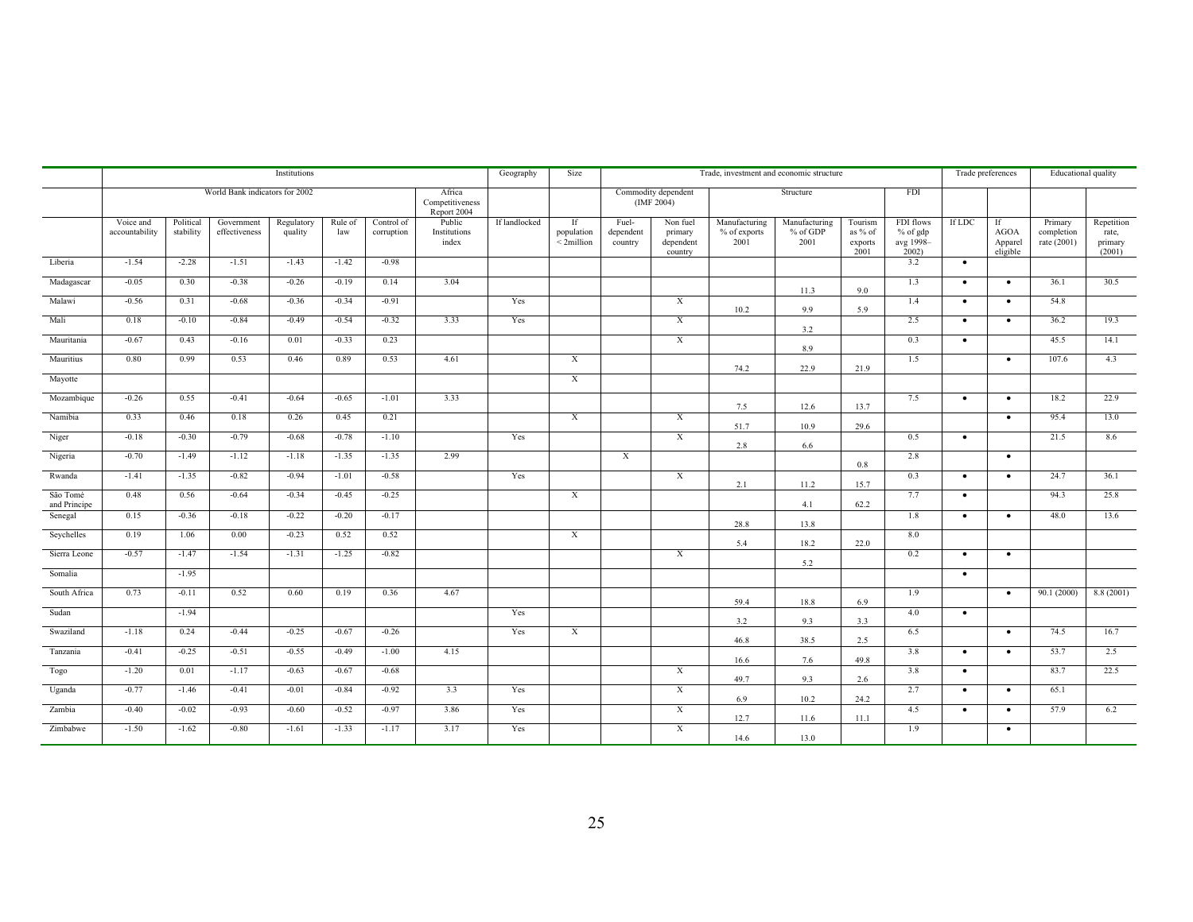| | Institutions | | | | | | | Geography | Size | Trade, investment and economic structure | | | | | | Trade preferences | | Educational quality | |
|---|---|---|---|---|---|---|---|---|---|---|---|---|---|---|---|---|---|---|---|
| | World Bank indicators for 2002 | | | | | | Africa Competitiveness Report 2004 | | | Commodity dependent (IMF 2004) | | Structure | | | FDI | | | | |
| | Voice and accountability | Political stability | Government effectiveness | Regulatory quality | Rule of law | Control of corruption | Public Institutions index | If landlocked | If population < 2million | Fuel-dependent country | Non fuel primary dependent country | Manufacturing % of exports 2001 | Manufacturing % of GDP 2001 | Tourism as % of exports 2001 | FDI flows % of gdp avg 1998–2002) | If LDC | If AGOA Apparel eligible | Primary completion rate (2001) | Repetition rate, primary (2001) |
| Liberia | -1.54 | -2.28 | -1.51 | -1.43 | -1.42 | -0.98 | | | | | | | | | 3.2 | • | | | |
| Madagascar | -0.05 | 0.30 | -0.38 | -0.26 | -0.19 | 0.14 | 3.04 | | | | | | 11.3 | 9.0 | 1.3 | • | • | 36.1 | 30.5 |
| Malawi | -0.56 | 0.31 | -0.68 | -0.36 | -0.34 | -0.91 | | Yes | | | X | 10.2 | 9.9 | 5.9 | 1.4 | • | • | 54.8 | |
| Mali | 0.18 | -0.10 | -0.84 | -0.49 | -0.54 | -0.32 | 3.33 | Yes | | | X | | 3.2 | | 2.5 | • | • | 36.2 | 19.3 |
| Mauritania | -0.67 | 0.43 | -0.16 | 0.01 | -0.33 | 0.23 | | | | | X | | 8.9 | | 0.3 | • | | 45.5 | 14.1 |
| Mauritius | 0.80 | 0.99 | 0.53 | 0.46 | 0.89 | 0.53 | 4.61 | | X | | | 74.2 | 22.9 | 21.9 | 1.5 | | • | 107.6 | 4.3 |
| Mayotte | | | | | | | | | X | | | | | | | | | | |
| Mozambique | -0.26 | 0.55 | -0.41 | -0.64 | -0.65 | -1.01 | 3.33 | | | | | 7.5 | 12.6 | 13.7 | 7.5 | • | • | 18.2 | 22.9 |
| Namibia | 0.33 | 0.46 | 0.18 | 0.26 | 0.45 | 0.21 | | | X | | X | 51.7 | 10.9 | 29.6 | | | • | 95.4 | 13.0 |
| Niger | -0.18 | -0.30 | -0.79 | -0.68 | -0.78 | -1.10 | | Yes | | | X | 2.8 | 6.6 | | 0.5 | • | | 21.5 | 8.6 |
| Nigeria | -0.70 | -1.49 | -1.12 | -1.18 | -1.35 | -1.35 | 2.99 | | | X | | | | 0.8 | 2.8 | | • | | |
| Rwanda | -1.41 | -1.35 | -0.82 | -0.94 | -1.01 | -0.58 | | Yes | | | X | 2.1 | 11.2 | 15.7 | 0.3 | • | • | 24.7 | 36.1 |
| São Tomé and Principe | 0.48 | 0.56 | -0.64 | -0.34 | -0.45 | -0.25 | | | X | | | | 4.1 | 62.2 | 7.7 | • | | 94.3 | 25.8 |
| Senegal | 0.15 | -0.36 | -0.18 | -0.22 | -0.20 | -0.17 | | | | | | 28.8 | 13.8 | | 1.8 | • | • | 48.0 | 13.6 |
| Seychelles | 0.19 | 1.06 | 0.00 | -0.23 | 0.52 | 0.52 | | | X | | | 5.4 | 18.2 | 22.0 | 8.0 | | | | |
| Sierra Leone | -0.57 | -1.47 | -1.54 | -1.31 | -1.25 | -0.82 | | | | | X | | 5.2 | | 0.2 | • | • | | |
| Somalia | | -1.95 | | | | | | | | | | | | | | • | | | |
| South Africa | 0.73 | -0.11 | 0.52 | 0.60 | 0.19 | 0.36 | 4.67 | | | | | 59.4 | 18.8 | 6.9 | 1.9 | | • | 90.1 (2000) | 8.8 (2001) |
| Sudan | | -1.94 | | | | | | Yes | | | | 3.2 | 9.3 | 3.3 | 4.0 | • | | | |
| Swaziland | -1.18 | 0.24 | -0.44 | -0.25 | -0.67 | -0.26 | | Yes | X | | | 46.8 | 38.5 | 2.5 | 6.5 | | • | 74.5 | 16.7 |
| Tanzania | -0.41 | -0.25 | -0.51 | -0.55 | -0.49 | -1.00 | 4.15 | | | | | 16.6 | 7.6 | 49.8 | 3.8 | • | • | 53.7 | 2.5 |
| Togo | -1.20 | 0.01 | -1.17 | -0.63 | -0.67 | -0.68 | | | | | X | 49.7 | 9.3 | 2.6 | 3.8 | • | | 83.7 | 22.5 |
| Uganda | -0.77 | -1.46 | -0.41 | -0.01 | -0.84 | -0.92 | 3.3 | Yes | | | X | 6.9 | 10.2 | 24.2 | 2.7 | • | • | 65.1 | |
| Zambia | -0.40 | -0.02 | -0.93 | -0.60 | -0.52 | -0.97 | 3.86 | Yes | | | X | 12.7 | 11.6 | 11.1 | 4.5 | • | • | 57.9 | 6.2 |
| Zimbabwe | -1.50 | -1.62 | -0.80 | -1.61 | -1.33 | -1.17 | 3.17 | Yes | | | X | 14.6 | 13.0 | | 1.9 | | • | | |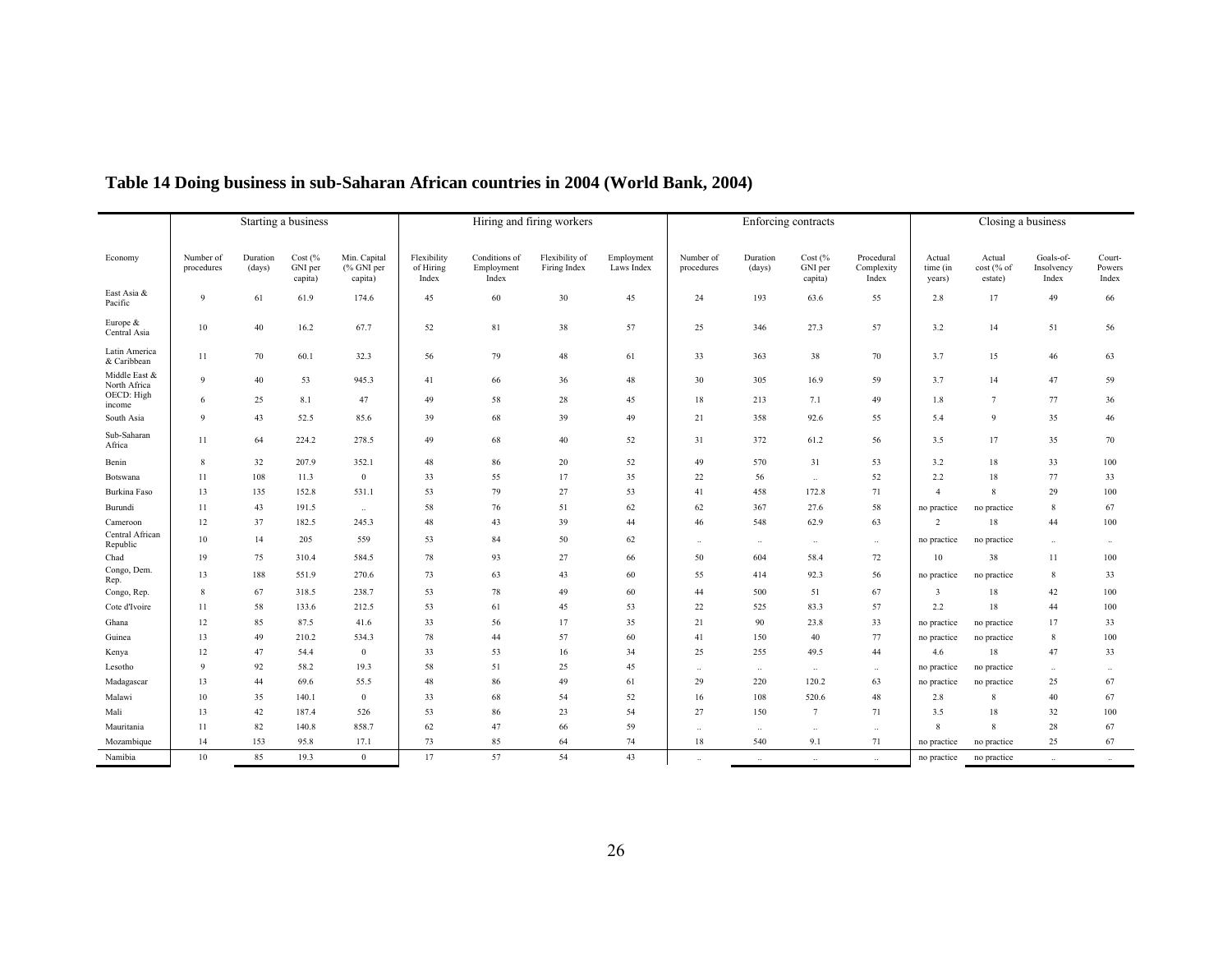## Table 14 Doing business in sub-Saharan African countries in 2004 (World Bank, 2004)

| | Starting a business | | | | Hiring and firing workers | | | | Enforcing contracts | | | | Closing a business | | | |
|---|---|---|---|---|---|---|---|---|---|---|---|---|---|---|---|---|
| Economy | Number of procedures | Duration (days) | Cost (% GNI per capita) | Min. Capital (% GNI per capita) | Flexibility of Hiring Index | Conditions of Employment Index | Flexibility of Firing Index | Employment Laws Index | Number of procedures | Duration (days) | Cost (% GNI per capita) | Procedural Complexity Index | Actual time (in years) | Actual cost (% of estate) | Goals-of-Insolvency Index | Court-Powers Index |
| East Asia & Pacific | 9 | 61 | 61.9 | 174.6 | 45 | 60 | 30 | 45 | 24 | 193 | 63.6 | 55 | 2.8 | 17 | 49 | 66 |
| Europe & Central Asia | 10 | 40 | 16.2 | 67.7 | 52 | 81 | 38 | 57 | 25 | 346 | 27.3 | 57 | 3.2 | 14 | 51 | 56 |
| Latin America & Caribbean | 11 | 70 | 60.1 | 32.3 | 56 | 79 | 48 | 61 | 33 | 363 | 38 | 70 | 3.7 | 15 | 46 | 63 |
| Middle East & North Africa | 9 | 40 | 53 | 945.3 | 41 | 66 | 36 | 48 | 30 | 305 | 16.9 | 59 | 3.7 | 14 | 47 | 59 |
| OECD: High income | 6 | 25 | 8.1 | 47 | 49 | 58 | 28 | 45 | 18 | 213 | 7.1 | 49 | 1.8 | 7 | 77 | 36 |
| South Asia | 9 | 43 | 52.5 | 85.6 | 39 | 68 | 39 | 49 | 21 | 358 | 92.6 | 55 | 5.4 | 9 | 35 | 46 |
| Sub-Saharan Africa | 11 | 64 | 224.2 | 278.5 | 49 | 68 | 40 | 52 | 31 | 372 | 61.2 | 56 | 3.5 | 17 | 35 | 70 |
| Benin | 8 | 32 | 207.9 | 352.1 | 48 | 86 | 20 | 52 | 49 | 570 | 31 | 53 | 3.2 | 18 | 33 | 100 |
| Botswana | 11 | 108 | 11.3 | 0 | 33 | 55 | 17 | 35 | 22 | 56 | .. | 52 | 2.2 | 18 | 77 | 33 |
| Burkina Faso | 13 | 135 | 152.8 | 531.1 | 53 | 79 | 27 | 53 | 41 | 458 | 172.8 | 71 | 4 | 8 | 29 | 100 |
| Burundi | 11 | 43 | 191.5 | .. | 58 | 76 | 51 | 62 | 62 | 367 | 27.6 | 58 | no practice | no practice | 8 | 67 |
| Cameroon | 12 | 37 | 182.5 | 245.3 | 48 | 43 | 39 | 44 | 46 | 548 | 62.9 | 63 | 2 | 18 | 44 | 100 |
| Central African Republic | 10 | 14 | 205 | 559 | 53 | 84 | 50 | 62 | .. | .. | .. | .. | no practice | no practice | .. | .. |
| Chad | 19 | 75 | 310.4 | 584.5 | 78 | 93 | 27 | 66 | 50 | 604 | 58.4 | 72 | 10 | 38 | 11 | 100 |
| Congo, Dem. Rep. | 13 | 188 | 551.9 | 270.6 | 73 | 63 | 43 | 60 | 55 | 414 | 92.3 | 56 | no practice | no practice | 8 | 33 |
| Congo, Rep. | 8 | 67 | 318.5 | 238.7 | 53 | 78 | 49 | 60 | 44 | 500 | 51 | 67 | 3 | 18 | 42 | 100 |
| Cote d'Ivoire | 11 | 58 | 133.6 | 212.5 | 53 | 61 | 45 | 53 | 22 | 525 | 83.3 | 57 | 2.2 | 18 | 44 | 100 |
| Ghana | 12 | 85 | 87.5 | 41.6 | 33 | 56 | 17 | 35 | 21 | 90 | 23.8 | 33 | no practice | no practice | 17 | 33 |
| Guinea | 13 | 49 | 210.2 | 534.3 | 78 | 44 | 57 | 60 | 41 | 150 | 40 | 77 | no practice | no practice | 8 | 100 |
| Kenya | 12 | 47 | 54.4 | 0 | 33 | 53 | 16 | 34 | 25 | 255 | 49.5 | 44 | 4.6 | 18 | 47 | 33 |
| Lesotho | 9 | 92 | 58.2 | 19.3 | 58 | 51 | 25 | 45 | .. | .. | .. | .. | no practice | no practice | .. | .. |
| Madagascar | 13 | 44 | 69.6 | 55.5 | 48 | 86 | 49 | 61 | 29 | 220 | 120.2 | 63 | no practice | no practice | 25 | 67 |
| Malawi | 10 | 35 | 140.1 | 0 | 33 | 68 | 54 | 52 | 16 | 108 | 520.6 | 48 | 2.8 | 8 | 40 | 67 |
| Mali | 13 | 42 | 187.4 | 526 | 53 | 86 | 23 | 54 | 27 | 150 | 7 | 71 | 3.5 | 18 | 32 | 100 |
| Mauritania | 11 | 82 | 140.8 | 858.7 | 62 | 47 | 66 | 59 | .. | .. | .. | .. | 8 | 8 | 28 | 67 |
| Mozambique | 14 | 153 | 95.8 | 17.1 | 73 | 85 | 64 | 74 | 18 | 540 | 9.1 | 71 | no practice | no practice | 25 | 67 |
| Namibia | 10 | 85 | 19.3 | 0 | 17 | 57 | 54 | 43 | .. | .. | .. | .. | no practice | no practice | .. | .. |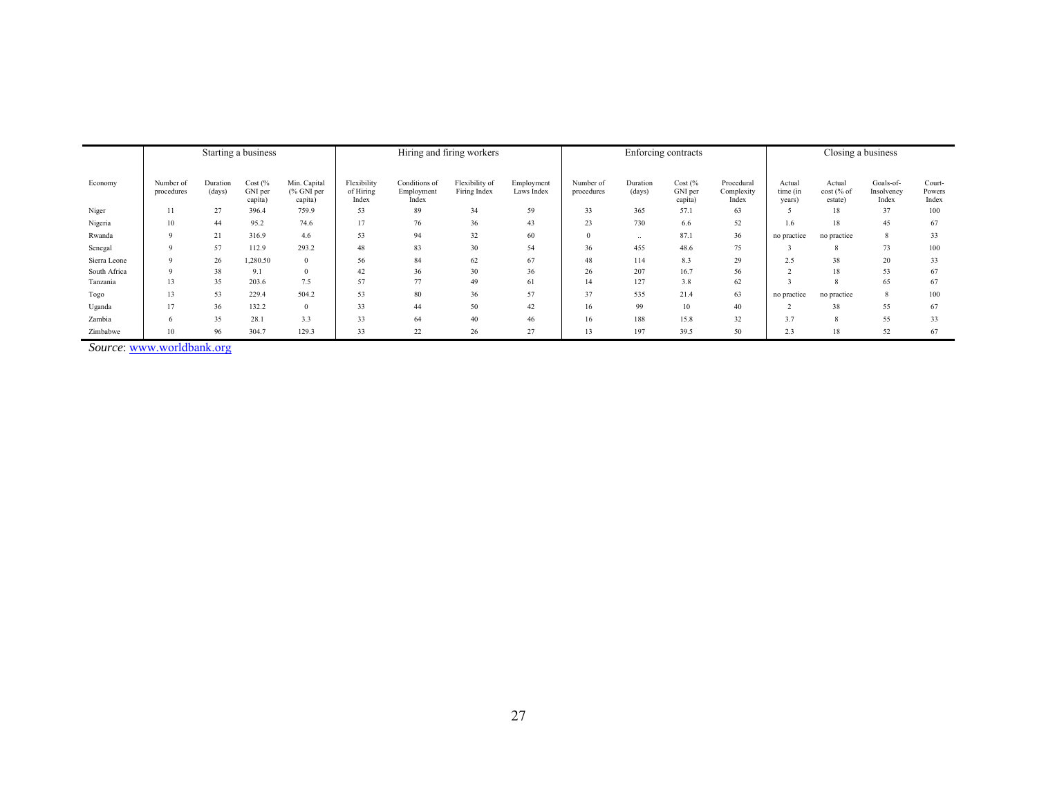| | Starting a business | | | | Hiring and firing workers | | | | Enforcing contracts | | | | Closing a business | | | |
|---|---|---|---|---|---|---|---|---|---|---|---|---|---|---|---|---|
| Economy | Number of procedures | Duration (days) | Cost (% GNI per capita) | Min. Capital (% GNI per capita) | Flexibility of Hiring Index | Conditions of Employment Index | Flexibility of Firing Index | Employment Laws Index | Number of procedures | Duration (days) | Cost (% GNI per capita) | Procedural Complexity Index | Actual time (in years) | Actual cost (% of estate) | Goals-of-Insolvency Index | Court-Powers Index |
| Niger | 11 | 27 | 396.4 | 759.9 | 53 | 89 | 34 | 59 | 33 | 365 | 57.1 | 63 | 5 | 18 | 37 | 100 |
| Nigeria | 10 | 44 | 95.2 | 74.6 | 17 | 76 | 36 | 43 | 23 | 730 | 6.6 | 52 | 1.6 | 18 | 45 | 67 |
| Rwanda | 9 | 21 | 316.9 | 4.6 | 53 | 94 | 32 | 60 | 0 | .. | 87.1 | 36 | no practice | no practice | 8 | 33 |
| Senegal | 9 | 57 | 112.9 | 293.2 | 48 | 83 | 30 | 54 | 36 | 455 | 48.6 | 75 | 3 | 8 | 73 | 100 |
| Sierra Leone | 9 | 26 | 1,280.50 | 0 | 56 | 84 | 62 | 67 | 48 | 114 | 8.3 | 29 | 2.5 | 38 | 20 | 33 |
| South Africa | 9 | 38 | 9.1 | 0 | 42 | 36 | 30 | 36 | 26 | 207 | 16.7 | 56 | 2 | 18 | 53 | 67 |
| Tanzania | 13 | 35 | 203.6 | 7.5 | 57 | 77 | 49 | 61 | 14 | 127 | 3.8 | 62 | 3 | 8 | 65 | 67 |
| Togo | 13 | 53 | 229.4 | 504.2 | 53 | 80 | 36 | 57 | 37 | 535 | 21.4 | 63 | no practice | no practice | 8 | 100 |
| Uganda | 17 | 36 | 132.2 | 0 | 33 | 44 | 50 | 42 | 16 | 99 | 10 | 40 | 2 | 38 | 55 | 67 |
| Zambia | 6 | 35 | 28.1 | 3.3 | 33 | 64 | 40 | 46 | 16 | 188 | 15.8 | 32 | 3.7 | 8 | 55 | 33 |
| Zimbabwe | 10 | 96 | 304.7 | 129.3 | 33 | 22 | 26 | 27 | 13 | 197 | 39.5 | 50 | 2.3 | 18 | 52 | 67 |

*Source*: www.worldbank.org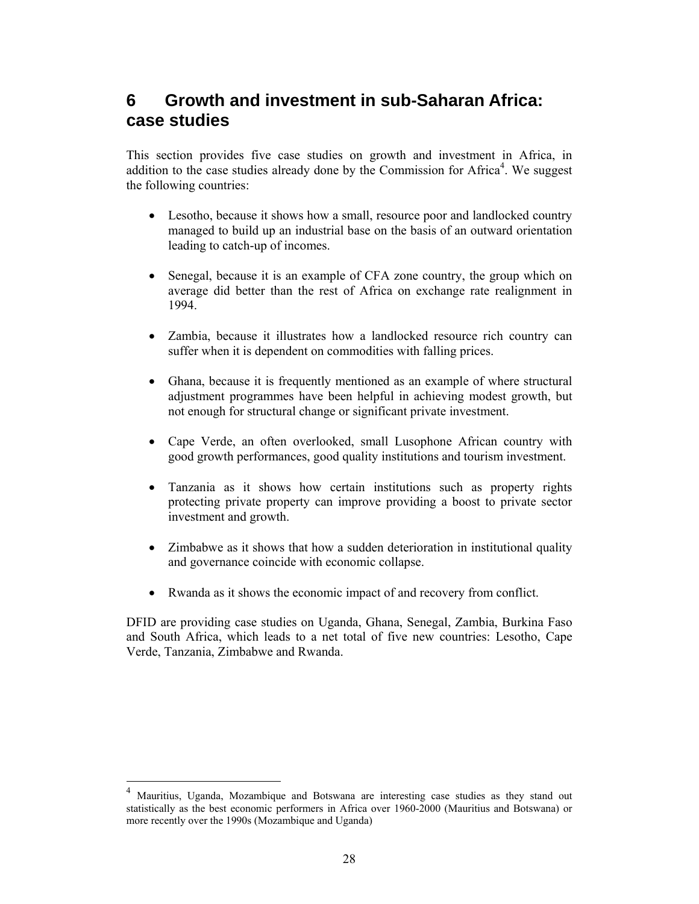# 6 Growth and investment in sub-Saharan Africa: case studies

This section provides five case studies on growth and investment in Africa, in addition to the case studies already done by the Commission for Africa[4]. We suggest the following countries:

- Lesotho, because it shows how a small, resource poor and landlocked country managed to build up an industrial base on the basis of an outward orientation leading to catch-up of incomes.

- Senegal, because it is an example of CFA zone country, the group which on average did better than the rest of Africa on exchange rate realignment in 1994.

- Zambia, because it illustrates how a landlocked resource rich country can suffer when it is dependent on commodities with falling prices.

- Ghana, because it is frequently mentioned as an example of where structural adjustment programmes have been helpful in achieving modest growth, but not enough for structural change or significant private investment.

- Cape Verde, an often overlooked, small Lusophone African country with good growth performances, good quality institutions and tourism investment.

- Tanzania as it shows how certain institutions such as property rights protecting private property can improve providing a boost to private sector investment and growth.

- Zimbabwe as it shows that how a sudden deterioration in institutional quality and governance coincide with economic collapse.

- Rwanda as it shows the economic impact of and recovery from conflict.

DFID are providing case studies on Uganda, Ghana, Senegal, Zambia, Burkina Faso and South Africa, which leads to a net total of five new countries: Lesotho, Cape Verde, Tanzania, Zimbabwe and Rwanda.

---

[4] Mauritius, Uganda, Mozambique and Botswana are interesting case studies as they stand out statistically as the best economic performers in Africa over 1960-2000 (Mauritius and Botswana) or more recently over the 1990s (Mozambique and Uganda)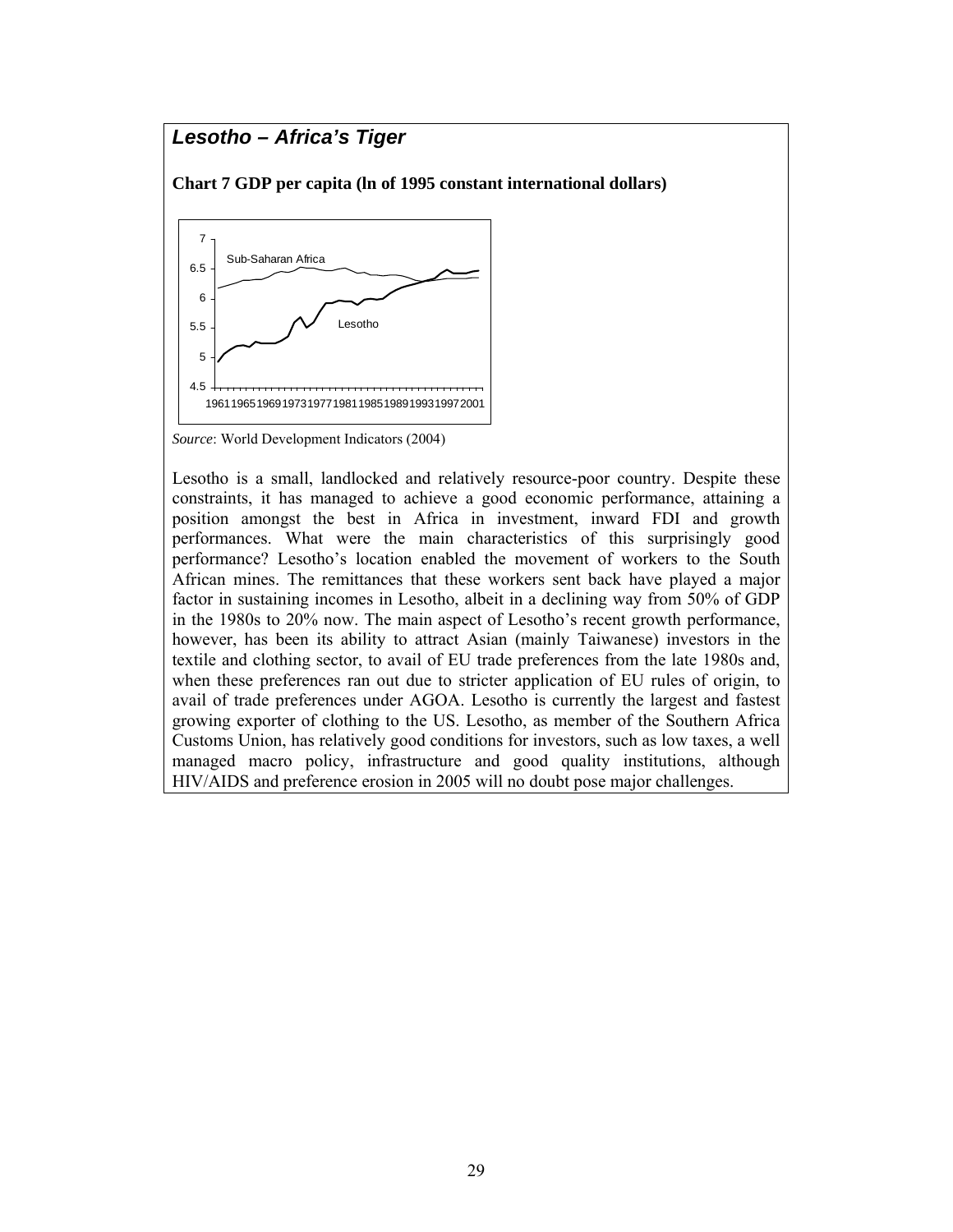## *Lesotho – Africa's Tiger*

**Chart 7 GDP per capita (ln of 1995 constant international dollars)**

*Source*: World Development Indicators (2004)

Lesotho is a small, landlocked and relatively resource-poor country. Despite these constraints, it has managed to achieve a good economic performance, attaining a position amongst the best in Africa in investment, inward FDI and growth performances. What were the main characteristics of this surprisingly good performance? Lesotho's location enabled the movement of workers to the South African mines. The remittances that these workers sent back have played a major factor in sustaining incomes in Lesotho, albeit in a declining way from 50% of GDP in the 1980s to 20% now. The main aspect of Lesotho's recent growth performance, however, has been its ability to attract Asian (mainly Taiwanese) investors in the textile and clothing sector, to avail of EU trade preferences from the late 1980s and, when these preferences ran out due to stricter application of EU rules of origin, to avail of trade preferences under AGOA. Lesotho is currently the largest and fastest growing exporter of clothing to the US. Lesotho, as member of the Southern Africa Customs Union, has relatively good conditions for investors, such as low taxes, a well managed macro policy, infrastructure and good quality institutions, although HIV/AIDS and preference erosion in 2005 will no doubt pose major challenges.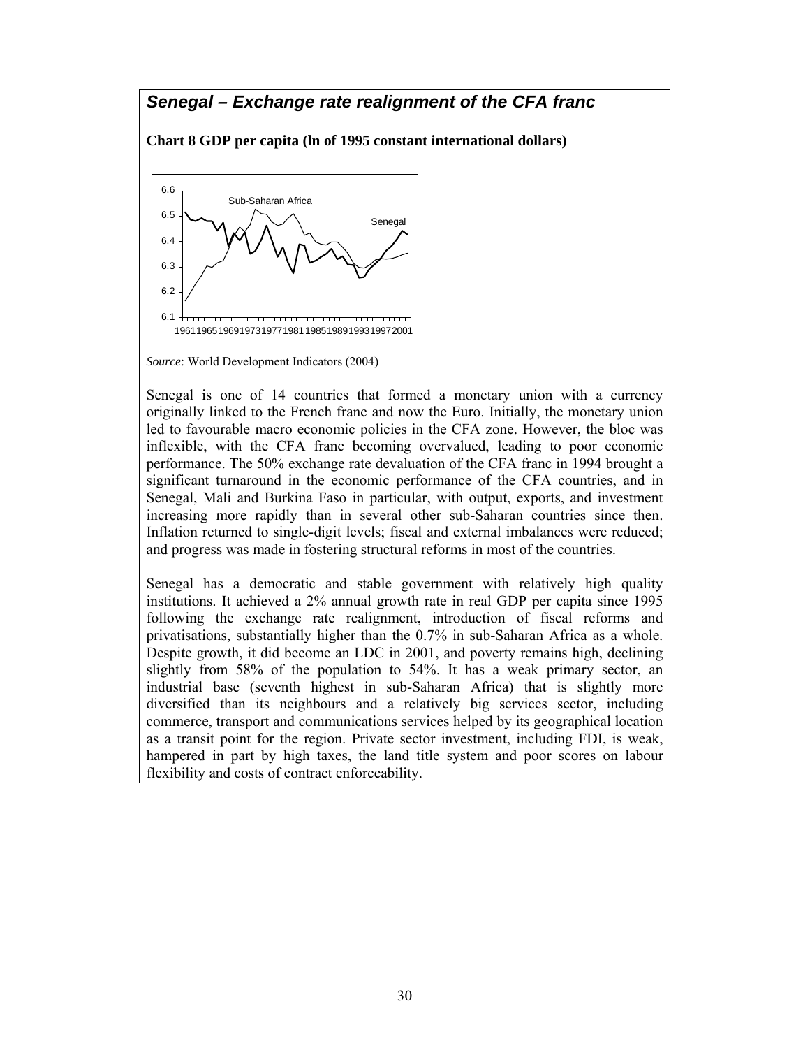## *Senegal – Exchange rate realignment of the CFA franc*

**Chart 8 GDP per capita (ln of 1995 constant international dollars)**

*Source*: World Development Indicators (2004)

Senegal is one of 14 countries that formed a monetary union with a currency originally linked to the French franc and now the Euro. Initially, the monetary union led to favourable macro economic policies in the CFA zone. However, the bloc was inflexible, with the CFA franc becoming overvalued, leading to poor economic performance. The 50% exchange rate devaluation of the CFA franc in 1994 brought a significant turnaround in the economic performance of the CFA countries, and in Senegal, Mali and Burkina Faso in particular, with output, exports, and investment increasing more rapidly than in several other sub-Saharan countries since then. Inflation returned to single-digit levels; fiscal and external imbalances were reduced; and progress was made in fostering structural reforms in most of the countries.

Senegal has a democratic and stable government with relatively high quality institutions. It achieved a 2% annual growth rate in real GDP per capita since 1995 following the exchange rate realignment, introduction of fiscal reforms and privatisations, substantially higher than the 0.7% in sub-Saharan Africa as a whole. Despite growth, it did become an LDC in 2001, and poverty remains high, declining slightly from 58% of the population to 54%. It has a weak primary sector, an industrial base (seventh highest in sub-Saharan Africa) that is slightly more diversified than its neighbours and a relatively big services sector, including commerce, transport and communications services helped by its geographical location as a transit point for the region. Private sector investment, including FDI, is weak, hampered in part by high taxes, the land title system and poor scores on labour flexibility and costs of contract enforceability.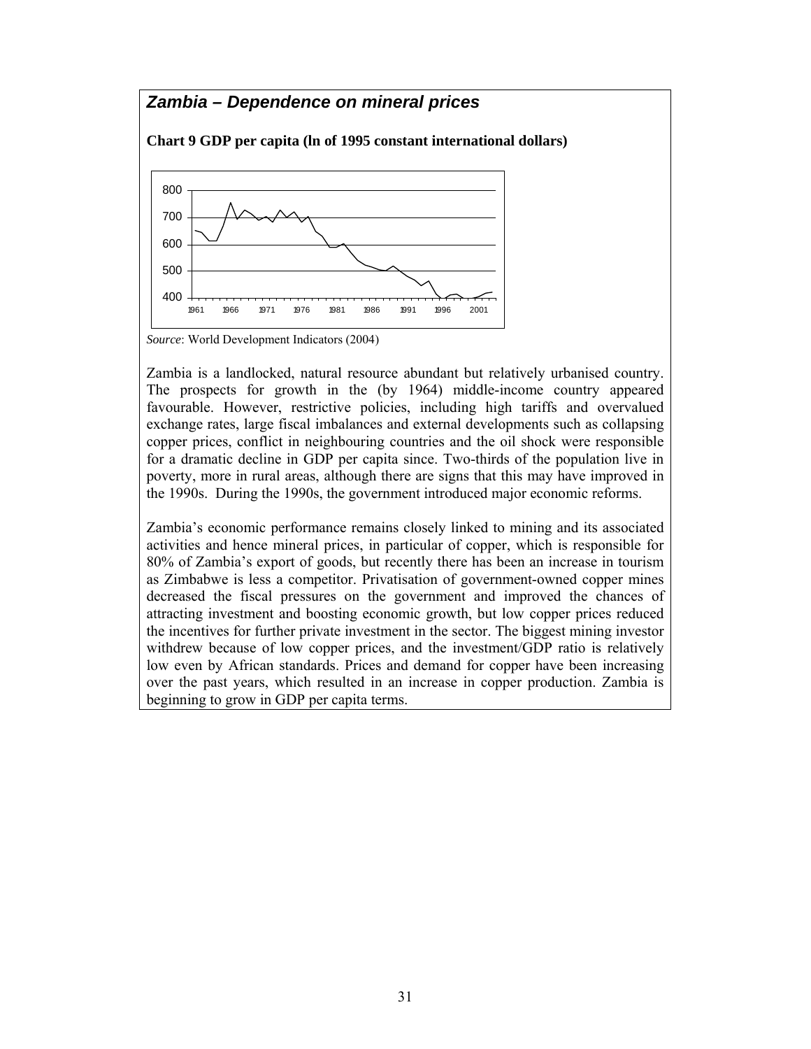## *Zambia – Dependence on mineral prices*

**Chart 9 GDP per capita (ln of 1995 constant international dollars)**

*Source*: World Development Indicators (2004)

Zambia is a landlocked, natural resource abundant but relatively urbanised country. The prospects for growth in the (by 1964) middle-income country appeared favourable. However, restrictive policies, including high tariffs and overvalued exchange rates, large fiscal imbalances and external developments such as collapsing copper prices, conflict in neighbouring countries and the oil shock were responsible for a dramatic decline in GDP per capita since. Two-thirds of the population live in poverty, more in rural areas, although there are signs that this may have improved in the 1990s. During the 1990s, the government introduced major economic reforms.

Zambia's economic performance remains closely linked to mining and its associated activities and hence mineral prices, in particular of copper, which is responsible for 80% of Zambia's export of goods, but recently there has been an increase in tourism as Zimbabwe is less a competitor. Privatisation of government-owned copper mines decreased the fiscal pressures on the government and improved the chances of attracting investment and boosting economic growth, but low copper prices reduced the incentives for further private investment in the sector. The biggest mining investor withdrew because of low copper prices, and the investment/GDP ratio is relatively low even by African standards. Prices and demand for copper have been increasing over the past years, which resulted in an increase in copper production. Zambia is beginning to grow in GDP per capita terms.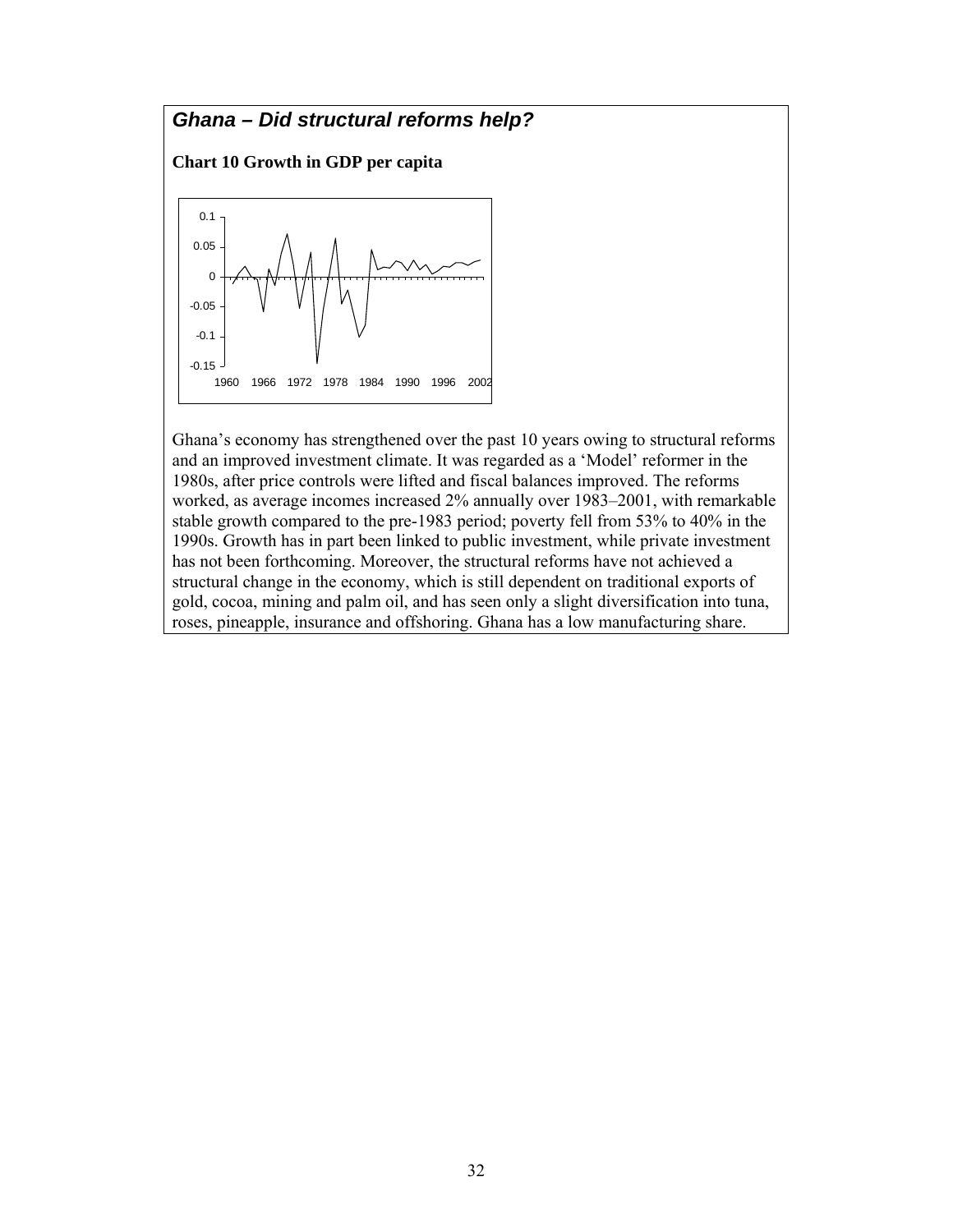## *Ghana – Did structural reforms help?*

**Chart 10 Growth in GDP per capita**

Ghana's economy has strengthened over the past 10 years owing to structural reforms and an improved investment climate. It was regarded as a 'Model' reformer in the 1980s, after price controls were lifted and fiscal balances improved. The reforms worked, as average incomes increased 2% annually over 1983–2001, with remarkable stable growth compared to the pre-1983 period; poverty fell from 53% to 40% in the 1990s. Growth has in part been linked to public investment, while private investment has not been forthcoming. Moreover, the structural reforms have not achieved a structural change in the economy, which is still dependent on traditional exports of gold, cocoa, mining and palm oil, and has seen only a slight diversification into tuna, roses, pineapple, insurance and offshoring. Ghana has a low manufacturing share.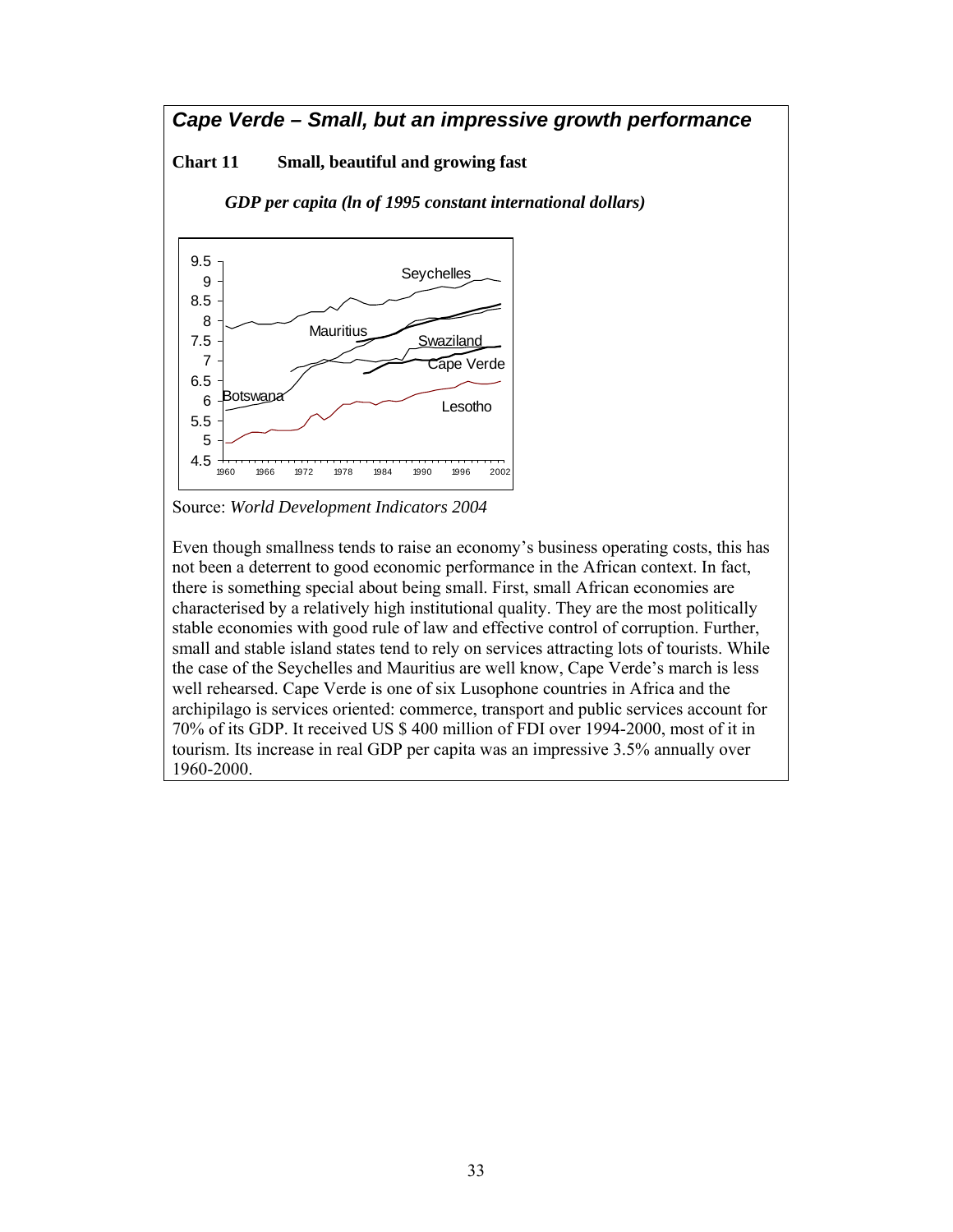## *Cape Verde – Small, but an impressive growth performance*

**Chart 11 Small, beautiful and growing fast**

***GDP per capita (ln of 1995 constant international dollars)***

Source: *World Development Indicators 2004*

Even though smallness tends to raise an economy's business operating costs, this has not been a deterrent to good economic performance in the African context. In fact, there is something special about being small. First, small African economies are characterised by a relatively high institutional quality. They are the most politically stable economies with good rule of law and effective control of corruption. Further, small and stable island states tend to rely on services attracting lots of tourists. While the case of the Seychelles and Mauritius are well know, Cape Verde's march is less well rehearsed. Cape Verde is one of six Lusophone countries in Africa and the archipilago is services oriented: commerce, transport and public services account for 70% of its GDP. It received US $ 400 million of FDI over 1994-2000, most of it in tourism. Its increase in real GDP per capita was an impressive 3.5% annually over 1960-2000.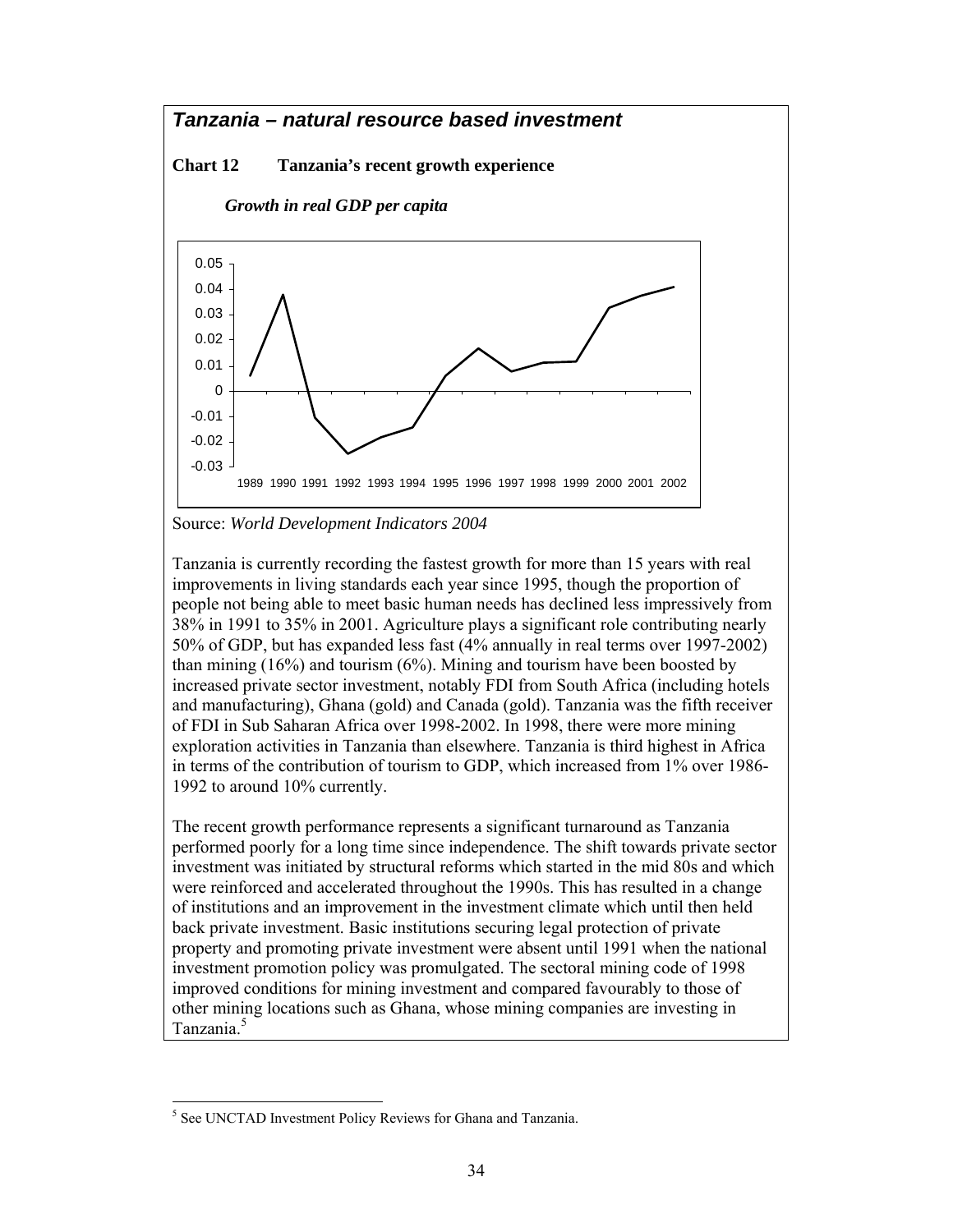## *Tanzania – natural resource based investment*

**Chart 12 Tanzania's recent growth experience**

***Growth in real GDP per capita***

Source: *World Development Indicators 2004*

Tanzania is currently recording the fastest growth for more than 15 years with real improvements in living standards each year since 1995, though the proportion of people not being able to meet basic human needs has declined less impressively from 38% in 1991 to 35% in 2001. Agriculture plays a significant role contributing nearly 50% of GDP, but has expanded less fast (4% annually in real terms over 1997-2002) than mining (16%) and tourism (6%). Mining and tourism have been boosted by increased private sector investment, notably FDI from South Africa (including hotels and manufacturing), Ghana (gold) and Canada (gold). Tanzania was the fifth receiver of FDI in Sub Saharan Africa over 1998-2002. In 1998, there were more mining exploration activities in Tanzania than elsewhere. Tanzania is third highest in Africa in terms of the contribution of tourism to GDP, which increased from 1% over 1986-1992 to around 10% currently.

The recent growth performance represents a significant turnaround as Tanzania performed poorly for a long time since independence. The shift towards private sector investment was initiated by structural reforms which started in the mid 80s and which were reinforced and accelerated throughout the 1990s. This has resulted in a change of institutions and an improvement in the investment climate which until then held back private investment. Basic institutions securing legal protection of private property and promoting private investment were absent until 1991 when the national investment promotion policy was promulgated. The sectoral mining code of 1998 improved conditions for mining investment and compared favourably to those of other mining locations such as Ghana, whose mining companies are investing in Tanzania.[5]

[5] See UNCTAD Investment Policy Reviews for Ghana and Tanzania.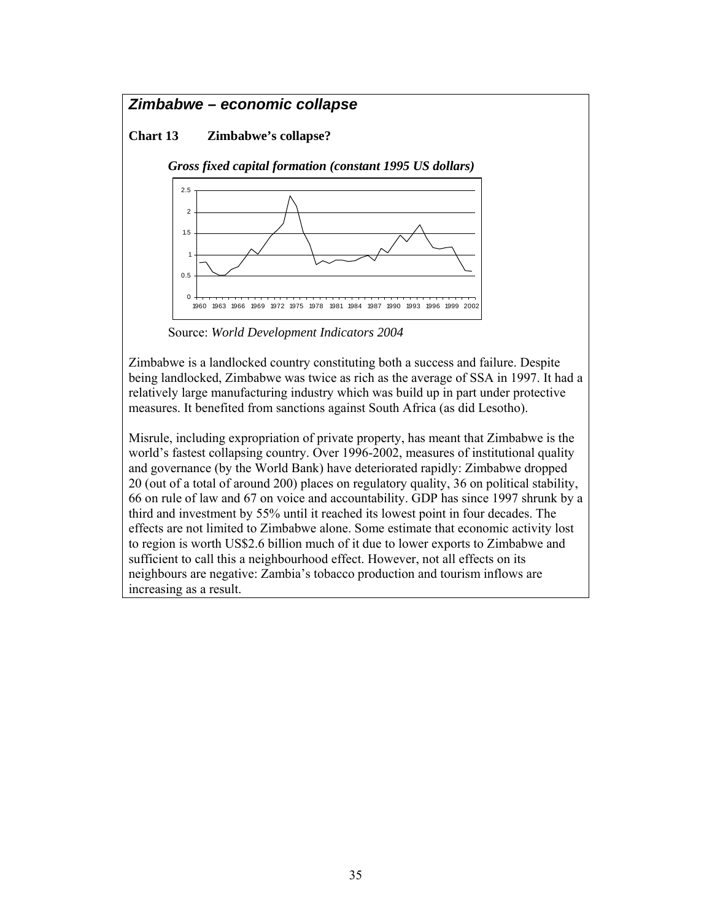## *Zimbabwe – economic collapse*

**Chart 13 Zimbabwe's collapse?**

***Gross fixed capital formation (constant 1995 US dollars)***

Source: *World Development Indicators 2004*

Zimbabwe is a landlocked country constituting both a success and failure. Despite being landlocked, Zimbabwe was twice as rich as the average of SSA in 1997. It had a relatively large manufacturing industry which was build up in part under protective measures. It benefited from sanctions against South Africa (as did Lesotho).

Misrule, including expropriation of private property, has meant that Zimbabwe is the world's fastest collapsing country. Over 1996-2002, measures of institutional quality and governance (by the World Bank) have deteriorated rapidly: Zimbabwe dropped 20 (out of a total of around 200) places on regulatory quality, 36 on political stability, 66 on rule of law and 67 on voice and accountability. GDP has since 1997 shrunk by a third and investment by 55% until it reached its lowest point in four decades. The effects are not limited to Zimbabwe alone. Some estimate that economic activity lost to region is worth US$2.6 billion much of it due to lower exports to Zimbabwe and sufficient to call this a neighbourhood effect. However, not all effects on its neighbours are negative: Zambia's tobacco production and tourism inflows are increasing as a result.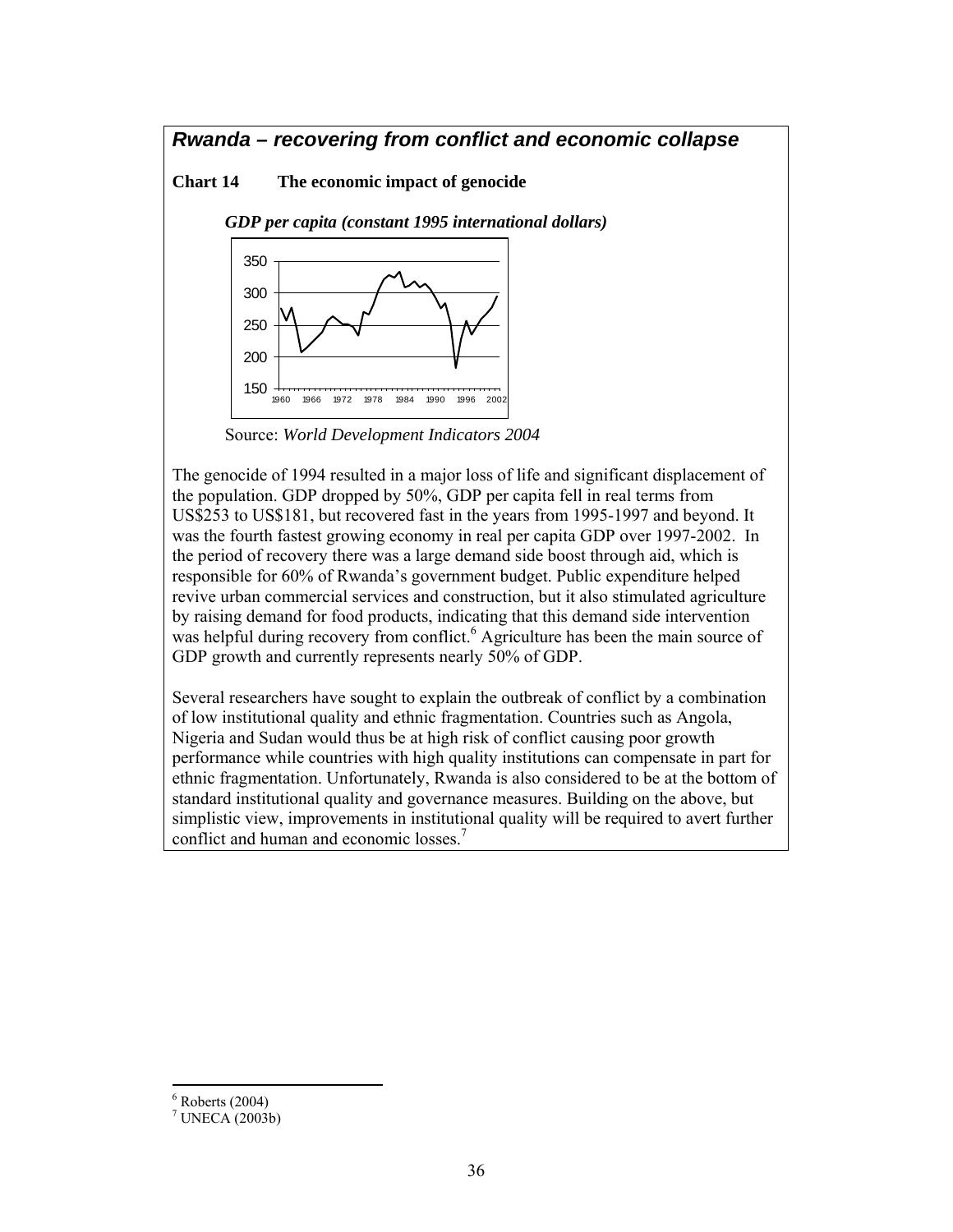## *Rwanda – recovering from conflict and economic collapse*

**Chart 14 The economic impact of genocide**

*GDP per capita (constant 1995 international dollars)*

Source: *World Development Indicators 2004*

The genocide of 1994 resulted in a major loss of life and significant displacement of the population. GDP dropped by 50%, GDP per capita fell in real terms from US$253 to US$181, but recovered fast in the years from 1995-1997 and beyond. It was the fourth fastest growing economy in real per capita GDP over 1997-2002. In the period of recovery there was a large demand side boost through aid, which is responsible for 60% of Rwanda's government budget. Public expenditure helped revive urban commercial services and construction, but it also stimulated agriculture by raising demand for food products, indicating that this demand side intervention was helpful during recovery from conflict.[6] Agriculture has been the main source of GDP growth and currently represents nearly 50% of GDP.

Several researchers have sought to explain the outbreak of conflict by a combination of low institutional quality and ethnic fragmentation. Countries such as Angola, Nigeria and Sudan would thus be at high risk of conflict causing poor growth performance while countries with high quality institutions can compensate in part for ethnic fragmentation. Unfortunately, Rwanda is also considered to be at the bottom of standard institutional quality and governance measures. Building on the above, but simplistic view, improvements in institutional quality will be required to avert further conflict and human and economic losses.[7]

---

[6] Roberts (2004)

[7] UNECA (2003b)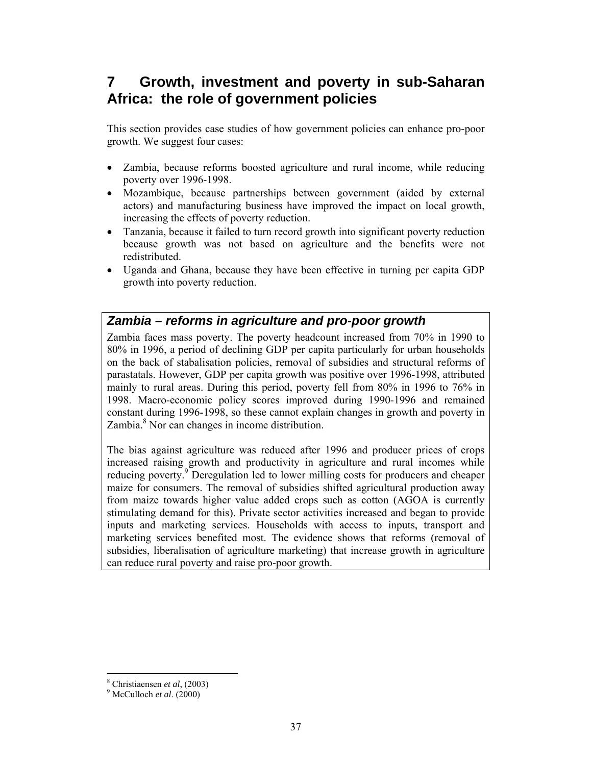# 7 Growth, investment and poverty in sub-Saharan Africa: the role of government policies

This section provides case studies of how government policies can enhance pro-poor growth. We suggest four cases:

- Zambia, because reforms boosted agriculture and rural income, while reducing poverty over 1996-1998.
- Mozambique, because partnerships between government (aided by external actors) and manufacturing business have improved the impact on local growth, increasing the effects of poverty reduction.
- Tanzania, because it failed to turn record growth into significant poverty reduction because growth was not based on agriculture and the benefits were not redistributed.
- Uganda and Ghana, because they have been effective in turning per capita GDP growth into poverty reduction.

### *Zambia – reforms in agriculture and pro-poor growth*

Zambia faces mass poverty. The poverty headcount increased from 70% in 1990 to 80% in 1996, a period of declining GDP per capita particularly for urban households on the back of stabalisation policies, removal of subsidies and structural reforms of parastatals. However, GDP per capita growth was positive over 1996-1998, attributed mainly to rural areas. During this period, poverty fell from 80% in 1996 to 76% in 1998. Macro-economic policy scores improved during 1990-1996 and remained constant during 1996-1998, so these cannot explain changes in growth and poverty in Zambia.[8] Nor can changes in income distribution.

The bias against agriculture was reduced after 1996 and producer prices of crops increased raising growth and productivity in agriculture and rural incomes while reducing poverty.[9] Deregulation led to lower milling costs for producers and cheaper maize for consumers. The removal of subsidies shifted agricultural production away from maize towards higher value added crops such as cotton (AGOA is currently stimulating demand for this). Private sector activities increased and began to provide inputs and marketing services. Households with access to inputs, transport and marketing services benefited most. The evidence shows that reforms (removal of subsidies, liberalisation of agriculture marketing) that increase growth in agriculture can reduce rural poverty and raise pro-poor growth.

---

[8] Christiaensen *et al*, (2003)

[9] McCulloch *et al*. (2000)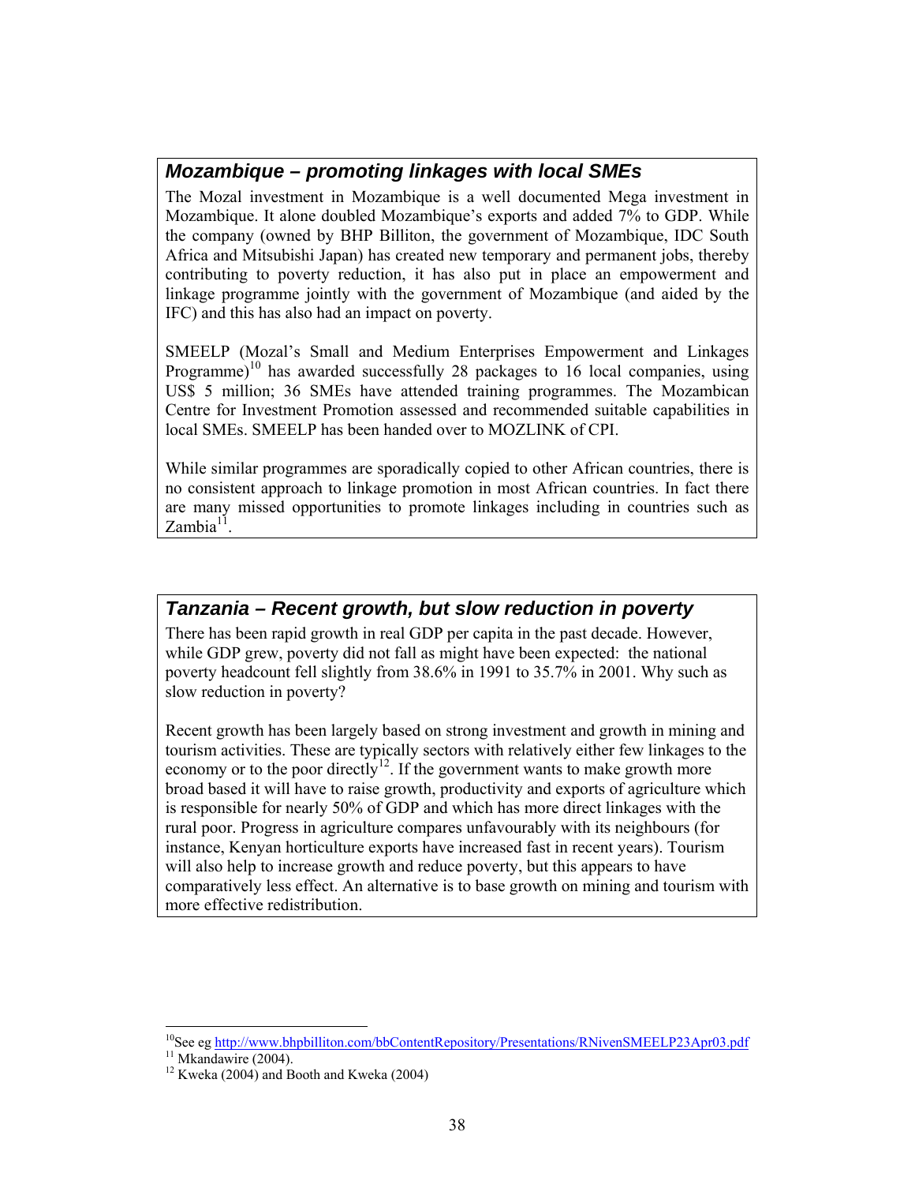### *Mozambique – promoting linkages with local SMEs*

The Mozal investment in Mozambique is a well documented Mega investment in Mozambique. It alone doubled Mozambique's exports and added 7% to GDP. While the company (owned by BHP Billiton, the government of Mozambique, IDC South Africa and Mitsubishi Japan) has created new temporary and permanent jobs, thereby contributing to poverty reduction, it has also put in place an empowerment and linkage programme jointly with the government of Mozambique (and aided by the IFC) and this has also had an impact on poverty.

SMEELP (Mozal's Small and Medium Enterprises Empowerment and Linkages Programme)[10] has awarded successfully 28 packages to 16 local companies, using US$ 5 million; 36 SMEs have attended training programmes. The Mozambican Centre for Investment Promotion assessed and recommended suitable capabilities in local SMEs. SMEELP has been handed over to MOZLINK of CPI.

While similar programmes are sporadically copied to other African countries, there is no consistent approach to linkage promotion in most African countries. In fact there are many missed opportunities to promote linkages including in countries such as Zambia[11].

### *Tanzania – Recent growth, but slow reduction in poverty*

There has been rapid growth in real GDP per capita in the past decade. However, while GDP grew, poverty did not fall as might have been expected: the national poverty headcount fell slightly from 38.6% in 1991 to 35.7% in 2001. Why such as slow reduction in poverty?

Recent growth has been largely based on strong investment and growth in mining and tourism activities. These are typically sectors with relatively either few linkages to the economy or to the poor directly[12]. If the government wants to make growth more broad based it will have to raise growth, productivity and exports of agriculture which is responsible for nearly 50% of GDP and which has more direct linkages with the rural poor. Progress in agriculture compares unfavourably with its neighbours (for instance, Kenyan horticulture exports have increased fast in recent years). Tourism will also help to increase growth and reduce poverty, but this appears to have comparatively less effect. An alternative is to base growth on mining and tourism with more effective redistribution.

---

[10] See eg http://www.bhpbilliton.com/bbContentRepository/Presentations/RNivenSMEELP23Apr03.pdf

[11] Mkandawire (2004).

[12] Kweka (2004) and Booth and Kweka (2004)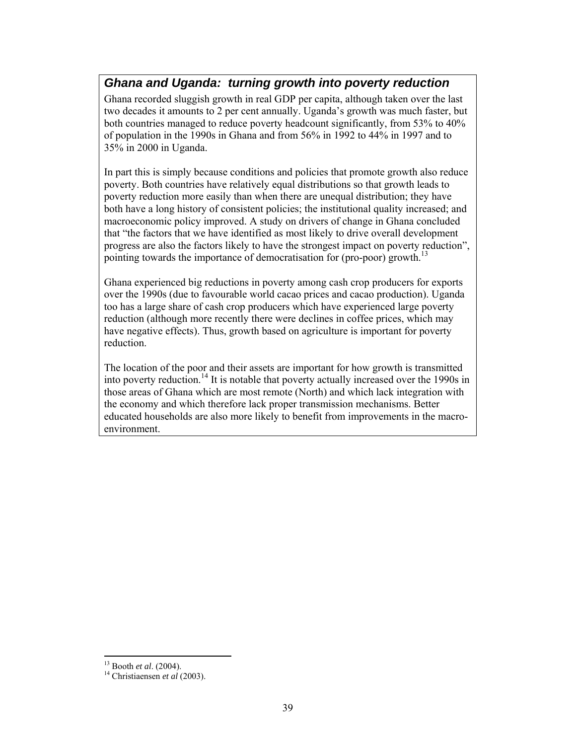### *Ghana and Uganda: turning growth into poverty reduction*

Ghana recorded sluggish growth in real GDP per capita, although taken over the last two decades it amounts to 2 per cent annually. Uganda's growth was much faster, but both countries managed to reduce poverty headcount significantly, from 53% to 40% of population in the 1990s in Ghana and from 56% in 1992 to 44% in 1997 and to 35% in 2000 in Uganda.

In part this is simply because conditions and policies that promote growth also reduce poverty. Both countries have relatively equal distributions so that growth leads to poverty reduction more easily than when there are unequal distribution; they have both have a long history of consistent policies; the institutional quality increased; and macroeconomic policy improved. A study on drivers of change in Ghana concluded that "the factors that we have identified as most likely to drive overall development progress are also the factors likely to have the strongest impact on poverty reduction", pointing towards the importance of democratisation for (pro-poor) growth.[13]

Ghana experienced big reductions in poverty among cash crop producers for exports over the 1990s (due to favourable world cacao prices and cacao production). Uganda too has a large share of cash crop producers which have experienced large poverty reduction (although more recently there were declines in coffee prices, which may have negative effects). Thus, growth based on agriculture is important for poverty reduction.

The location of the poor and their assets are important for how growth is transmitted into poverty reduction.[14] It is notable that poverty actually increased over the 1990s in those areas of Ghana which are most remote (North) and which lack integration with the economy and which therefore lack proper transmission mechanisms. Better educated households are also more likely to benefit from improvements in the macro-environment.

---

[13] Booth *et al*. (2004).

[14] Christiaensen *et al* (2003).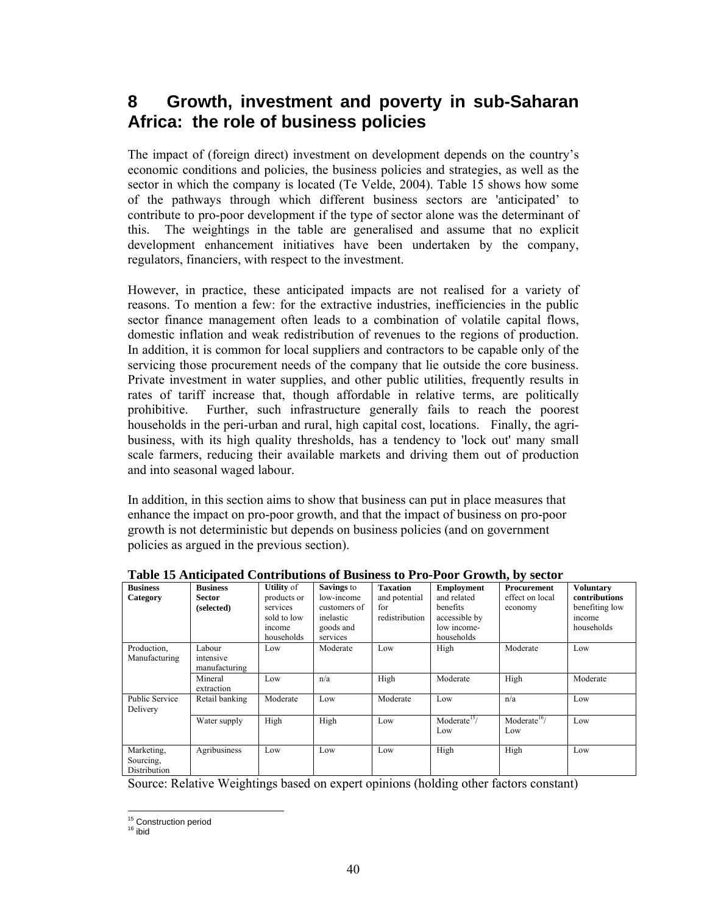# 8 Growth, investment and poverty in sub-Saharan Africa: the role of business policies

The impact of (foreign direct) investment on development depends on the country's economic conditions and policies, the business policies and strategies, as well as the sector in which the company is located (Te Velde, 2004). Table 15 shows how some of the pathways through which different business sectors are 'anticipated' to contribute to pro-poor development if the type of sector alone was the determinant of this. The weightings in the table are generalised and assume that no explicit development enhancement initiatives have been undertaken by the company, regulators, financiers, with respect to the investment.

However, in practice, these anticipated impacts are not realised for a variety of reasons. To mention a few: for the extractive industries, inefficiencies in the public sector finance management often leads to a combination of volatile capital flows, domestic inflation and weak redistribution of revenues to the regions of production. In addition, it is common for local suppliers and contractors to be capable only of the servicing those procurement needs of the company that lie outside the core business. Private investment in water supplies, and other public utilities, frequently results in rates of tariff increase that, though affordable in relative terms, are politically prohibitive. Further, such infrastructure generally fails to reach the poorest households in the peri-urban and rural, high capital cost, locations. Finally, the agri-business, with its high quality thresholds, has a tendency to 'lock out' many small scale farmers, reducing their available markets and driving them out of production and into seasonal waged labour.

In addition, in this section aims to show that business can put in place measures that enhance the impact on pro-poor growth, and that the impact of business on pro-poor growth is not deterministic but depends on business policies (and on government policies as argued in the previous section).

**Table 15 Anticipated Contributions of Business to Pro-Poor Growth, by sector**

| **Business Category** | **Business Sector (selected)** | **Utility** of products or services sold to low income households | **Savings** to low-income customers of inelastic goods and services | **Taxation** and potential for redistribution | **Employment** and related benefits accessible by low income-households | **Procurement** effect on local economy | **Voluntary contributions** benefiting low income households |
|---|---|---|---|---|---|---|---|
| Production, Manufacturing | Labour intensive manufacturing | Low | Moderate | Low | High | Moderate | Low |
| | Mineral extraction | Low | n/a | High | Moderate | High | Moderate |
| Public Service Delivery | Retail banking | Moderate | Low | Moderate | Low | n/a | Low |
| | Water supply | High | High | Low | Moderate[15]/ Low | Moderate[16]/ Low | Low |
| Marketing, Sourcing, Distribution | Agribusiness | Low | Low | Low | High | High | Low |

Source: Relative Weightings based on expert opinions (holding other factors constant)

[15] Construction period
[16] ibid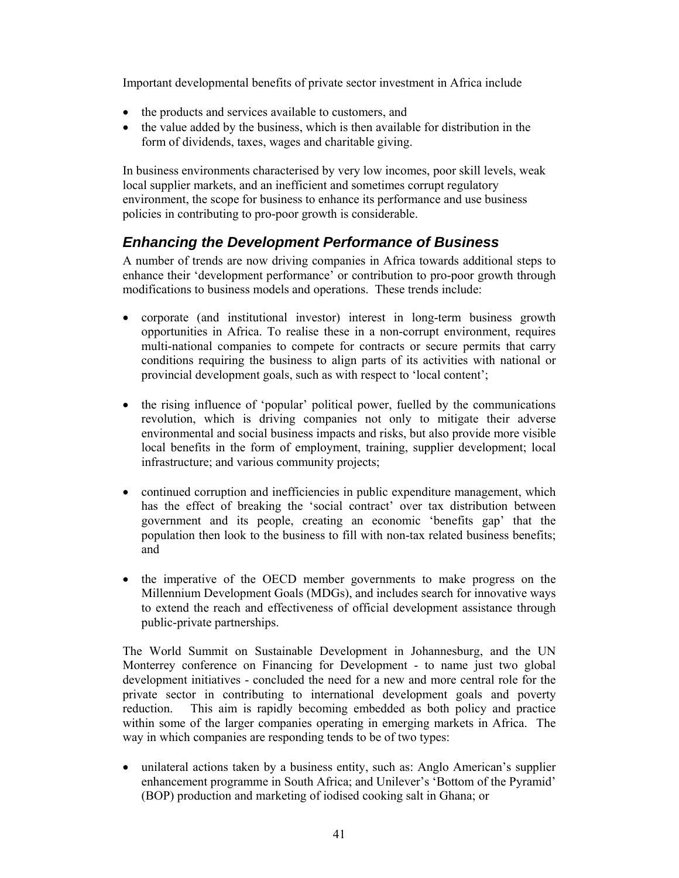Important developmental benefits of private sector investment in Africa include

- the products and services available to customers, and
- the value added by the business, which is then available for distribution in the form of dividends, taxes, wages and charitable giving.

In business environments characterised by very low incomes, poor skill levels, weak local supplier markets, and an inefficient and sometimes corrupt regulatory environment, the scope for business to enhance its performance and use business policies in contributing to pro-poor growth is considerable.

## *Enhancing the Development Performance of Business*

A number of trends are now driving companies in Africa towards additional steps to enhance their 'development performance' or contribution to pro-poor growth through modifications to business models and operations. These trends include:

- corporate (and institutional investor) interest in long-term business growth opportunities in Africa. To realise these in a non-corrupt environment, requires multi-national companies to compete for contracts or secure permits that carry conditions requiring the business to align parts of its activities with national or provincial development goals, such as with respect to 'local content';

- the rising influence of 'popular' political power, fuelled by the communications revolution, which is driving companies not only to mitigate their adverse environmental and social business impacts and risks, but also provide more visible local benefits in the form of employment, training, supplier development; local infrastructure; and various community projects;

- continued corruption and inefficiencies in public expenditure management, which has the effect of breaking the 'social contract' over tax distribution between government and its people, creating an economic 'benefits gap' that the population then look to the business to fill with non-tax related business benefits; and

- the imperative of the OECD member governments to make progress on the Millennium Development Goals (MDGs), and includes search for innovative ways to extend the reach and effectiveness of official development assistance through public-private partnerships.

The World Summit on Sustainable Development in Johannesburg, and the UN Monterrey conference on Financing for Development - to name just two global development initiatives - concluded the need for a new and more central role for the private sector in contributing to international development goals and poverty reduction. This aim is rapidly becoming embedded as both policy and practice within some of the larger companies operating in emerging markets in Africa. The way in which companies are responding tends to be of two types:

- unilateral actions taken by a business entity, such as: Anglo American's supplier enhancement programme in South Africa; and Unilever's 'Bottom of the Pyramid' (BOP) production and marketing of iodised cooking salt in Ghana; or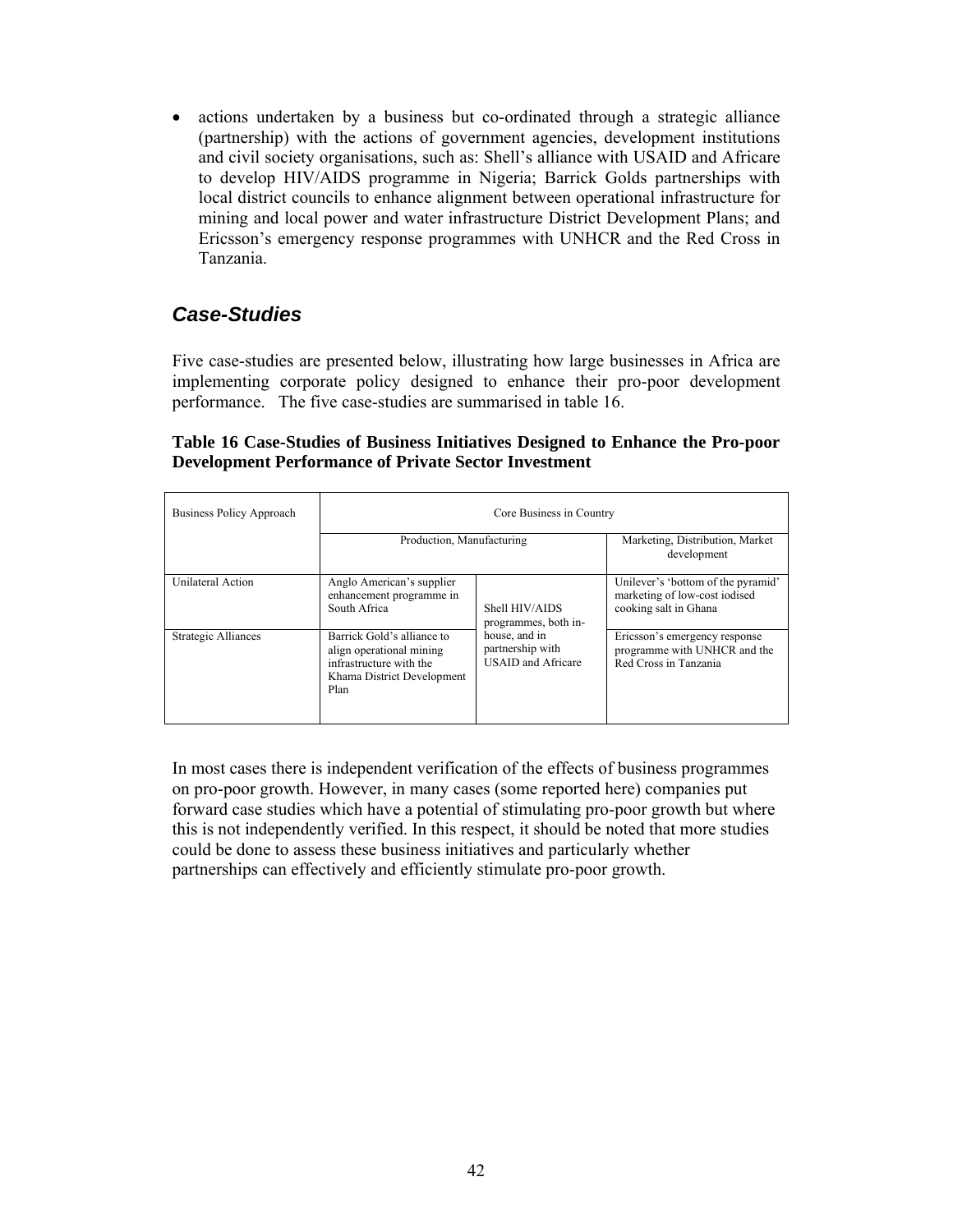- actions undertaken by a business but co-ordinated through a strategic alliance (partnership) with the actions of government agencies, development institutions and civil society organisations, such as: Shell's alliance with USAID and Africare to develop HIV/AIDS programme in Nigeria; Barrick Golds partnerships with local district councils to enhance alignment between operational infrastructure for mining and local power and water infrastructure District Development Plans; and Ericsson's emergency response programmes with UNHCR and the Red Cross in Tanzania.

## *Case-Studies*

Five case-studies are presented below, illustrating how large businesses in Africa are implementing corporate policy designed to enhance their pro-poor development performance. The five case-studies are summarised in table 16.

**Table 16 Case-Studies of Business Initiatives Designed to Enhance the Pro-poor Development Performance of Private Sector Investment**

| Business Policy Approach | Core Business in Country | | |
|---|---|---|---|
| | Production, Manufacturing | | Marketing, Distribution, Market development |
| Unilateral Action | Anglo American's supplier enhancement programme in South Africa | Shell HIV/AIDS programmes, both in-house, and in partnership with USAID and Africare | Unilever's 'bottom of the pyramid' marketing of low-cost iodised cooking salt in Ghana |
| Strategic Alliances | Barrick Gold's alliance to align operational mining infrastructure with the Khama District Development Plan | | Ericsson's emergency response programme with UNHCR and the Red Cross in Tanzania |

In most cases there is independent verification of the effects of business programmes on pro-poor growth. However, in many cases (some reported here) companies put forward case studies which have a potential of stimulating pro-poor growth but where this is not independently verified. In this respect, it should be noted that more studies could be done to assess these business initiatives and particularly whether partnerships can effectively and efficiently stimulate pro-poor growth.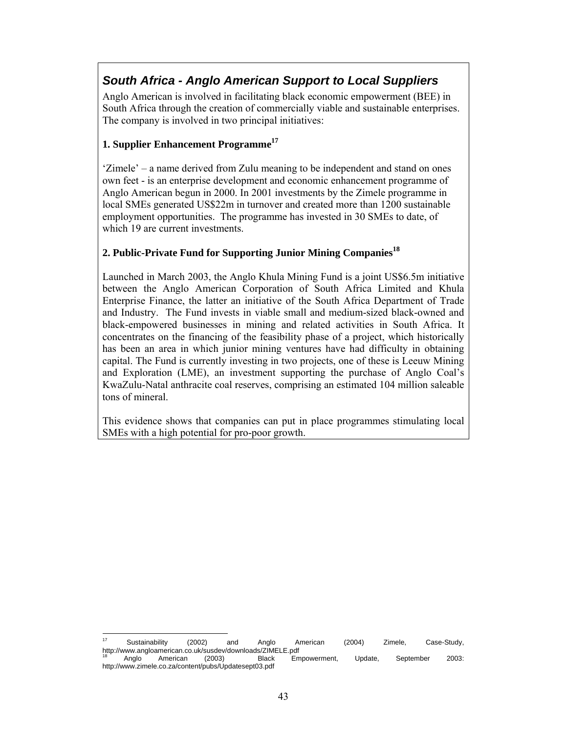## *South Africa - Anglo American Support to Local Suppliers*

Anglo American is involved in facilitating black economic empowerment (BEE) in South Africa through the creation of commercially viable and sustainable enterprises. The company is involved in two principal initiatives:

### 1. Supplier Enhancement Programme[17]

'Zimele' – a name derived from Zulu meaning to be independent and stand on ones own feet - is an enterprise development and economic enhancement programme of Anglo American begun in 2000. In 2001 investments by the Zimele programme in local SMEs generated US$22m in turnover and created more than 1200 sustainable employment opportunities. The programme has invested in 30 SMEs to date, of which 19 are current investments.

### 2. Public-Private Fund for Supporting Junior Mining Companies[18]

Launched in March 2003, the Anglo Khula Mining Fund is a joint US$6.5m initiative between the Anglo American Corporation of South Africa Limited and Khula Enterprise Finance, the latter an initiative of the South Africa Department of Trade and Industry. The Fund invests in viable small and medium-sized black-owned and black-empowered businesses in mining and related activities in South Africa. It concentrates on the financing of the feasibility phase of a project, which historically has been an area in which junior mining ventures have had difficulty in obtaining capital. The Fund is currently investing in two projects, one of these is Leeuw Mining and Exploration (LME), an investment supporting the purchase of Anglo Coal's KwaZulu-Natal anthracite coal reserves, comprising an estimated 104 million saleable tons of mineral.

This evidence shows that companies can put in place programmes stimulating local SMEs with a high potential for pro-poor growth.

---

[17] Sustainability (2002) and Anglo American (2004) Zimele, Case-Study, http://www.angloamerican.co.uk/susdev/downloads/ZIMELE.pdf

[18] Anglo American (2003) Black Empowerment, Update, September 2003: http://www.zimele.co.za/content/pubs/Updatesept03.pdf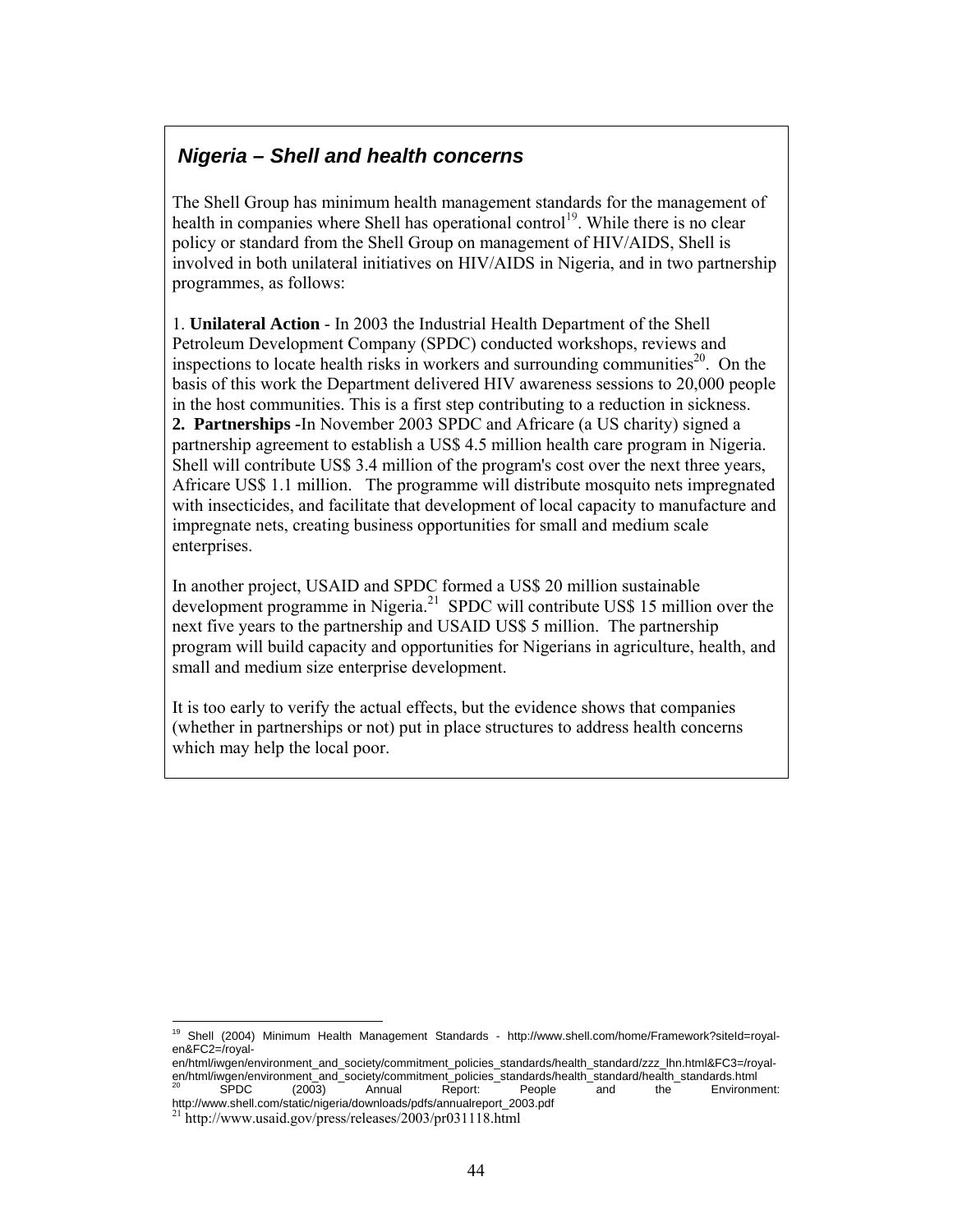### *Nigeria – Shell and health concerns*

The Shell Group has minimum health management standards for the management of health in companies where Shell has operational control[19]. While there is no clear policy or standard from the Shell Group on management of HIV/AIDS, Shell is involved in both unilateral initiatives on HIV/AIDS in Nigeria, and in two partnership programmes, as follows:

1. **Unilateral Action** - In 2003 the Industrial Health Department of the Shell Petroleum Development Company (SPDC) conducted workshops, reviews and inspections to locate health risks in workers and surrounding communities[20]. On the basis of this work the Department delivered HIV awareness sessions to 20,000 people in the host communities. This is a first step contributing to a reduction in sickness.

**2. Partnerships -**In November 2003 SPDC and Africare (a US charity) signed a partnership agreement to establish a US$ 4.5 million health care program in Nigeria. Shell will contribute US$ 3.4 million of the program's cost over the next three years, Africare US$ 1.1 million. The programme will distribute mosquito nets impregnated with insecticides, and facilitate that development of local capacity to manufacture and impregnate nets, creating business opportunities for small and medium scale enterprises.

In another project, USAID and SPDC formed a US$ 20 million sustainable development programme in Nigeria.[21] SPDC will contribute US$ 15 million over the next five years to the partnership and USAID US$ 5 million. The partnership program will build capacity and opportunities for Nigerians in agriculture, health, and small and medium size enterprise development.

It is too early to verify the actual effects, but the evidence shows that companies (whether in partnerships or not) put in place structures to address health concerns which may help the local poor.

---

[19] Shell (2004) Minimum Health Management Standards - http://www.shell.com/home/Framework?siteId=royal-en&FC2=/royal-en/html/iwgen/environment_and_society/commitment_policies_standards/health_standard/zzz_lhn.html&FC3=/royal-en/html/iwgen/environment_and_society/commitment_policies_standards/health_standard/health_standards.html

[20] SPDC (2003) Annual Report: People and the Environment: http://www.shell.com/static/nigeria/downloads/pdfs/annualreport_2003.pdf

[21] http://www.usaid.gov/press/releases/2003/pr031118.html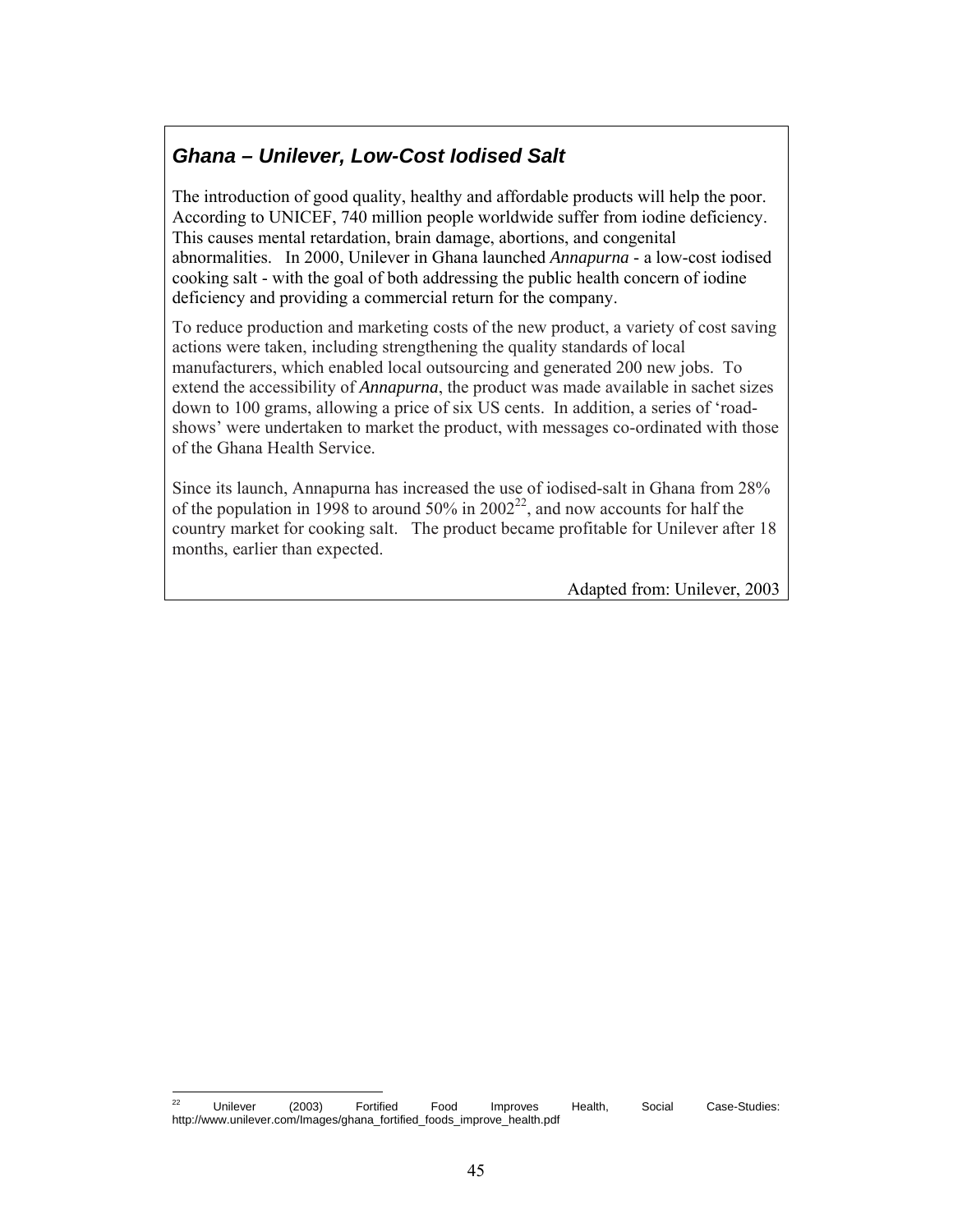### *Ghana – Unilever, Low-Cost Iodised Salt*

The introduction of good quality, healthy and affordable products will help the poor. According to UNICEF, 740 million people worldwide suffer from iodine deficiency. This causes mental retardation, brain damage, abortions, and congenital abnormalities. In 2000, Unilever in Ghana launched *Annapurna* - a low-cost iodised cooking salt - with the goal of both addressing the public health concern of iodine deficiency and providing a commercial return for the company.

To reduce production and marketing costs of the new product, a variety of cost saving actions were taken, including strengthening the quality standards of local manufacturers, which enabled local outsourcing and generated 200 new jobs. To extend the accessibility of *Annapurna*, the product was made available in sachet sizes down to 100 grams, allowing a price of six US cents. In addition, a series of 'road-shows' were undertaken to market the product, with messages co-ordinated with those of the Ghana Health Service.

Since its launch, Annapurna has increased the use of iodised-salt in Ghana from 28% of the population in 1998 to around 50% in 2002[22], and now accounts for half the country market for cooking salt. The product became profitable for Unilever after 18 months, earlier than expected.

Adapted from: Unilever, 2003

---

[22] Unilever (2003) Fortified Food Improves Health, Social Case-Studies: http://www.unilever.com/Images/ghana_fortified_foods_improve_health.pdf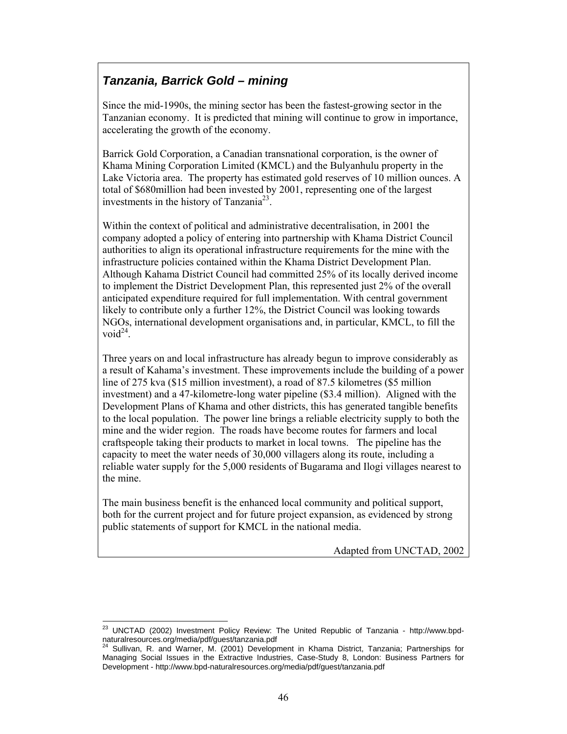### *Tanzania, Barrick Gold – mining*

Since the mid-1990s, the mining sector has been the fastest-growing sector in the Tanzanian economy. It is predicted that mining will continue to grow in importance, accelerating the growth of the economy.

Barrick Gold Corporation, a Canadian transnational corporation, is the owner of Khama Mining Corporation Limited (KMCL) and the Bulyanhulu property in the Lake Victoria area. The property has estimated gold reserves of 10 million ounces. A total of $680million had been invested by 2001, representing one of the largest investments in the history of Tanzania[23].

Within the context of political and administrative decentralisation, in 2001 the company adopted a policy of entering into partnership with Khama District Council authorities to align its operational infrastructure requirements for the mine with the infrastructure policies contained within the Khama District Development Plan. Although Kahama District Council had committed 25% of its locally derived income to implement the District Development Plan, this represented just 2% of the overall anticipated expenditure required for full implementation. With central government likely to contribute only a further 12%, the District Council was looking towards NGOs, international development organisations and, in particular, KMCL, to fill the void[24].

Three years on and local infrastructure has already begun to improve considerably as a result of Kahama's investment. These improvements include the building of a power line of 275 kva ($15 million investment), a road of 87.5 kilometres ($5 million investment) and a 47-kilometre-long water pipeline ($3.4 million). Aligned with the Development Plans of Khama and other districts, this has generated tangible benefits to the local population. The power line brings a reliable electricity supply to both the mine and the wider region. The roads have become routes for farmers and local craftspeople taking their products to market in local towns. The pipeline has the capacity to meet the water needs of 30,000 villagers along its route, including a reliable water supply for the 5,000 residents of Bugarama and Ilogi villages nearest to the mine.

The main business benefit is the enhanced local community and political support, both for the current project and for future project expansion, as evidenced by strong public statements of support for KMCL in the national media.

Adapted from UNCTAD, 2002

---

[23] UNCTAD (2002) Investment Policy Review: The United Republic of Tanzania - http://www.bpd-naturalresources.org/media/pdf/guest/tanzania.pdf

[24] Sullivan, R. and Warner, M. (2001) Development in Khama District, Tanzania; Partnerships for Managing Social Issues in the Extractive Industries, Case-Study 8, London: Business Partners for Development - http://www.bpd-naturalresources.org/media/pdf/guest/tanzania.pdf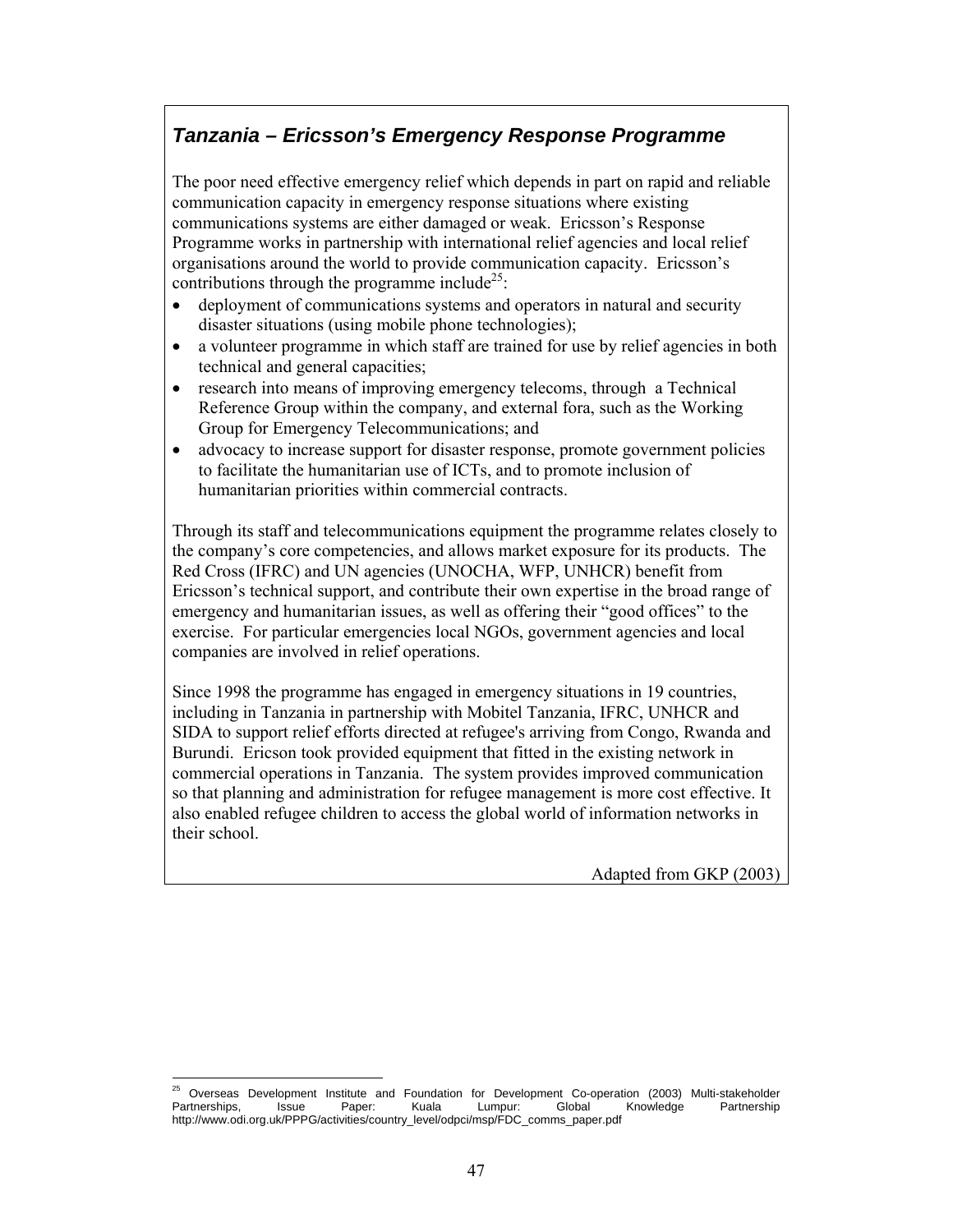### *Tanzania – Ericsson's Emergency Response Programme*

The poor need effective emergency relief which depends in part on rapid and reliable communication capacity in emergency response situations where existing communications systems are either damaged or weak. Ericsson's Response Programme works in partnership with international relief agencies and local relief organisations around the world to provide communication capacity. Ericsson's contributions through the programme include[25]:

- deployment of communications systems and operators in natural and security disaster situations (using mobile phone technologies);
- a volunteer programme in which staff are trained for use by relief agencies in both technical and general capacities;
- research into means of improving emergency telecoms, through a Technical Reference Group within the company, and external fora, such as the Working Group for Emergency Telecommunications; and
- advocacy to increase support for disaster response, promote government policies to facilitate the humanitarian use of ICTs, and to promote inclusion of humanitarian priorities within commercial contracts.

Through its staff and telecommunications equipment the programme relates closely to the company's core competencies, and allows market exposure for its products. The Red Cross (IFRC) and UN agencies (UNOCHA, WFP, UNHCR) benefit from Ericsson's technical support, and contribute their own expertise in the broad range of emergency and humanitarian issues, as well as offering their "good offices" to the exercise. For particular emergencies local NGOs, government agencies and local companies are involved in relief operations.

Since 1998 the programme has engaged in emergency situations in 19 countries, including in Tanzania in partnership with Mobitel Tanzania, IFRC, UNHCR and SIDA to support relief efforts directed at refugee's arriving from Congo, Rwanda and Burundi. Ericson took provided equipment that fitted in the existing network in commercial operations in Tanzania. The system provides improved communication so that planning and administration for refugee management is more cost effective. It also enabled refugee children to access the global world of information networks in their school.

Adapted from GKP (2003)

[25] Overseas Development Institute and Foundation for Development Co-operation (2003) Multi-stakeholder Partnerships, Issue Paper: Kuala Lumpur: Global Knowledge Partnership http://www.odi.org.uk/PPPG/activities/country_level/odpci/msp/FDC_comms_paper.pdf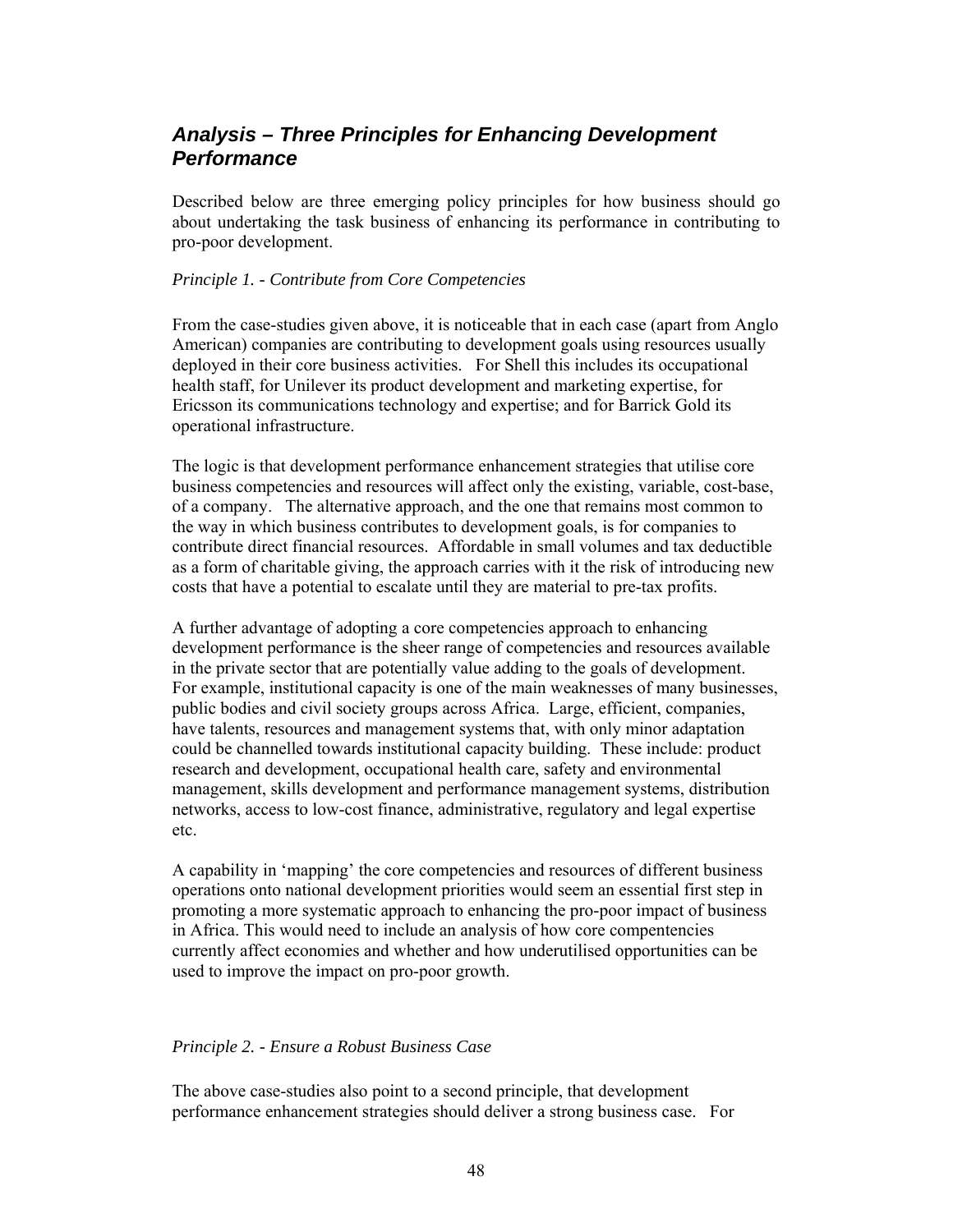## *Analysis – Three Principles for Enhancing Development Performance*

Described below are three emerging policy principles for how business should go about undertaking the task business of enhancing its performance in contributing to pro-poor development.

*Principle 1. - Contribute from Core Competencies*

From the case-studies given above, it is noticeable that in each case (apart from Anglo American) companies are contributing to development goals using resources usually deployed in their core business activities. For Shell this includes its occupational health staff, for Unilever its product development and marketing expertise, for Ericsson its communications technology and expertise; and for Barrick Gold its operational infrastructure.

The logic is that development performance enhancement strategies that utilise core business competencies and resources will affect only the existing, variable, cost-base, of a company. The alternative approach, and the one that remains most common to the way in which business contributes to development goals, is for companies to contribute direct financial resources. Affordable in small volumes and tax deductible as a form of charitable giving, the approach carries with it the risk of introducing new costs that have a potential to escalate until they are material to pre-tax profits.

A further advantage of adopting a core competencies approach to enhancing development performance is the sheer range of competencies and resources available in the private sector that are potentially value adding to the goals of development. For example, institutional capacity is one of the main weaknesses of many businesses, public bodies and civil society groups across Africa. Large, efficient, companies, have talents, resources and management systems that, with only minor adaptation could be channelled towards institutional capacity building. These include: product research and development, occupational health care, safety and environmental management, skills development and performance management systems, distribution networks, access to low-cost finance, administrative, regulatory and legal expertise etc.

A capability in 'mapping' the core competencies and resources of different business operations onto national development priorities would seem an essential first step in promoting a more systematic approach to enhancing the pro-poor impact of business in Africa. This would need to include an analysis of how core compentencies currently affect economies and whether and how underutilised opportunities can be used to improve the impact on pro-poor growth.

*Principle 2. - Ensure a Robust Business Case*

The above case-studies also point to a second principle, that development performance enhancement strategies should deliver a strong business case. For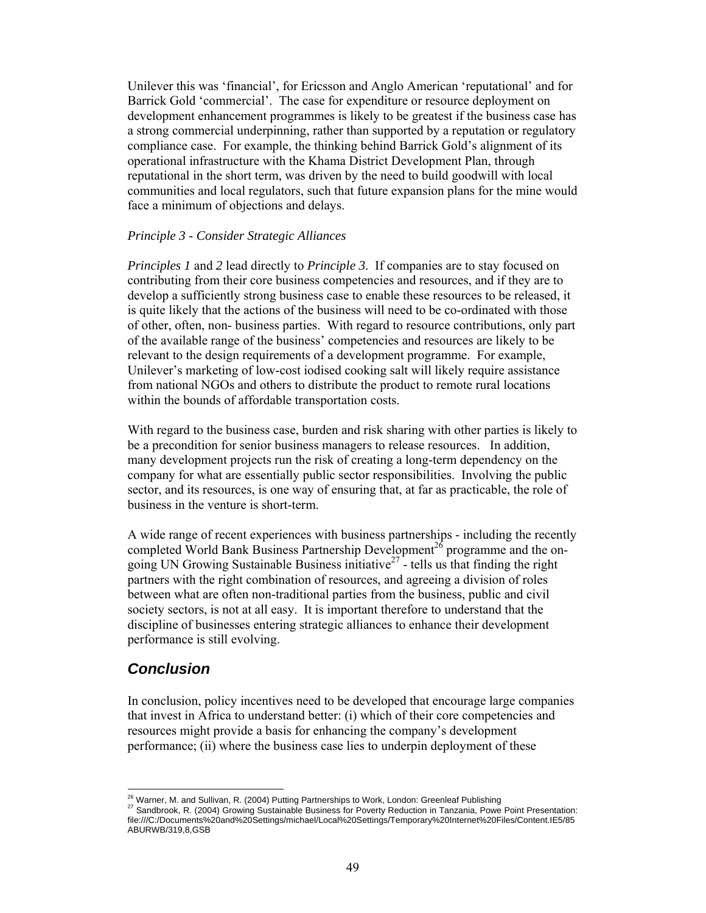Unilever this was 'financial', for Ericsson and Anglo American 'reputational' and for Barrick Gold 'commercial'. The case for expenditure or resource deployment on development enhancement programmes is likely to be greatest if the business case has a strong commercial underpinning, rather than supported by a reputation or regulatory compliance case. For example, the thinking behind Barrick Gold's alignment of its operational infrastructure with the Khama District Development Plan, through reputational in the short term, was driven by the need to build goodwill with local communities and local regulators, such that future expansion plans for the mine would face a minimum of objections and delays.

*Principle 3 - Consider Strategic Alliances*

*Principles 1* and *2* lead directly to *Principle 3*. If companies are to stay focused on contributing from their core business competencies and resources, and if they are to develop a sufficiently strong business case to enable these resources to be released, it is quite likely that the actions of the business will need to be co-ordinated with those of other, often, non- business parties. With regard to resource contributions, only part of the available range of the business' competencies and resources are likely to be relevant to the design requirements of a development programme. For example, Unilever's marketing of low-cost iodised cooking salt will likely require assistance from national NGOs and others to distribute the product to remote rural locations within the bounds of affordable transportation costs.

With regard to the business case, burden and risk sharing with other parties is likely to be a precondition for senior business managers to release resources. In addition, many development projects run the risk of creating a long-term dependency on the company for what are essentially public sector responsibilities. Involving the public sector, and its resources, is one way of ensuring that, at far as practicable, the role of business in the venture is short-term.

A wide range of recent experiences with business partnerships - including the recently completed World Bank Business Partnership Development[26] programme and the on-going UN Growing Sustainable Business initiative[27] - tells us that finding the right partners with the right combination of resources, and agreeing a division of roles between what are often non-traditional parties from the business, public and civil society sectors, is not at all easy. It is important therefore to understand that the discipline of businesses entering strategic alliances to enhance their development performance is still evolving.

## Conclusion

In conclusion, policy incentives need to be developed that encourage large companies that invest in Africa to understand better: (i) which of their core competencies and resources might provide a basis for enhancing the company's development performance; (ii) where the business case lies to underpin deployment of these

---

[26] Warner, M. and Sullivan, R. (2004) Putting Partnerships to Work, London: Greenleaf Publishing

[27] Sandbrook, R. (2004) Growing Sustainable Business for Poverty Reduction in Tanzania, Powe Point Presentation: file:///C:/Documents%20and%20Settings/michael/Local%20Settings/Temporary%20Internet%20Files/Content.IE5/85ABURWB/319,8,GSB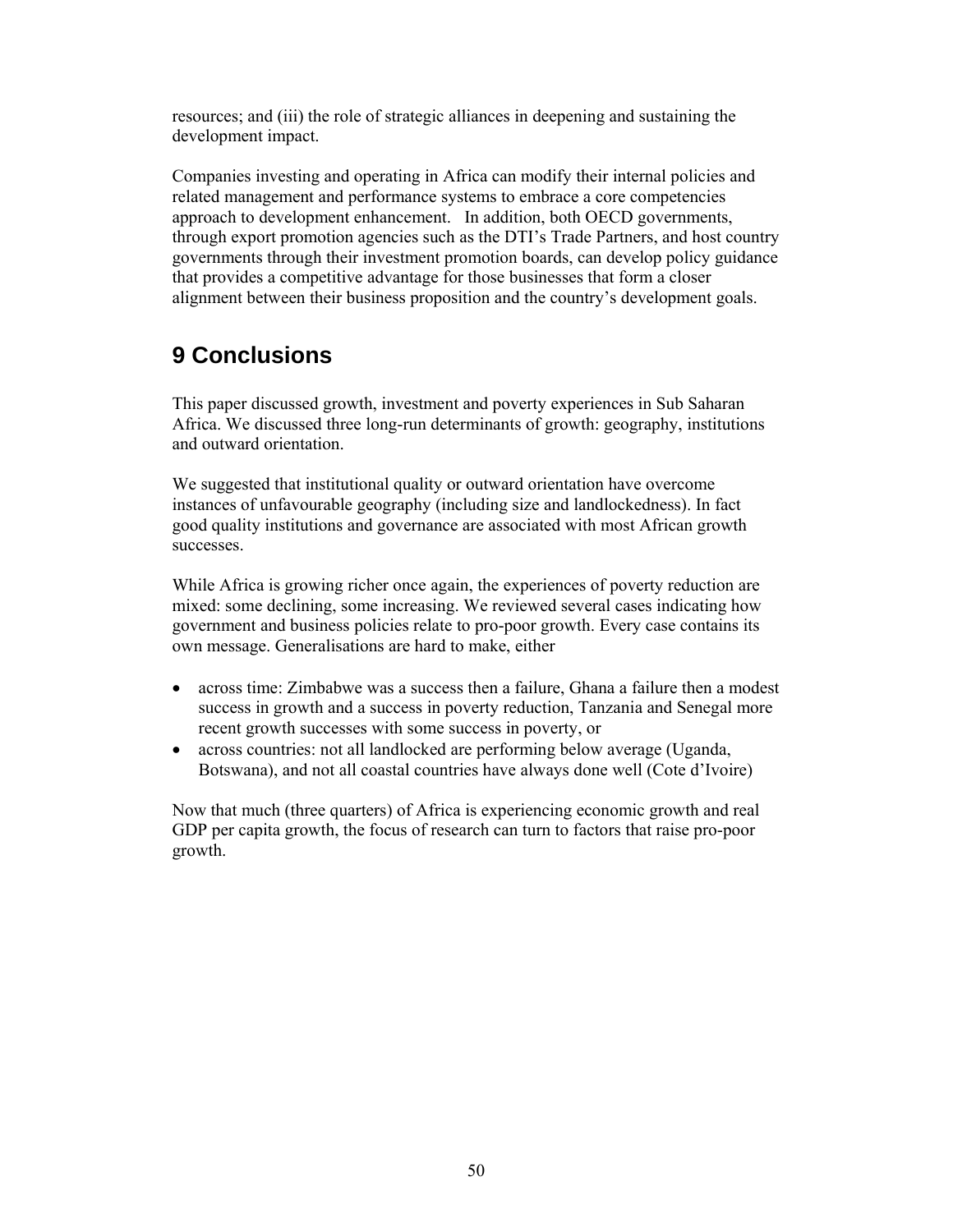resources; and (iii) the role of strategic alliances in deepening and sustaining the development impact.

Companies investing and operating in Africa can modify their internal policies and related management and performance systems to embrace a core competencies approach to development enhancement. In addition, both OECD governments, through export promotion agencies such as the DTI's Trade Partners, and host country governments through their investment promotion boards, can develop policy guidance that provides a competitive advantage for those businesses that form a closer alignment between their business proposition and the country's development goals.

# 9 Conclusions

This paper discussed growth, investment and poverty experiences in Sub Saharan Africa. We discussed three long-run determinants of growth: geography, institutions and outward orientation.

We suggested that institutional quality or outward orientation have overcome instances of unfavourable geography (including size and landlockedness). In fact good quality institutions and governance are associated with most African growth successes.

While Africa is growing richer once again, the experiences of poverty reduction are mixed: some declining, some increasing. We reviewed several cases indicating how government and business policies relate to pro-poor growth. Every case contains its own message. Generalisations are hard to make, either

- across time: Zimbabwe was a success then a failure, Ghana a failure then a modest success in growth and a success in poverty reduction, Tanzania and Senegal more recent growth successes with some success in poverty, or
- across countries: not all landlocked are performing below average (Uganda, Botswana), and not all coastal countries have always done well (Cote d'Ivoire)

Now that much (three quarters) of Africa is experiencing economic growth and real GDP per capita growth, the focus of research can turn to factors that raise pro-poor growth.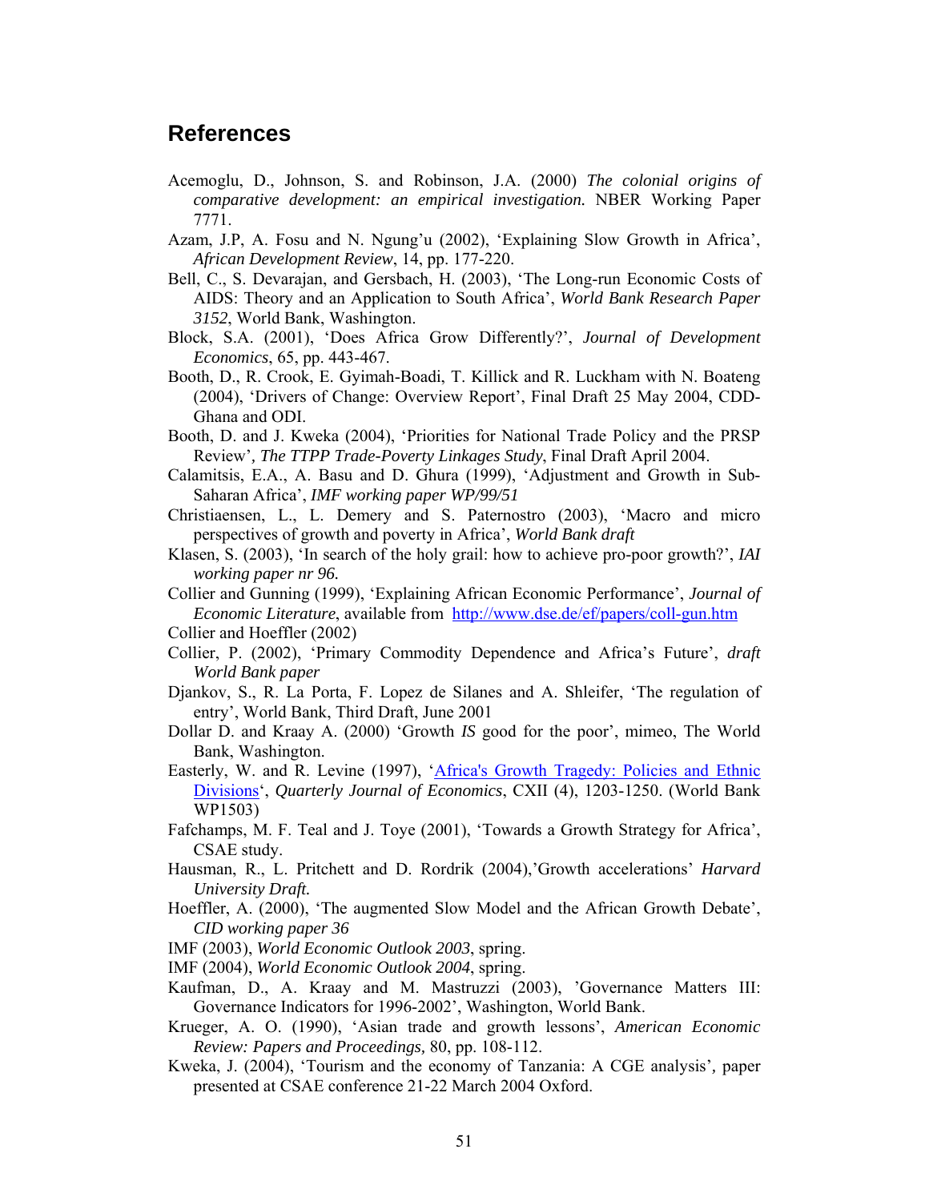## References

Acemoglu, D., Johnson, S. and Robinson, J.A. (2000) *The colonial origins of comparative development: an empirical investigation.* NBER Working Paper 7771.

Azam, J.P, A. Fosu and N. Ngung'u (2002), 'Explaining Slow Growth in Africa', *African Development Review*, 14, pp. 177-220.

Bell, C., S. Devarajan, and Gersbach, H. (2003), 'The Long-run Economic Costs of AIDS: Theory and an Application to South Africa', *World Bank Research Paper 3152*, World Bank, Washington.

Block, S.A. (2001), 'Does Africa Grow Differently?', *Journal of Development Economics*, 65, pp. 443-467.

Booth, D., R. Crook, E. Gyimah-Boadi, T. Killick and R. Luckham with N. Boateng (2004), 'Drivers of Change: Overview Report', Final Draft 25 May 2004, CDD-Ghana and ODI.

Booth, D. and J. Kweka (2004), 'Priorities for National Trade Policy and the PRSP Review'*, The TTPP Trade-Poverty Linkages Study*, Final Draft April 2004.

Calamitsis, E.A., A. Basu and D. Ghura (1999), 'Adjustment and Growth in Sub-Saharan Africa', *IMF working paper WP/99/51*

Christiaensen, L., L. Demery and S. Paternostro (2003), 'Macro and micro perspectives of growth and poverty in Africa', *World Bank draft*

Klasen, S. (2003), 'In search of the holy grail: how to achieve pro-poor growth?', *IAI working paper nr 96.*

Collier and Gunning (1999), 'Explaining African Economic Performance', *Journal of Economic Literature*, available from http://www.dse.de/ef/papers/coll-gun.htm

Collier and Hoeffler (2002)

Collier, P. (2002), 'Primary Commodity Dependence and Africa's Future', *draft World Bank paper*

Djankov, S., R. La Porta, F. Lopez de Silanes and A. Shleifer, 'The regulation of entry', World Bank, Third Draft, June 2001

Dollar D. and Kraay A. (2000) 'Growth *IS* good for the poor', mimeo, The World Bank, Washington.

Easterly, W. and R. Levine (1997), 'Africa's Growth Tragedy: Policies and Ethnic Divisions', *Quarterly Journal of Economics*, CXII (4), 1203-1250. (World Bank WP1503)

Fafchamps, M. F. Teal and J. Toye (2001), 'Towards a Growth Strategy for Africa', CSAE study.

Hausman, R., L. Pritchett and D. Rordrik (2004),'Growth accelerations' *Harvard University Draft.*

Hoeffler, A. (2000), 'The augmented Slow Model and the African Growth Debate', *CID working paper 36*

IMF (2003), *World Economic Outlook 2003*, spring.

IMF (2004), *World Economic Outlook 2004*, spring.

Kaufman, D., A. Kraay and M. Mastruzzi (2003), 'Governance Matters III: Governance Indicators for 1996-2002', Washington, World Bank.

Krueger, A. O. (1990), 'Asian trade and growth lessons', *American Economic Review: Papers and Proceedings,* 80, pp. 108-112.

Kweka, J. (2004), 'Tourism and the economy of Tanzania: A CGE analysis'*,* paper presented at CSAE conference 21-22 March 2004 Oxford.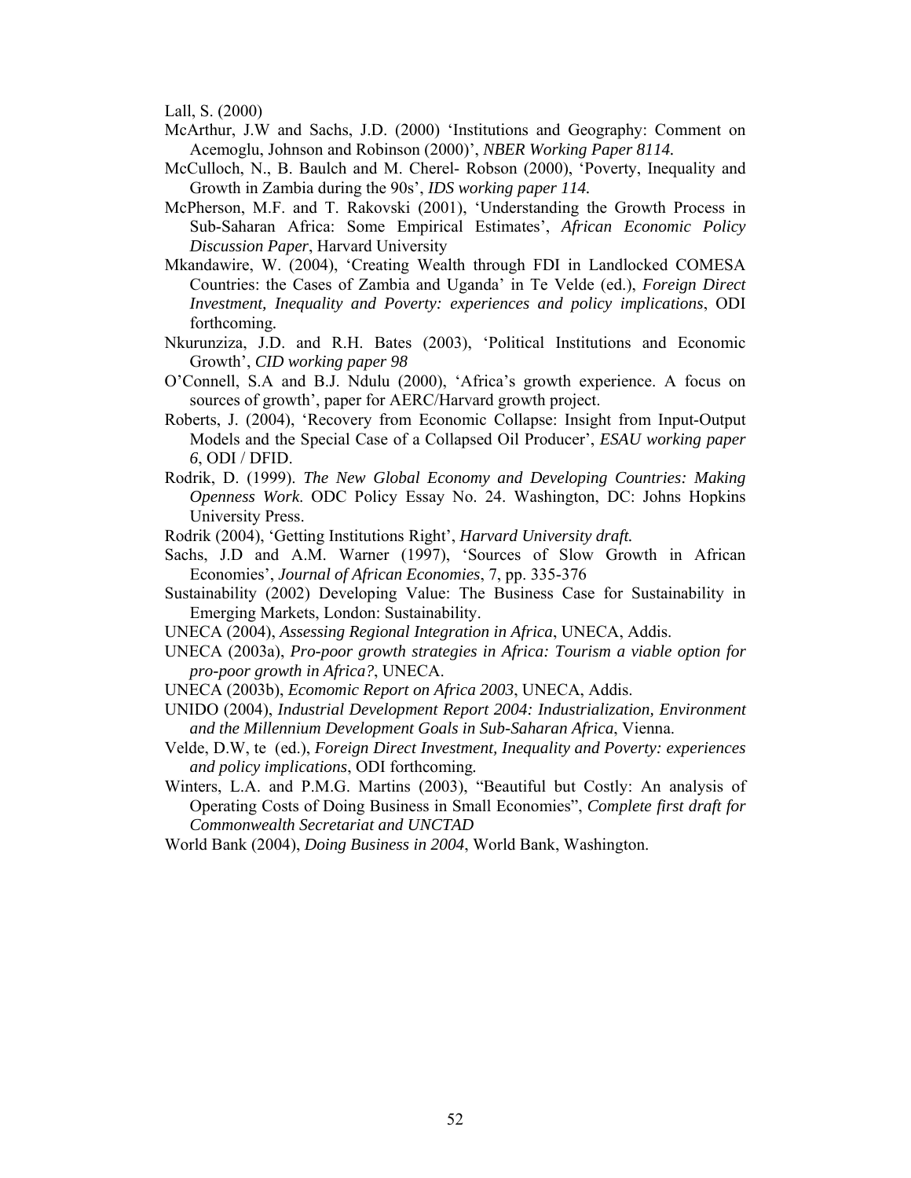Lall, S. (2000)

McArthur, J.W and Sachs, J.D. (2000) 'Institutions and Geography: Comment on Acemoglu, Johnson and Robinson (2000)', *NBER Working Paper 8114.*

McCulloch, N., B. Baulch and M. Cherel- Robson (2000), 'Poverty, Inequality and Growth in Zambia during the 90s', *IDS working paper 114.*

McPherson, M.F. and T. Rakovski (2001), 'Understanding the Growth Process in Sub-Saharan Africa: Some Empirical Estimates', *African Economic Policy Discussion Paper*, Harvard University

Mkandawire, W. (2004), 'Creating Wealth through FDI in Landlocked COMESA Countries: the Cases of Zambia and Uganda' in Te Velde (ed.), *Foreign Direct Investment, Inequality and Poverty: experiences and policy implications*, ODI forthcoming.

Nkurunziza, J.D. and R.H. Bates (2003), 'Political Institutions and Economic Growth', *CID working paper 98*

O'Connell, S.A and B.J. Ndulu (2000), 'Africa's growth experience. A focus on sources of growth', paper for AERC/Harvard growth project.

Roberts, J. (2004), 'Recovery from Economic Collapse: Insight from Input-Output Models and the Special Case of a Collapsed Oil Producer', *ESAU working paper 6*, ODI / DFID.

Rodrik, D. (1999). *The New Global Economy and Developing Countries: Making Openness Work*. ODC Policy Essay No. 24. Washington, DC: Johns Hopkins University Press.

Rodrik (2004), 'Getting Institutions Right', *Harvard University draft.*

Sachs, J.D and A.M. Warner (1997), 'Sources of Slow Growth in African Economies', *Journal of African Economies*, 7, pp. 335-376

Sustainability (2002) Developing Value: The Business Case for Sustainability in Emerging Markets, London: Sustainability.

UNECA (2004), *Assessing Regional Integration in Africa*, UNECA, Addis.

UNECA (2003a), *Pro-poor growth strategies in Africa: Tourism a viable option for pro-poor growth in Africa?*, UNECA.

UNECA (2003b), *Ecomomic Report on Africa 2003*, UNECA, Addis.

UNIDO (2004), *Industrial Development Report 2004: Industrialization, Environment and the Millennium Development Goals in Sub-Saharan Africa*, Vienna.

Velde, D.W, te (ed.), *Foreign Direct Investment, Inequality and Poverty: experiences and policy implications*, ODI forthcoming.

Winters, L.A. and P.M.G. Martins (2003), "Beautiful but Costly: An analysis of Operating Costs of Doing Business in Small Economies", *Complete first draft for Commonwealth Secretariat and UNCTAD*

World Bank (2004), *Doing Business in 2004*, World Bank, Washington.